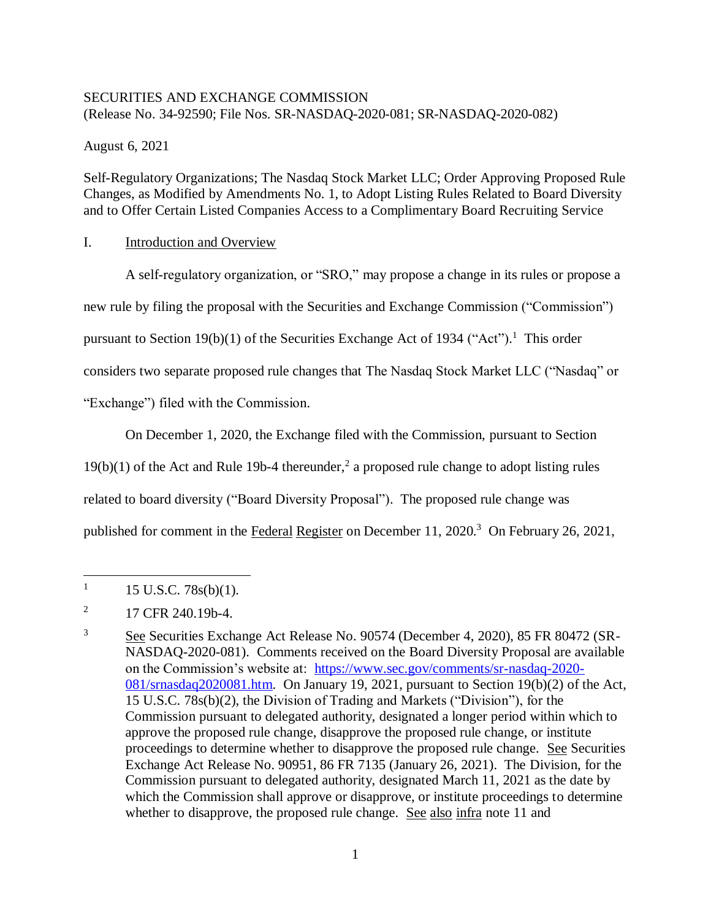SECURITIES AND EXCHANGE COMMISSION
(Release No. 34-92590; File Nos. SR-NASDAQ-2020-081; SR-NASDAQ-2020-082)

August 6, 2021

Self-Regulatory Organizations; The Nasdaq Stock Market LLC; Order Approving Proposed Rule Changes, as Modified by Amendments No. 1, to Adopt Listing Rules Related to Board Diversity and to Offer Certain Listed Companies Access to a Complimentary Board Recruiting Service

## I. Introduction and Overview

A self-regulatory organization, or "SRO," may propose a change in its rules or propose a new rule by filing the proposal with the Securities and Exchange Commission ("Commission") pursuant to Section 19(b)(1) of the Securities Exchange Act of 1934 ("Act").[1] This order considers two separate proposed rule changes that The Nasdaq Stock Market LLC ("Nasdaq" or "Exchange") filed with the Commission.

On December 1, 2020, the Exchange filed with the Commission, pursuant to Section 19(b)(1) of the Act and Rule 19b-4 thereunder,[2] a proposed rule change to adopt listing rules related to board diversity ("Board Diversity Proposal"). The proposed rule change was published for comment in the Federal Register on December 11, 2020.[3] On February 26, 2021,

---

[1] 15 U.S.C. 78s(b)(1).

[2] 17 CFR 240.19b-4.

[3] See Securities Exchange Act Release No. 90574 (December 4, 2020), 85 FR 80472 (SR-NASDAQ-2020-081). Comments received on the Board Diversity Proposal are available on the Commission's website at: https://www.sec.gov/comments/sr-nasdaq-2020-081/srnasdaq2020081.htm. On January 19, 2021, pursuant to Section 19(b)(2) of the Act, 15 U.S.C. 78s(b)(2), the Division of Trading and Markets ("Division"), for the Commission pursuant to delegated authority, designated a longer period within which to approve the proposed rule change, disapprove the proposed rule change, or institute proceedings to determine whether to disapprove the proposed rule change. See Securities Exchange Act Release No. 90951, 86 FR 7135 (January 26, 2021). The Division, for the Commission pursuant to delegated authority, designated March 11, 2021 as the date by which the Commission shall approve or disapprove, or institute proceedings to determine whether to disapprove, the proposed rule change. See also infra note 11 and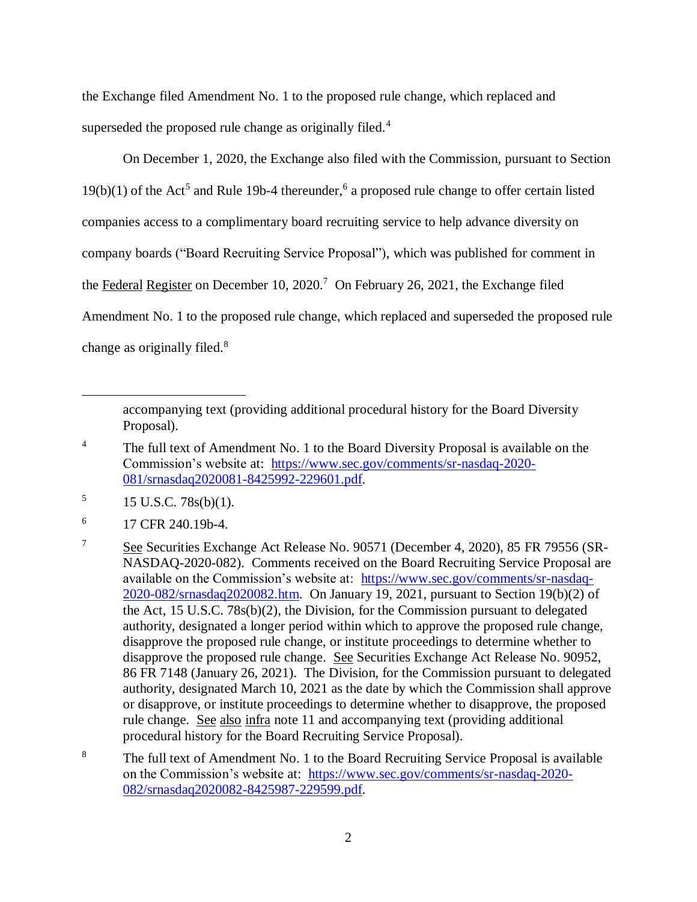the Exchange filed Amendment No. 1 to the proposed rule change, which replaced and superseded the proposed rule change as originally filed.[4]

On December 1, 2020, the Exchange also filed with the Commission, pursuant to Section 19(b)(1) of the Act[5] and Rule 19b-4 thereunder,[6] a proposed rule change to offer certain listed companies access to a complimentary board recruiting service to help advance diversity on company boards ("Board Recruiting Service Proposal"), which was published for comment in the Federal Register on December 10, 2020.[7] On February 26, 2021, the Exchange filed Amendment No. 1 to the proposed rule change, which replaced and superseded the proposed rule change as originally filed.[8]

---

accompanying text (providing additional procedural history for the Board Diversity Proposal).

[4] The full text of Amendment No. 1 to the Board Diversity Proposal is available on the Commission's website at: https://www.sec.gov/comments/sr-nasdaq-2020-081/srnasdaq2020081-8425992-229601.pdf.

[5] 15 U.S.C. 78s(b)(1).

[6] 17 CFR 240.19b-4.

[7] See Securities Exchange Act Release No. 90571 (December 4, 2020), 85 FR 79556 (SR-NASDAQ-2020-082). Comments received on the Board Recruiting Service Proposal are available on the Commission's website at: https://www.sec.gov/comments/sr-nasdaq-2020-082/srnasdaq2020082.htm. On January 19, 2021, pursuant to Section 19(b)(2) of the Act, 15 U.S.C. 78s(b)(2), the Division, for the Commission pursuant to delegated authority, designated a longer period within which to approve the proposed rule change, disapprove the proposed rule change, or institute proceedings to determine whether to disapprove the proposed rule change. See Securities Exchange Act Release No. 90952, 86 FR 7148 (January 26, 2021). The Division, for the Commission pursuant to delegated authority, designated March 10, 2021 as the date by which the Commission shall approve or disapprove, or institute proceedings to determine whether to disapprove, the proposed rule change. See also infra note 11 and accompanying text (providing additional procedural history for the Board Recruiting Service Proposal).

[8] The full text of Amendment No. 1 to the Board Recruiting Service Proposal is available on the Commission's website at: https://www.sec.gov/comments/sr-nasdaq-2020-082/srnasdaq2020082-8425987-229599.pdf.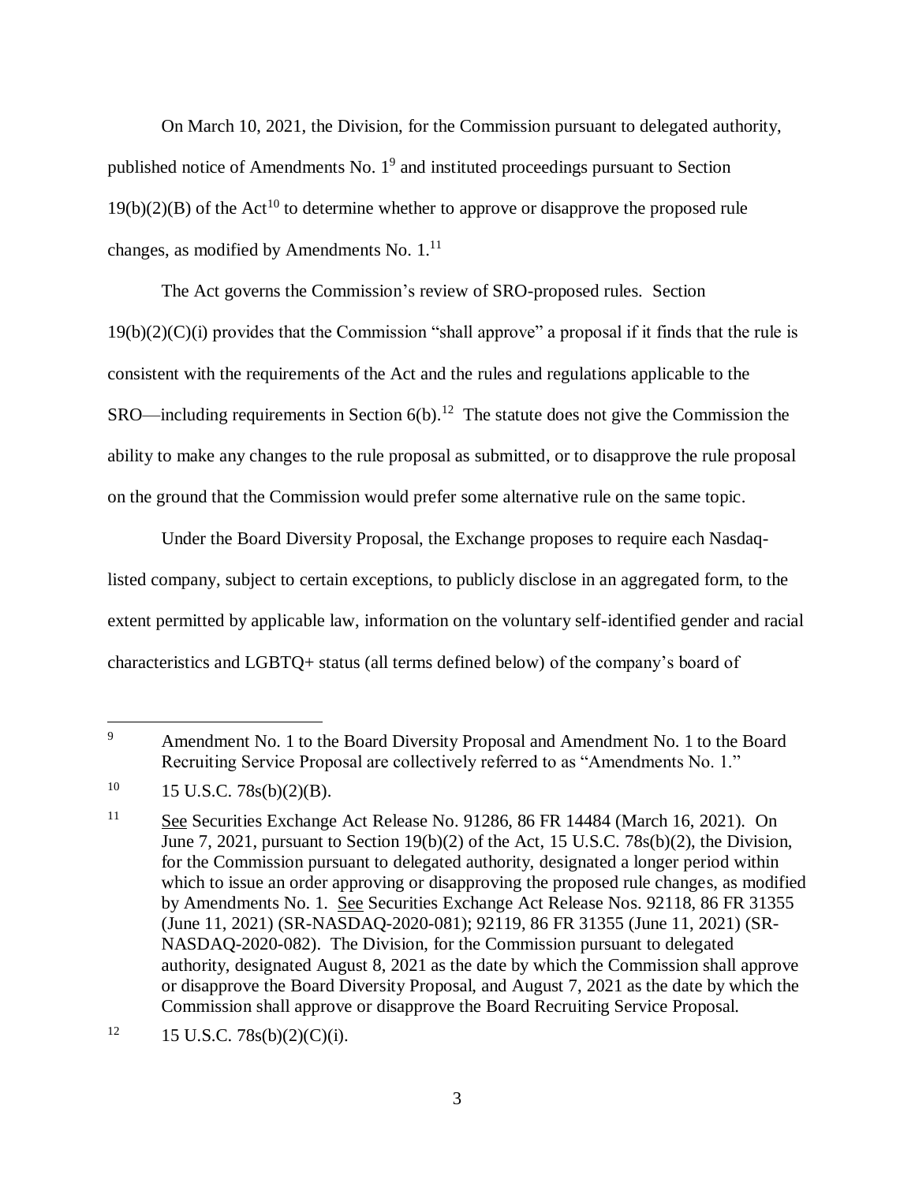On March 10, 2021, the Division, for the Commission pursuant to delegated authority, published notice of Amendments No. 1[9] and instituted proceedings pursuant to Section 19(b)(2)(B) of the Act[10] to determine whether to approve or disapprove the proposed rule changes, as modified by Amendments No. 1.[11]

The Act governs the Commission's review of SRO-proposed rules. Section 19(b)(2)(C)(i) provides that the Commission "shall approve" a proposal if it finds that the rule is consistent with the requirements of the Act and the rules and regulations applicable to the SRO—including requirements in Section 6(b).[12] The statute does not give the Commission the ability to make any changes to the rule proposal as submitted, or to disapprove the rule proposal on the ground that the Commission would prefer some alternative rule on the same topic.

Under the Board Diversity Proposal, the Exchange proposes to require each Nasdaq-listed company, subject to certain exceptions, to publicly disclose in an aggregated form, to the extent permitted by applicable law, information on the voluntary self-identified gender and racial characteristics and LGBTQ+ status (all terms defined below) of the company's board of

---

[9] Amendment No. 1 to the Board Diversity Proposal and Amendment No. 1 to the Board Recruiting Service Proposal are collectively referred to as "Amendments No. 1."

[10] 15 U.S.C. 78s(b)(2)(B).

[11] See Securities Exchange Act Release No. 91286, 86 FR 14484 (March 16, 2021). On June 7, 2021, pursuant to Section 19(b)(2) of the Act, 15 U.S.C. 78s(b)(2), the Division, for the Commission pursuant to delegated authority, designated a longer period within which to issue an order approving or disapproving the proposed rule changes, as modified by Amendments No. 1. See Securities Exchange Act Release Nos. 92118, 86 FR 31355 (June 11, 2021) (SR-NASDAQ-2020-081); 92119, 86 FR 31355 (June 11, 2021) (SR-NASDAQ-2020-082). The Division, for the Commission pursuant to delegated authority, designated August 8, 2021 as the date by which the Commission shall approve or disapprove the Board Diversity Proposal, and August 7, 2021 as the date by which the Commission shall approve or disapprove the Board Recruiting Service Proposal.

[12] 15 U.S.C. 78s(b)(2)(C)(i).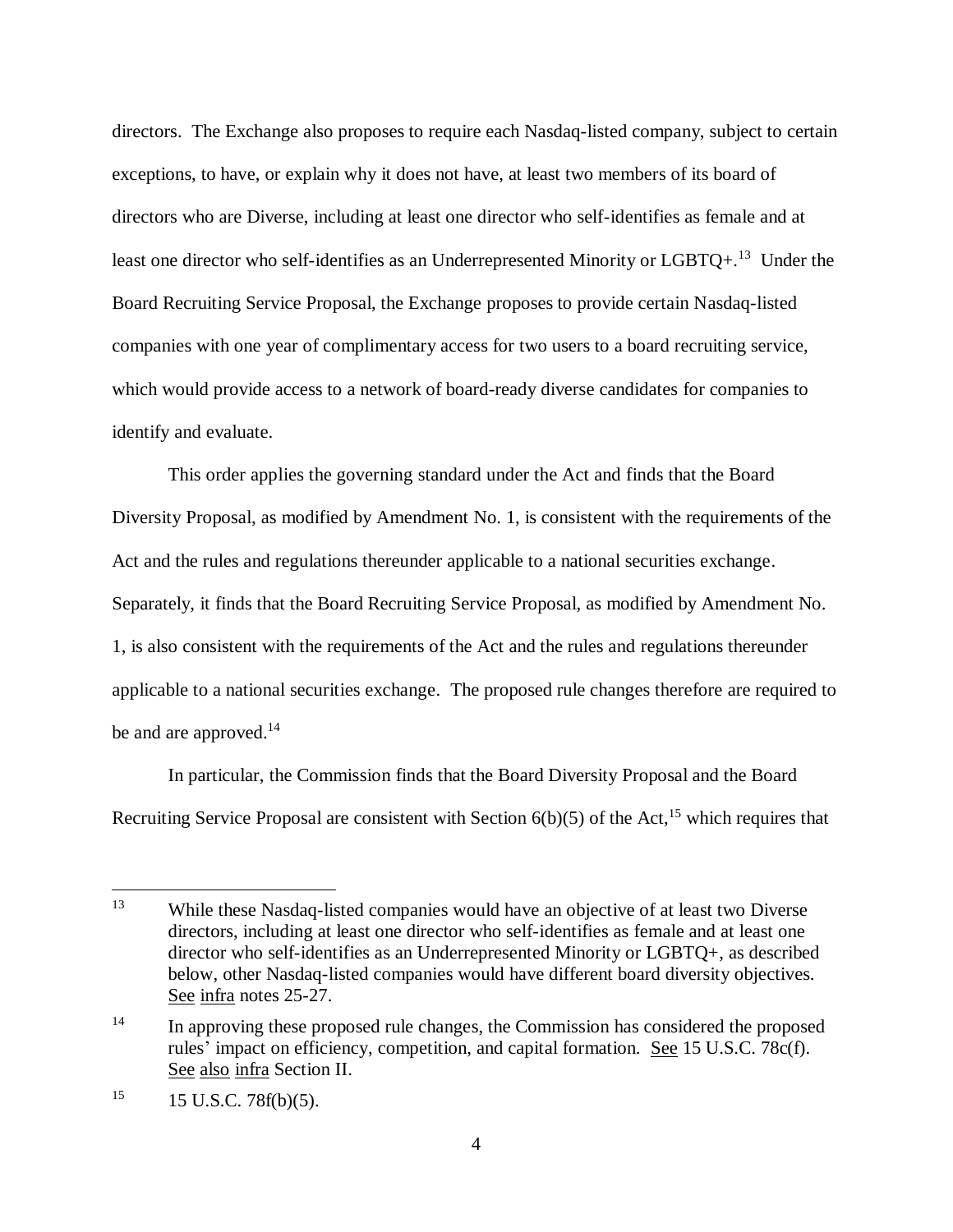directors. The Exchange also proposes to require each Nasdaq-listed company, subject to certain exceptions, to have, or explain why it does not have, at least two members of its board of directors who are Diverse, including at least one director who self-identifies as female and at least one director who self-identifies as an Underrepresented Minority or LGBTQ+.[13] Under the Board Recruiting Service Proposal, the Exchange proposes to provide certain Nasdaq-listed companies with one year of complimentary access for two users to a board recruiting service, which would provide access to a network of board-ready diverse candidates for companies to identify and evaluate.

This order applies the governing standard under the Act and finds that the Board Diversity Proposal, as modified by Amendment No. 1, is consistent with the requirements of the Act and the rules and regulations thereunder applicable to a national securities exchange. Separately, it finds that the Board Recruiting Service Proposal, as modified by Amendment No. 1, is also consistent with the requirements of the Act and the rules and regulations thereunder applicable to a national securities exchange. The proposed rule changes therefore are required to be and are approved.[14]

In particular, the Commission finds that the Board Diversity Proposal and the Board Recruiting Service Proposal are consistent with Section 6(b)(5) of the Act,[15] which requires that

---

[13] While these Nasdaq-listed companies would have an objective of at least two Diverse directors, including at least one director who self-identifies as female and at least one director who self-identifies as an Underrepresented Minority or LGBTQ+, as described below, other Nasdaq-listed companies would have different board diversity objectives. See infra notes 25-27.

[14] In approving these proposed rule changes, the Commission has considered the proposed rules' impact on efficiency, competition, and capital formation. See 15 U.S.C. 78c(f). See also infra Section II.

[15] 15 U.S.C. 78f(b)(5).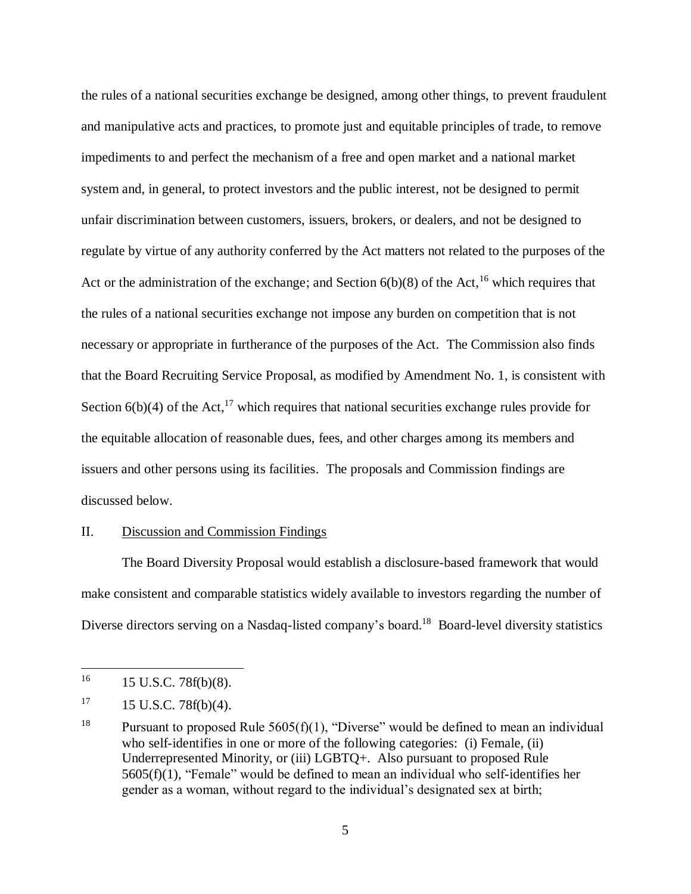the rules of a national securities exchange be designed, among other things, to prevent fraudulent and manipulative acts and practices, to promote just and equitable principles of trade, to remove impediments to and perfect the mechanism of a free and open market and a national market system and, in general, to protect investors and the public interest, not be designed to permit unfair discrimination between customers, issuers, brokers, or dealers, and not be designed to regulate by virtue of any authority conferred by the Act matters not related to the purposes of the Act or the administration of the exchange; and Section 6(b)(8) of the Act,[16] which requires that the rules of a national securities exchange not impose any burden on competition that is not necessary or appropriate in furtherance of the purposes of the Act. The Commission also finds that the Board Recruiting Service Proposal, as modified by Amendment No. 1, is consistent with Section 6(b)(4) of the Act,[17] which requires that national securities exchange rules provide for the equitable allocation of reasonable dues, fees, and other charges among its members and issuers and other persons using its facilities. The proposals and Commission findings are discussed below.

## II. Discussion and Commission Findings

The Board Diversity Proposal would establish a disclosure-based framework that would make consistent and comparable statistics widely available to investors regarding the number of Diverse directors serving on a Nasdaq-listed company's board.[18] Board-level diversity statistics

---

[16] 15 U.S.C. 78f(b)(8).

[17] 15 U.S.C. 78f(b)(4).

[18] Pursuant to proposed Rule 5605(f)(1), "Diverse" would be defined to mean an individual who self-identifies in one or more of the following categories: (i) Female, (ii) Underrepresented Minority, or (iii) LGBTQ+. Also pursuant to proposed Rule 5605(f)(1), "Female" would be defined to mean an individual who self-identifies her gender as a woman, without regard to the individual's designated sex at birth;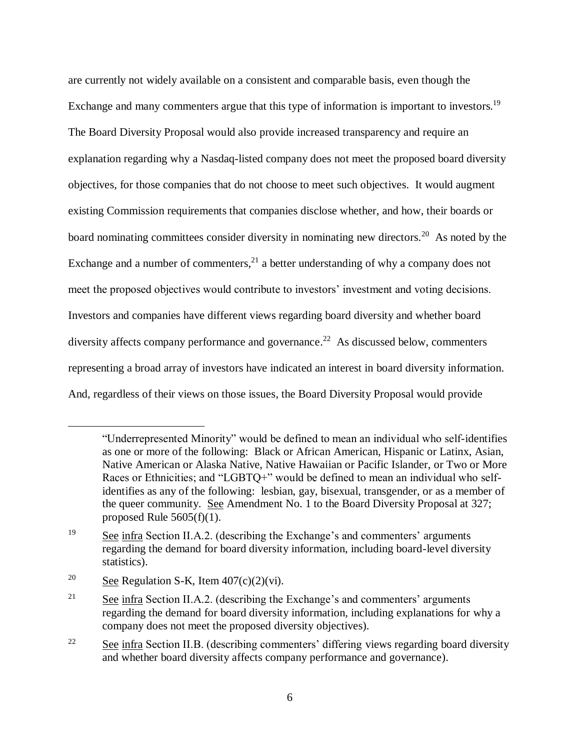are currently not widely available on a consistent and comparable basis, even though the Exchange and many commenters argue that this type of information is important to investors.[19] The Board Diversity Proposal would also provide increased transparency and require an explanation regarding why a Nasdaq-listed company does not meet the proposed board diversity objectives, for those companies that do not choose to meet such objectives. It would augment existing Commission requirements that companies disclose whether, and how, their boards or board nominating committees consider diversity in nominating new directors.[20] As noted by the Exchange and a number of commenters,[21] a better understanding of why a company does not meet the proposed objectives would contribute to investors' investment and voting decisions. Investors and companies have different views regarding board diversity and whether board diversity affects company performance and governance.[22] As discussed below, commenters representing a broad array of investors have indicated an interest in board diversity information. And, regardless of their views on those issues, the Board Diversity Proposal would provide

---

"Underrepresented Minority" would be defined to mean an individual who self-identifies as one or more of the following: Black or African American, Hispanic or Latinx, Asian, Native American or Alaska Native, Native Hawaiian or Pacific Islander, or Two or More Races or Ethnicities; and "LGBTQ+" would be defined to mean an individual who self-identifies as any of the following: lesbian, gay, bisexual, transgender, or as a member of the queer community. See Amendment No. 1 to the Board Diversity Proposal at 327; proposed Rule 5605(f)(1).

[19] See infra Section II.A.2. (describing the Exchange's and commenters' arguments regarding the demand for board diversity information, including board-level diversity statistics).

[20] See Regulation S-K, Item 407(c)(2)(vi).

[21] See infra Section II.A.2. (describing the Exchange's and commenters' arguments regarding the demand for board diversity information, including explanations for why a company does not meet the proposed diversity objectives).

[22] See infra Section II.B. (describing commenters' differing views regarding board diversity and whether board diversity affects company performance and governance).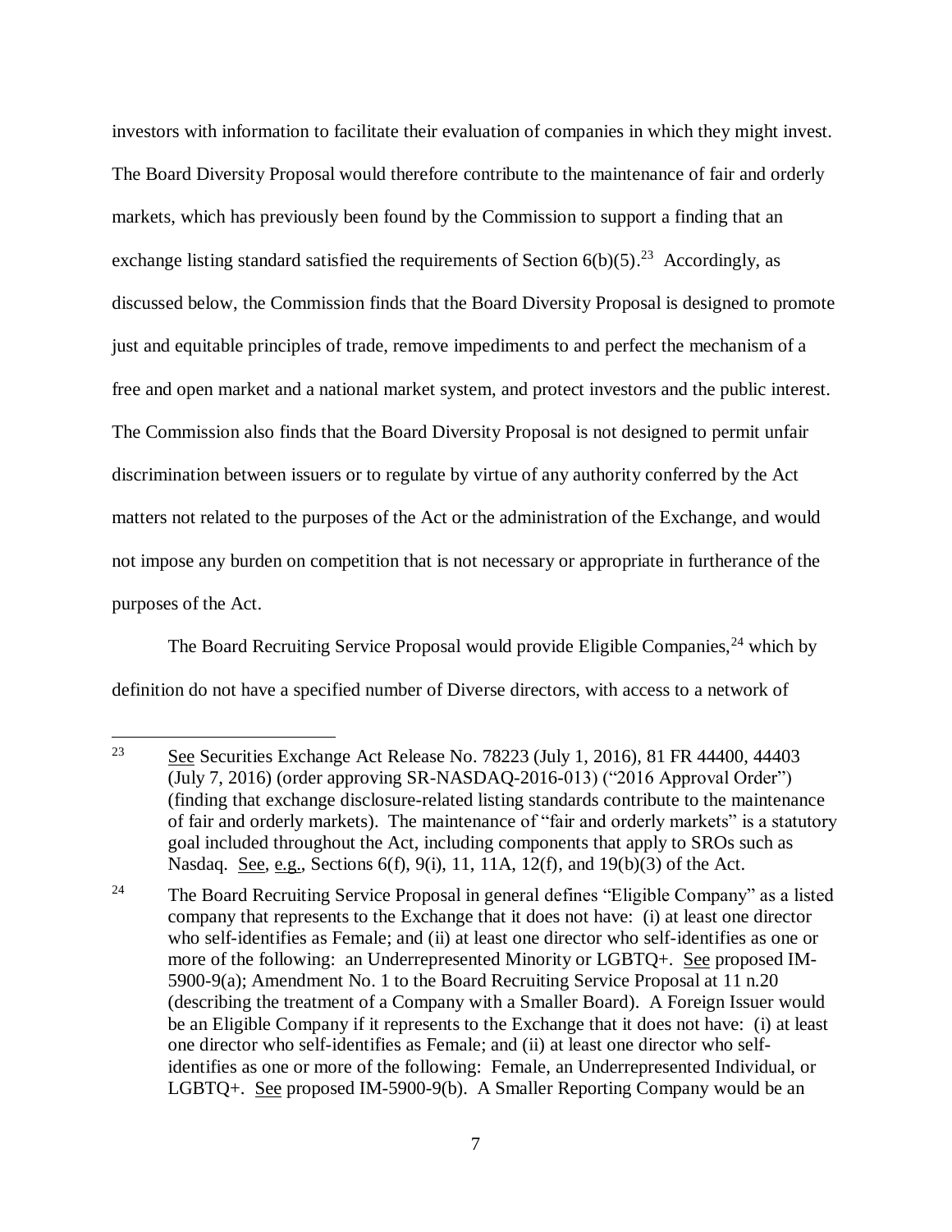investors with information to facilitate their evaluation of companies in which they might invest. The Board Diversity Proposal would therefore contribute to the maintenance of fair and orderly markets, which has previously been found by the Commission to support a finding that an exchange listing standard satisfied the requirements of Section 6(b)(5).[23] Accordingly, as discussed below, the Commission finds that the Board Diversity Proposal is designed to promote just and equitable principles of trade, remove impediments to and perfect the mechanism of a free and open market and a national market system, and protect investors and the public interest. The Commission also finds that the Board Diversity Proposal is not designed to permit unfair discrimination between issuers or to regulate by virtue of any authority conferred by the Act matters not related to the purposes of the Act or the administration of the Exchange, and would not impose any burden on competition that is not necessary or appropriate in furtherance of the purposes of the Act.

The Board Recruiting Service Proposal would provide Eligible Companies,[24] which by definition do not have a specified number of Diverse directors, with access to a network of

---

[23] See Securities Exchange Act Release No. 78223 (July 1, 2016), 81 FR 44400, 44403 (July 7, 2016) (order approving SR-NASDAQ-2016-013) ("2016 Approval Order") (finding that exchange disclosure-related listing standards contribute to the maintenance of fair and orderly markets). The maintenance of "fair and orderly markets" is a statutory goal included throughout the Act, including components that apply to SROs such as Nasdaq. See, e.g., Sections 6(f), 9(i), 11, 11A, 12(f), and 19(b)(3) of the Act.

[24] The Board Recruiting Service Proposal in general defines "Eligible Company" as a listed company that represents to the Exchange that it does not have: (i) at least one director who self-identifies as Female; and (ii) at least one director who self-identifies as one or more of the following: an Underrepresented Minority or LGBTQ+. See proposed IM-5900-9(a); Amendment No. 1 to the Board Recruiting Service Proposal at 11 n.20 (describing the treatment of a Company with a Smaller Board). A Foreign Issuer would be an Eligible Company if it represents to the Exchange that it does not have: (i) at least one director who self-identifies as Female; and (ii) at least one director who self-identifies as one or more of the following: Female, an Underrepresented Individual, or LGBTQ+. See proposed IM-5900-9(b). A Smaller Reporting Company would be an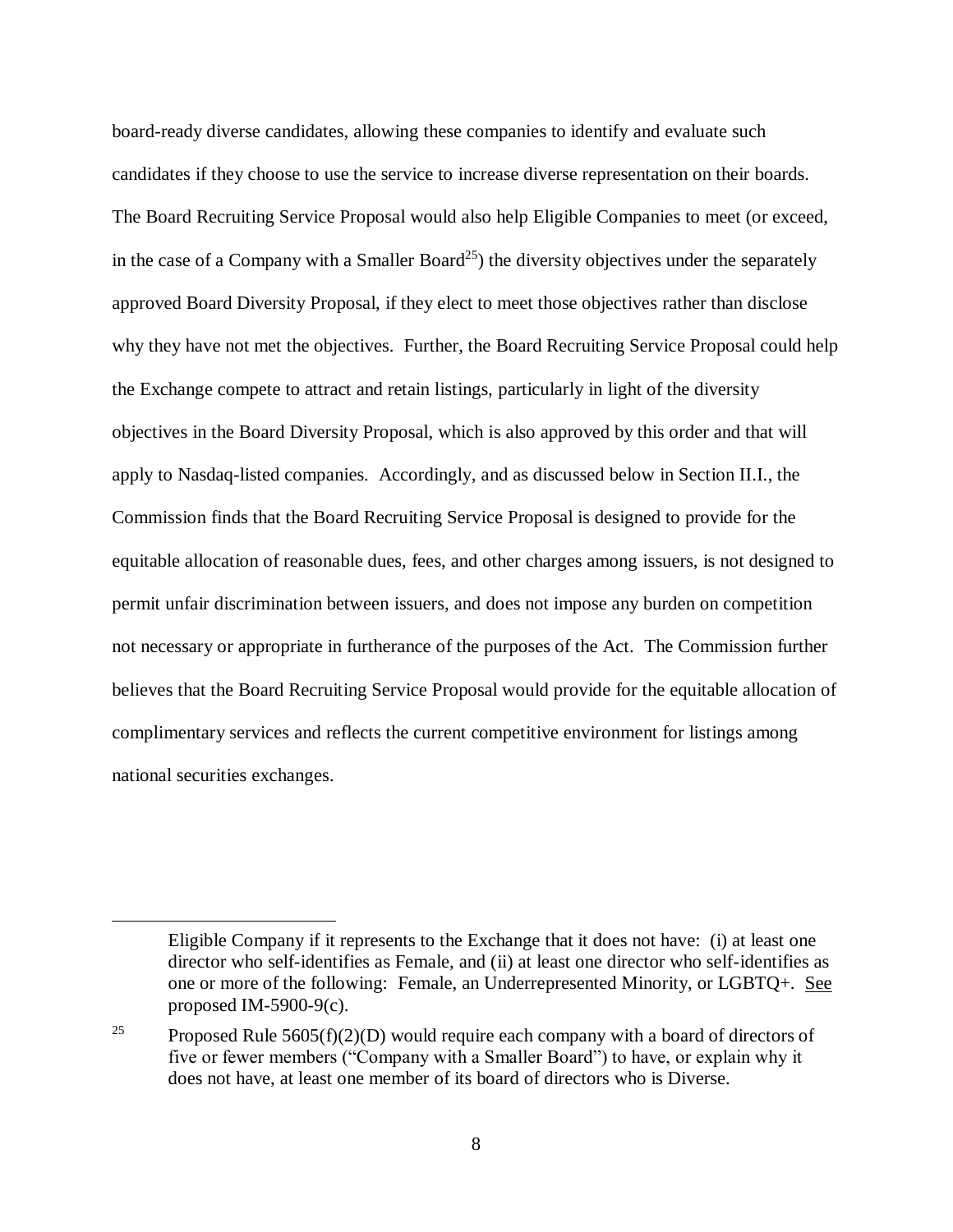board-ready diverse candidates, allowing these companies to identify and evaluate such candidates if they choose to use the service to increase diverse representation on their boards. The Board Recruiting Service Proposal would also help Eligible Companies to meet (or exceed, in the case of a Company with a Smaller Board[25]) the diversity objectives under the separately approved Board Diversity Proposal, if they elect to meet those objectives rather than disclose why they have not met the objectives. Further, the Board Recruiting Service Proposal could help the Exchange compete to attract and retain listings, particularly in light of the diversity objectives in the Board Diversity Proposal, which is also approved by this order and that will apply to Nasdaq-listed companies. Accordingly, and as discussed below in Section II.I., the Commission finds that the Board Recruiting Service Proposal is designed to provide for the equitable allocation of reasonable dues, fees, and other charges among issuers, is not designed to permit unfair discrimination between issuers, and does not impose any burden on competition not necessary or appropriate in furtherance of the purposes of the Act. The Commission further believes that the Board Recruiting Service Proposal would provide for the equitable allocation of complimentary services and reflects the current competitive environment for listings among national securities exchanges.

---

Eligible Company if it represents to the Exchange that it does not have: (i) at least one director who self-identifies as Female, and (ii) at least one director who self-identifies as one or more of the following: Female, an Underrepresented Minority, or LGBTQ+. See proposed IM-5900-9(c).

[25] Proposed Rule 5605(f)(2)(D) would require each company with a board of directors of five or fewer members ("Company with a Smaller Board") to have, or explain why it does not have, at least one member of its board of directors who is Diverse.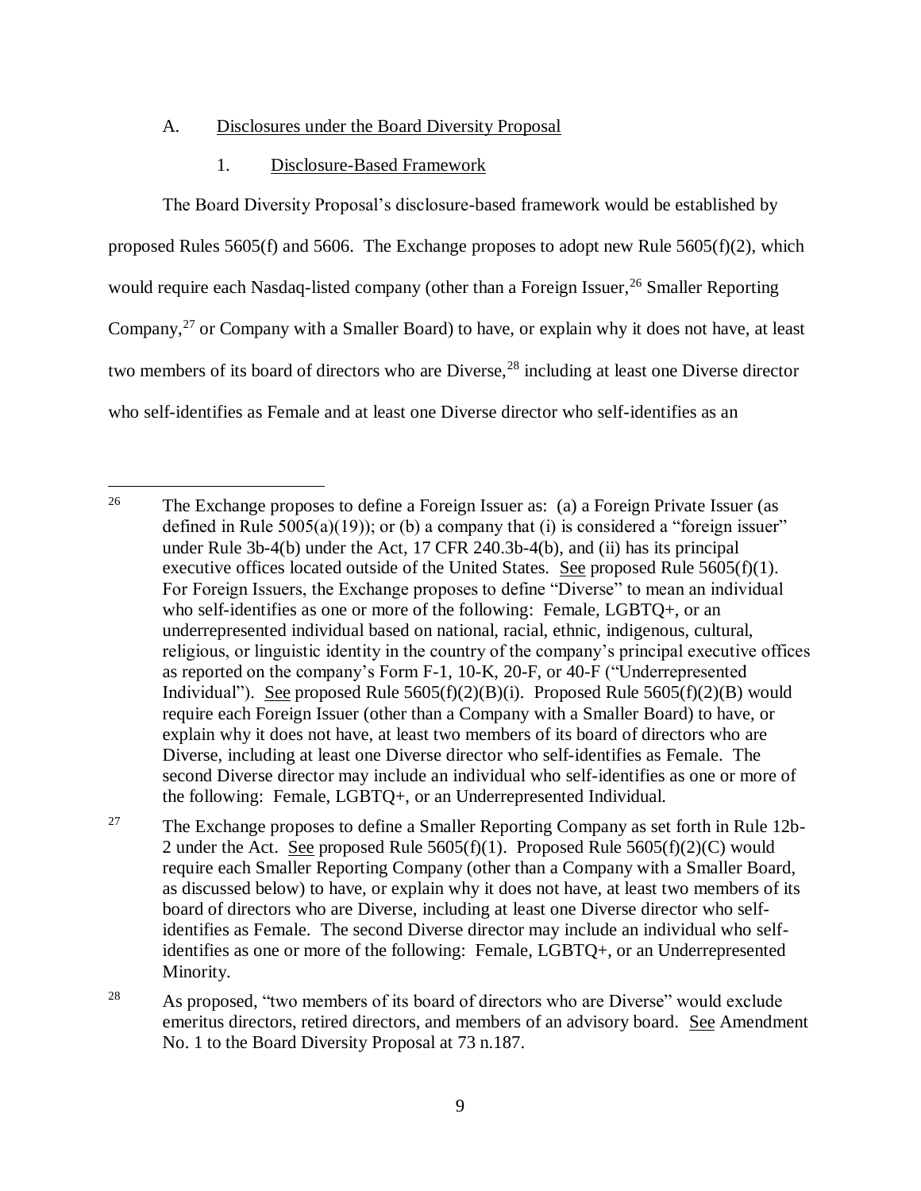A. Disclosures under the Board Diversity Proposal

1. Disclosure-Based Framework

The Board Diversity Proposal's disclosure-based framework would be established by proposed Rules 5605(f) and 5606. The Exchange proposes to adopt new Rule 5605(f)(2), which would require each Nasdaq-listed company (other than a Foreign Issuer,[26] Smaller Reporting Company,[27] or Company with a Smaller Board) to have, or explain why it does not have, at least two members of its board of directors who are Diverse,[28] including at least one Diverse director who self-identifies as Female and at least one Diverse director who self-identifies as an

---

[26] The Exchange proposes to define a Foreign Issuer as: (a) a Foreign Private Issuer (as defined in Rule 5005(a)(19)); or (b) a company that (i) is considered a "foreign issuer" under Rule 3b-4(b) under the Act, 17 CFR 240.3b-4(b), and (ii) has its principal executive offices located outside of the United States. See proposed Rule 5605(f)(1). For Foreign Issuers, the Exchange proposes to define "Diverse" to mean an individual who self-identifies as one or more of the following: Female, LGBTQ+, or an underrepresented individual based on national, racial, ethnic, indigenous, cultural, religious, or linguistic identity in the country of the company's principal executive offices as reported on the company's Form F-1, 10-K, 20-F, or 40-F ("Underrepresented Individual"). See proposed Rule 5605(f)(2)(B)(i). Proposed Rule 5605(f)(2)(B) would require each Foreign Issuer (other than a Company with a Smaller Board) to have, or explain why it does not have, at least two members of its board of directors who are Diverse, including at least one Diverse director who self-identifies as Female. The second Diverse director may include an individual who self-identifies as one or more of the following: Female, LGBTQ+, or an Underrepresented Individual.

[27] The Exchange proposes to define a Smaller Reporting Company as set forth in Rule 12b-2 under the Act. See proposed Rule 5605(f)(1). Proposed Rule 5605(f)(2)(C) would require each Smaller Reporting Company (other than a Company with a Smaller Board, as discussed below) to have, or explain why it does not have, at least two members of its board of directors who are Diverse, including at least one Diverse director who self-identifies as Female. The second Diverse director may include an individual who self-identifies as one or more of the following: Female, LGBTQ+, or an Underrepresented Minority.

[28] As proposed, "two members of its board of directors who are Diverse" would exclude emeritus directors, retired directors, and members of an advisory board. See Amendment No. 1 to the Board Diversity Proposal at 73 n.187.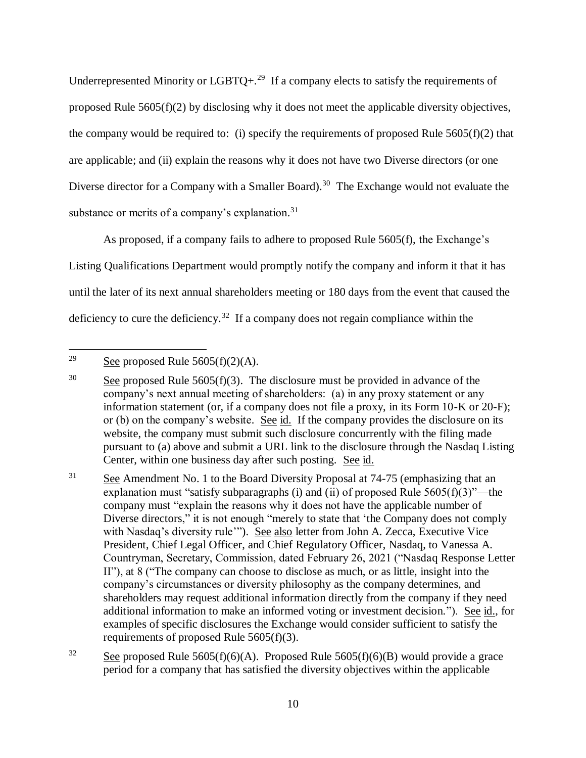Underrepresented Minority or LGBTQ+.[29] If a company elects to satisfy the requirements of proposed Rule 5605(f)(2) by disclosing why it does not meet the applicable diversity objectives, the company would be required to: (i) specify the requirements of proposed Rule 5605(f)(2) that are applicable; and (ii) explain the reasons why it does not have two Diverse directors (or one Diverse director for a Company with a Smaller Board).[30] The Exchange would not evaluate the substance or merits of a company's explanation.[31]

As proposed, if a company fails to adhere to proposed Rule 5605(f), the Exchange's Listing Qualifications Department would promptly notify the company and inform it that it has until the later of its next annual shareholders meeting or 180 days from the event that caused the deficiency to cure the deficiency.[32] If a company does not regain compliance within the

---

[29] See proposed Rule 5605(f)(2)(A).

[30] See proposed Rule 5605(f)(3). The disclosure must be provided in advance of the company's next annual meeting of shareholders: (a) in any proxy statement or any information statement (or, if a company does not file a proxy, in its Form 10-K or 20-F); or (b) on the company's website. See id. If the company provides the disclosure on its website, the company must submit such disclosure concurrently with the filing made pursuant to (a) above and submit a URL link to the disclosure through the Nasdaq Listing Center, within one business day after such posting. See id.

[31] See Amendment No. 1 to the Board Diversity Proposal at 74-75 (emphasizing that an explanation must "satisfy subparagraphs (i) and (ii) of proposed Rule 5605(f)(3)"—the company must "explain the reasons why it does not have the applicable number of Diverse directors," it is not enough "merely to state that 'the Company does not comply with Nasdaq's diversity rule'"). See also letter from John A. Zecca, Executive Vice President, Chief Legal Officer, and Chief Regulatory Officer, Nasdaq, to Vanessa A. Countryman, Secretary, Commission, dated February 26, 2021 ("Nasdaq Response Letter II"), at 8 ("The company can choose to disclose as much, or as little, insight into the company's circumstances or diversity philosophy as the company determines, and shareholders may request additional information directly from the company if they need additional information to make an informed voting or investment decision."). See id., for examples of specific disclosures the Exchange would consider sufficient to satisfy the requirements of proposed Rule 5605(f)(3).

[32] See proposed Rule 5605(f)(6)(A). Proposed Rule 5605(f)(6)(B) would provide a grace period for a company that has satisfied the diversity objectives within the applicable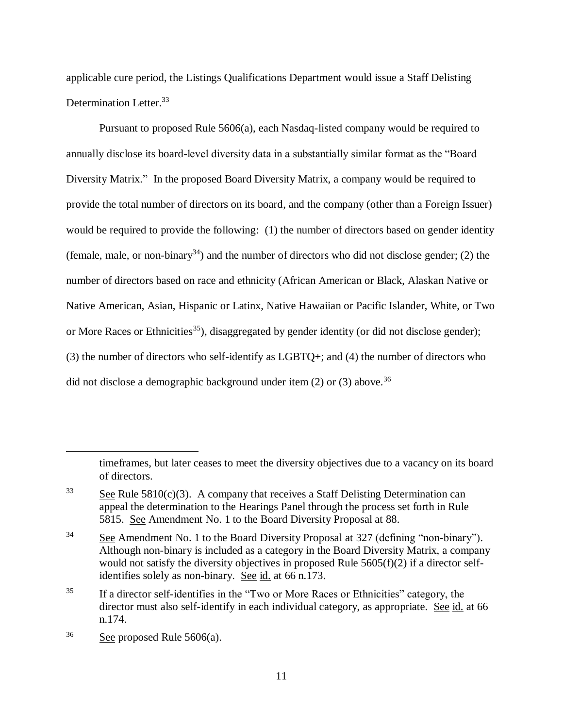applicable cure period, the Listings Qualifications Department would issue a Staff Delisting Determination Letter.[33]

Pursuant to proposed Rule 5606(a), each Nasdaq-listed company would be required to annually disclose its board-level diversity data in a substantially similar format as the "Board Diversity Matrix." In the proposed Board Diversity Matrix, a company would be required to provide the total number of directors on its board, and the company (other than a Foreign Issuer) would be required to provide the following: (1) the number of directors based on gender identity (female, male, or non-binary[34]) and the number of directors who did not disclose gender; (2) the number of directors based on race and ethnicity (African American or Black, Alaskan Native or Native American, Asian, Hispanic or Latinx, Native Hawaiian or Pacific Islander, White, or Two or More Races or Ethnicities[35]), disaggregated by gender identity (or did not disclose gender); (3) the number of directors who self-identify as LGBTQ+; and (4) the number of directors who did not disclose a demographic background under item (2) or (3) above.[36]

---

timeframes, but later ceases to meet the diversity objectives due to a vacancy on its board of directors.

[33] See Rule 5810(c)(3). A company that receives a Staff Delisting Determination can appeal the determination to the Hearings Panel through the process set forth in Rule 5815. See Amendment No. 1 to the Board Diversity Proposal at 88.

[34] See Amendment No. 1 to the Board Diversity Proposal at 327 (defining "non-binary"). Although non-binary is included as a category in the Board Diversity Matrix, a company would not satisfy the diversity objectives in proposed Rule 5605(f)(2) if a director self-identifies solely as non-binary. See id. at 66 n.173.

[35] If a director self-identifies in the "Two or More Races or Ethnicities" category, the director must also self-identify in each individual category, as appropriate. See id. at 66 n.174.

[36] See proposed Rule 5606(a).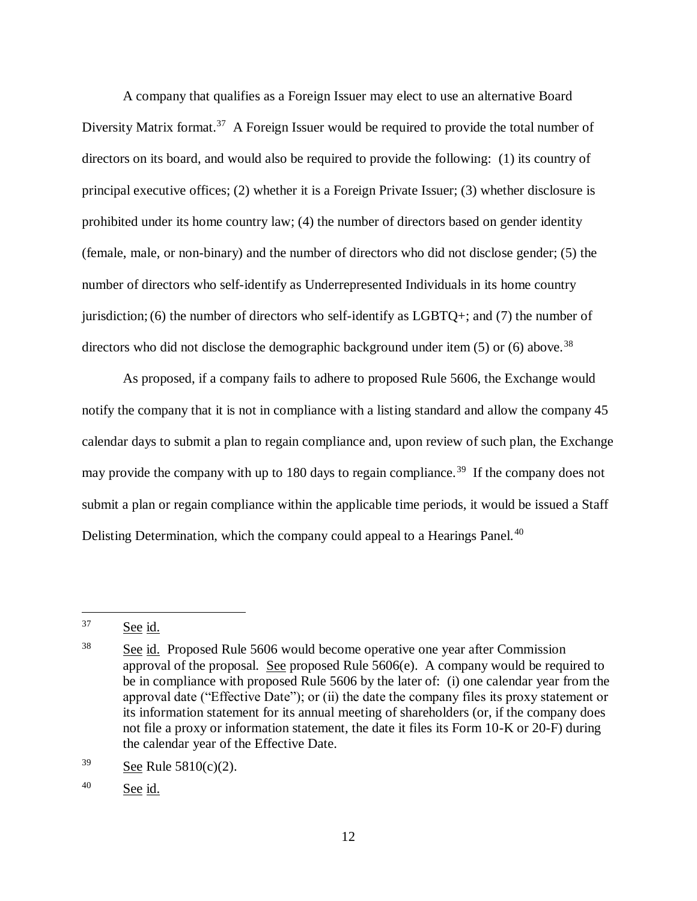A company that qualifies as a Foreign Issuer may elect to use an alternative Board Diversity Matrix format.[37] A Foreign Issuer would be required to provide the total number of directors on its board, and would also be required to provide the following: (1) its country of principal executive offices; (2) whether it is a Foreign Private Issuer; (3) whether disclosure is prohibited under its home country law; (4) the number of directors based on gender identity (female, male, or non-binary) and the number of directors who did not disclose gender; (5) the number of directors who self-identify as Underrepresented Individuals in its home country jurisdiction; (6) the number of directors who self-identify as LGBTQ+; and (7) the number of directors who did not disclose the demographic background under item (5) or (6) above.[38]

As proposed, if a company fails to adhere to proposed Rule 5606, the Exchange would notify the company that it is not in compliance with a listing standard and allow the company 45 calendar days to submit a plan to regain compliance and, upon review of such plan, the Exchange may provide the company with up to 180 days to regain compliance.[39] If the company does not submit a plan or regain compliance within the applicable time periods, it would be issued a Staff Delisting Determination, which the company could appeal to a Hearings Panel.[40]

---

[37] See id.

[38] See id. Proposed Rule 5606 would become operative one year after Commission approval of the proposal. See proposed Rule 5606(e). A company would be required to be in compliance with proposed Rule 5606 by the later of: (i) one calendar year from the approval date ("Effective Date"); or (ii) the date the company files its proxy statement or its information statement for its annual meeting of shareholders (or, if the company does not file a proxy or information statement, the date it files its Form 10-K or 20-F) during the calendar year of the Effective Date.

[39] See Rule 5810(c)(2).

[40] See id.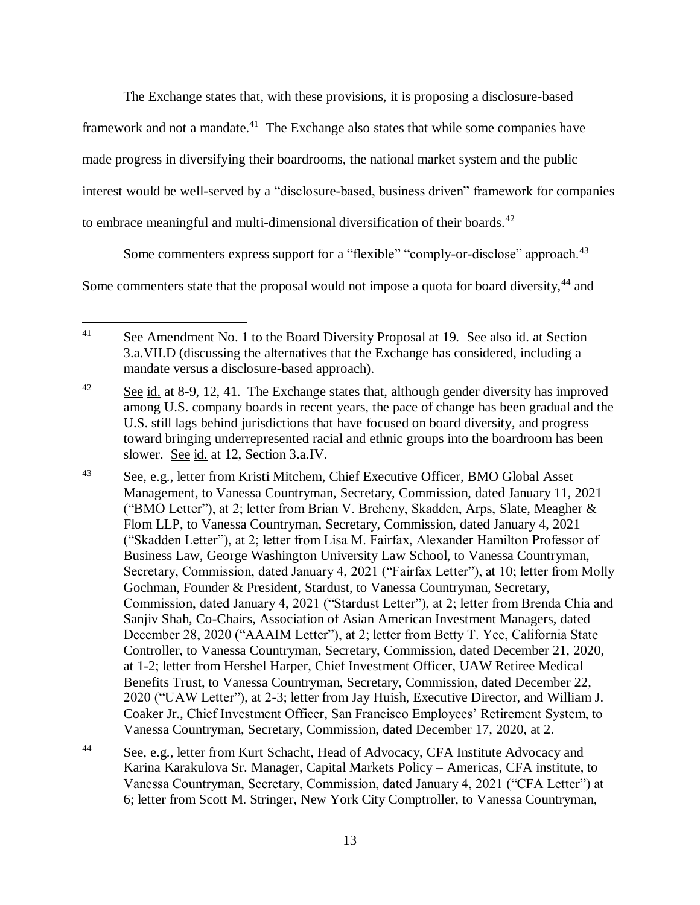The Exchange states that, with these provisions, it is proposing a disclosure-based framework and not a mandate.[41] The Exchange also states that while some companies have made progress in diversifying their boardrooms, the national market system and the public interest would be well-served by a "disclosure-based, business driven" framework for companies to embrace meaningful and multi-dimensional diversification of their boards.[42]

Some commenters express support for a "flexible" "comply-or-disclose" approach.[43] Some commenters state that the proposal would not impose a quota for board diversity,[44] and

---

[41] See Amendment No. 1 to the Board Diversity Proposal at 19. See also id. at Section 3.a.VII.D (discussing the alternatives that the Exchange has considered, including a mandate versus a disclosure-based approach).

[42] See id. at 8-9, 12, 41. The Exchange states that, although gender diversity has improved among U.S. company boards in recent years, the pace of change has been gradual and the U.S. still lags behind jurisdictions that have focused on board diversity, and progress toward bringing underrepresented racial and ethnic groups into the boardroom has been slower. See id. at 12, Section 3.a.IV.

[43] See, e.g., letter from Kristi Mitchem, Chief Executive Officer, BMO Global Asset Management, to Vanessa Countryman, Secretary, Commission, dated January 11, 2021 ("BMO Letter"), at 2; letter from Brian V. Breheny, Skadden, Arps, Slate, Meagher & Flom LLP, to Vanessa Countryman, Secretary, Commission, dated January 4, 2021 ("Skadden Letter"), at 2; letter from Lisa M. Fairfax, Alexander Hamilton Professor of Business Law, George Washington University Law School, to Vanessa Countryman, Secretary, Commission, dated January 4, 2021 ("Fairfax Letter"), at 10; letter from Molly Gochman, Founder & President, Stardust, to Vanessa Countryman, Secretary, Commission, dated January 4, 2021 ("Stardust Letter"), at 2; letter from Brenda Chia and Sanjiv Shah, Co-Chairs, Association of Asian American Investment Managers, dated December 28, 2020 ("AAAIM Letter"), at 2; letter from Betty T. Yee, California State Controller, to Vanessa Countryman, Secretary, Commission, dated December 21, 2020, at 1-2; letter from Hershel Harper, Chief Investment Officer, UAW Retiree Medical Benefits Trust, to Vanessa Countryman, Secretary, Commission, dated December 22, 2020 ("UAW Letter"), at 2-3; letter from Jay Huish, Executive Director, and William J. Coaker Jr., Chief Investment Officer, San Francisco Employees' Retirement System, to Vanessa Countryman, Secretary, Commission, dated December 17, 2020, at 2.

[44] See, e.g., letter from Kurt Schacht, Head of Advocacy, CFA Institute Advocacy and Karina Karakulova Sr. Manager, Capital Markets Policy – Americas, CFA institute, to Vanessa Countryman, Secretary, Commission, dated January 4, 2021 ("CFA Letter") at 6; letter from Scott M. Stringer, New York City Comptroller, to Vanessa Countryman,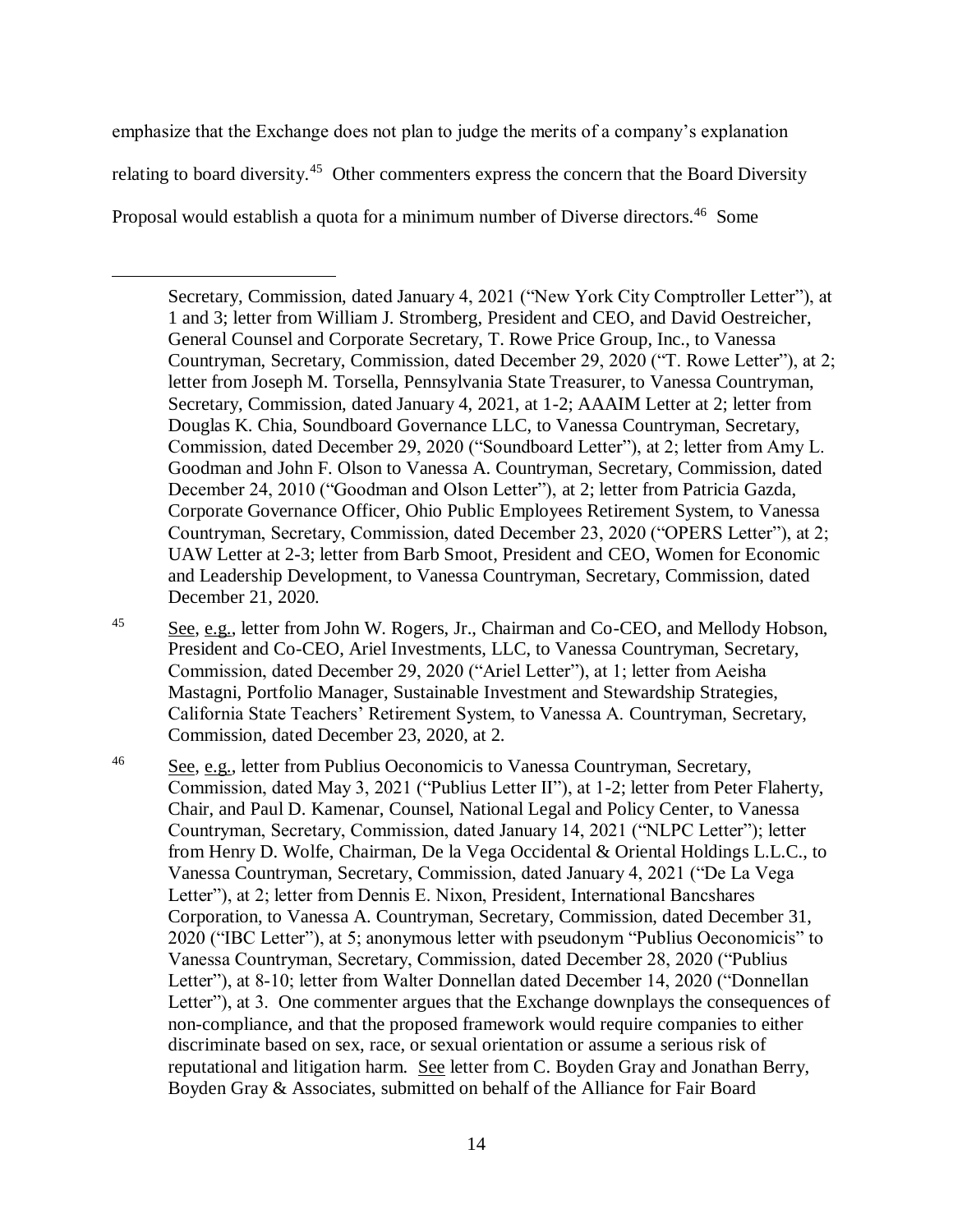emphasize that the Exchange does not plan to judge the merits of a company's explanation relating to board diversity.[45] Other commenters express the concern that the Board Diversity Proposal would establish a quota for a minimum number of Diverse directors.[46] Some

---

Secretary, Commission, dated January 4, 2021 ("New York City Comptroller Letter"), at 1 and 3; letter from William J. Stromberg, President and CEO, and David Oestreicher, General Counsel and Corporate Secretary, T. Rowe Price Group, Inc., to Vanessa Countryman, Secretary, Commission, dated December 29, 2020 ("T. Rowe Letter"), at 2; letter from Joseph M. Torsella, Pennsylvania State Treasurer, to Vanessa Countryman, Secretary, Commission, dated January 4, 2021, at 1-2; AAAIM Letter at 2; letter from Douglas K. Chia, Soundboard Governance LLC, to Vanessa Countryman, Secretary, Commission, dated December 29, 2020 ("Soundboard Letter"), at 2; letter from Amy L. Goodman and John F. Olson to Vanessa A. Countryman, Secretary, Commission, dated December 24, 2010 ("Goodman and Olson Letter"), at 2; letter from Patricia Gazda, Corporate Governance Officer, Ohio Public Employees Retirement System, to Vanessa Countryman, Secretary, Commission, dated December 23, 2020 ("OPERS Letter"), at 2; UAW Letter at 2-3; letter from Barb Smoot, President and CEO, Women for Economic and Leadership Development, to Vanessa Countryman, Secretary, Commission, dated December 21, 2020.

[45] See, e.g., letter from John W. Rogers, Jr., Chairman and Co-CEO, and Mellody Hobson, President and Co-CEO, Ariel Investments, LLC, to Vanessa Countryman, Secretary, Commission, dated December 29, 2020 ("Ariel Letter"), at 1; letter from Aeisha Mastagni, Portfolio Manager, Sustainable Investment and Stewardship Strategies, California State Teachers' Retirement System, to Vanessa A. Countryman, Secretary, Commission, dated December 23, 2020, at 2.

[46] See, e.g., letter from Publius Oeconomicis to Vanessa Countryman, Secretary, Commission, dated May 3, 2021 ("Publius Letter II"), at 1-2; letter from Peter Flaherty, Chair, and Paul D. Kamenar, Counsel, National Legal and Policy Center, to Vanessa Countryman, Secretary, Commission, dated January 14, 2021 ("NLPC Letter"); letter from Henry D. Wolfe, Chairman, De la Vega Occidental & Oriental Holdings L.L.C., to Vanessa Countryman, Secretary, Commission, dated January 4, 2021 ("De La Vega Letter"), at 2; letter from Dennis E. Nixon, President, International Bancshares Corporation, to Vanessa A. Countryman, Secretary, Commission, dated December 31, 2020 ("IBC Letter"), at 5; anonymous letter with pseudonym "Publius Oeconomicis" to Vanessa Countryman, Secretary, Commission, dated December 28, 2020 ("Publius Letter"), at 8-10; letter from Walter Donnellan dated December 14, 2020 ("Donnellan Letter"), at 3. One commenter argues that the Exchange downplays the consequences of non-compliance, and that the proposed framework would require companies to either discriminate based on sex, race, or sexual orientation or assume a serious risk of reputational and litigation harm. See letter from C. Boyden Gray and Jonathan Berry, Boyden Gray & Associates, submitted on behalf of the Alliance for Fair Board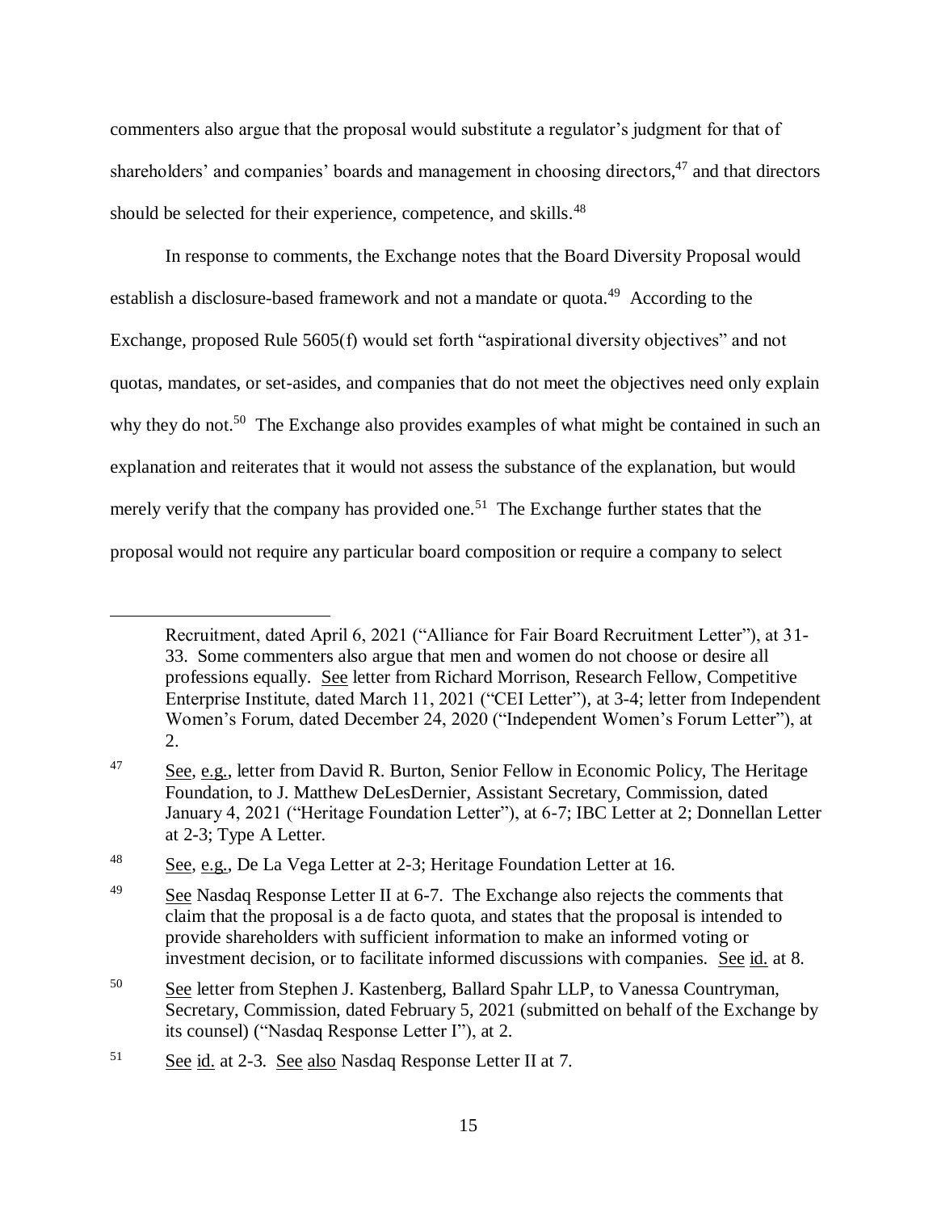commenters also argue that the proposal would substitute a regulator's judgment for that of shareholders' and companies' boards and management in choosing directors,[47] and that directors should be selected for their experience, competence, and skills.[48]

In response to comments, the Exchange notes that the Board Diversity Proposal would establish a disclosure-based framework and not a mandate or quota.[49] According to the Exchange, proposed Rule 5605(f) would set forth "aspirational diversity objectives" and not quotas, mandates, or set-asides, and companies that do not meet the objectives need only explain why they do not.[50] The Exchange also provides examples of what might be contained in such an explanation and reiterates that it would not assess the substance of the explanation, but would merely verify that the company has provided one.[51] The Exchange further states that the proposal would not require any particular board composition or require a company to select

---

Recruitment, dated April 6, 2021 ("Alliance for Fair Board Recruitment Letter"), at 31-33. Some commenters also argue that men and women do not choose or desire all professions equally. See letter from Richard Morrison, Research Fellow, Competitive Enterprise Institute, dated March 11, 2021 ("CEI Letter"), at 3-4; letter from Independent Women's Forum, dated December 24, 2020 ("Independent Women's Forum Letter"), at 2.

[47] See, e.g., letter from David R. Burton, Senior Fellow in Economic Policy, The Heritage Foundation, to J. Matthew DeLesDernier, Assistant Secretary, Commission, dated January 4, 2021 ("Heritage Foundation Letter"), at 6-7; IBC Letter at 2; Donnellan Letter at 2-3; Type A Letter.

[48] See, e.g., De La Vega Letter at 2-3; Heritage Foundation Letter at 16.

[49] See Nasdaq Response Letter II at 6-7. The Exchange also rejects the comments that claim that the proposal is a de facto quota, and states that the proposal is intended to provide shareholders with sufficient information to make an informed voting or investment decision, or to facilitate informed discussions with companies. See id. at 8.

[50] See letter from Stephen J. Kastenberg, Ballard Spahr LLP, to Vanessa Countryman, Secretary, Commission, dated February 5, 2021 (submitted on behalf of the Exchange by its counsel) ("Nasdaq Response Letter I"), at 2.

[51] See id. at 2-3. See also Nasdaq Response Letter II at 7.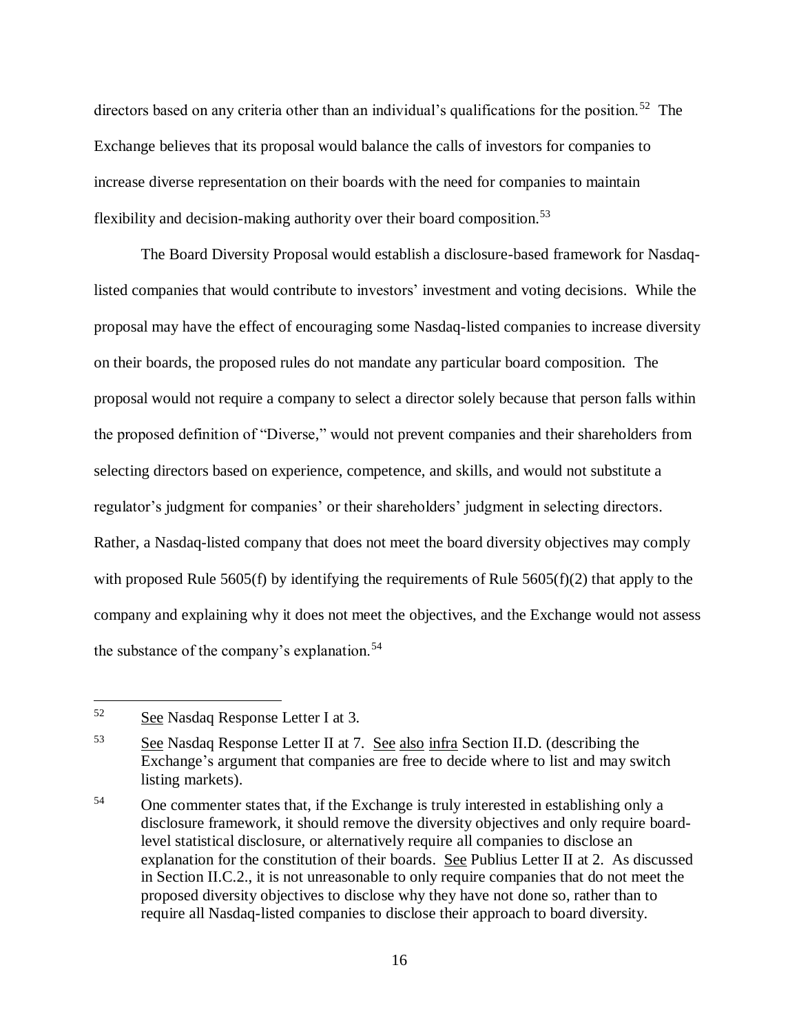directors based on any criteria other than an individual's qualifications for the position.[52] The Exchange believes that its proposal would balance the calls of investors for companies to increase diverse representation on their boards with the need for companies to maintain flexibility and decision-making authority over their board composition.[53]

The Board Diversity Proposal would establish a disclosure-based framework for Nasdaq-listed companies that would contribute to investors' investment and voting decisions. While the proposal may have the effect of encouraging some Nasdaq-listed companies to increase diversity on their boards, the proposed rules do not mandate any particular board composition. The proposal would not require a company to select a director solely because that person falls within the proposed definition of "Diverse," would not prevent companies and their shareholders from selecting directors based on experience, competence, and skills, and would not substitute a regulator's judgment for companies' or their shareholders' judgment in selecting directors. Rather, a Nasdaq-listed company that does not meet the board diversity objectives may comply with proposed Rule 5605(f) by identifying the requirements of Rule 5605(f)(2) that apply to the company and explaining why it does not meet the objectives, and the Exchange would not assess the substance of the company's explanation.[54]

---

[52] See Nasdaq Response Letter I at 3.

[53] See Nasdaq Response Letter II at 7. See also infra Section II.D. (describing the Exchange's argument that companies are free to decide where to list and may switch listing markets).

[54] One commenter states that, if the Exchange is truly interested in establishing only a disclosure framework, it should remove the diversity objectives and only require board-level statistical disclosure, or alternatively require all companies to disclose an explanation for the constitution of their boards. See Publius Letter II at 2. As discussed in Section II.C.2., it is not unreasonable to only require companies that do not meet the proposed diversity objectives to disclose why they have not done so, rather than to require all Nasdaq-listed companies to disclose their approach to board diversity.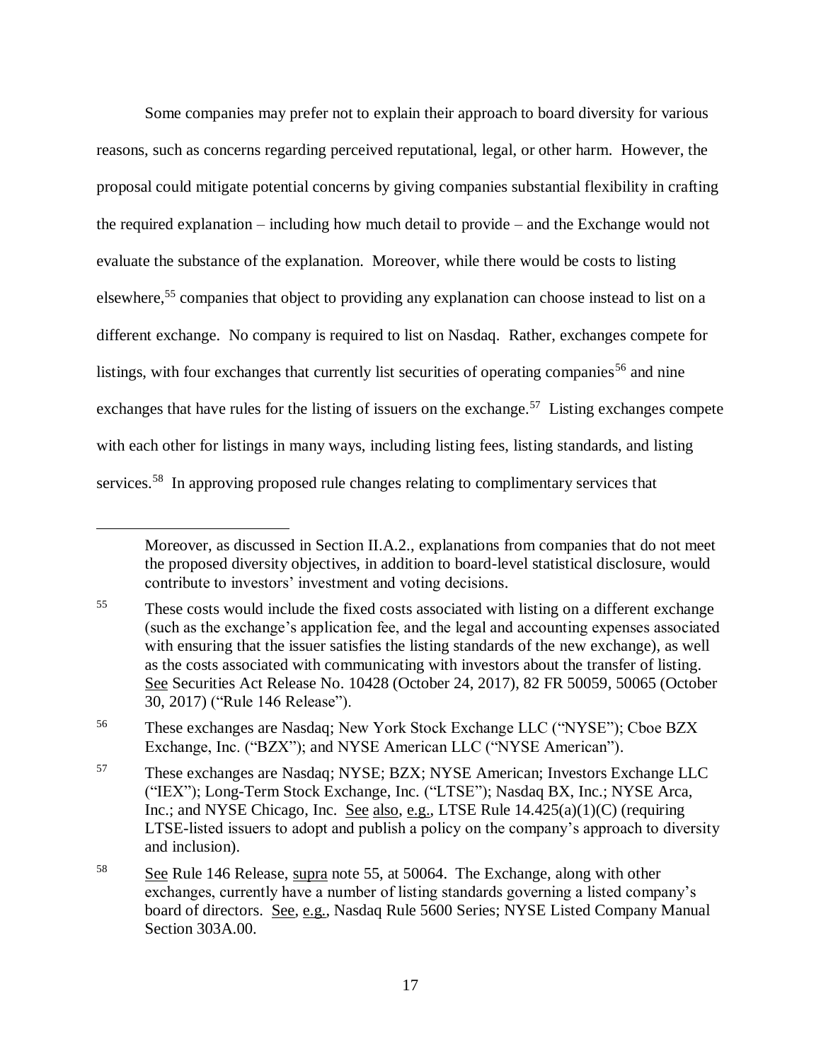Some companies may prefer not to explain their approach to board diversity for various reasons, such as concerns regarding perceived reputational, legal, or other harm. However, the proposal could mitigate potential concerns by giving companies substantial flexibility in crafting the required explanation – including how much detail to provide – and the Exchange would not evaluate the substance of the explanation. Moreover, while there would be costs to listing elsewhere,[55] companies that object to providing any explanation can choose instead to list on a different exchange. No company is required to list on Nasdaq. Rather, exchanges compete for listings, with four exchanges that currently list securities of operating companies[56] and nine exchanges that have rules for the listing of issuers on the exchange.[57] Listing exchanges compete with each other for listings in many ways, including listing fees, listing standards, and listing services.[58] In approving proposed rule changes relating to complimentary services that

---

Moreover, as discussed in Section II.A.2., explanations from companies that do not meet the proposed diversity objectives, in addition to board-level statistical disclosure, would contribute to investors' investment and voting decisions.

[55] These costs would include the fixed costs associated with listing on a different exchange (such as the exchange's application fee, and the legal and accounting expenses associated with ensuring that the issuer satisfies the listing standards of the new exchange), as well as the costs associated with communicating with investors about the transfer of listing. See Securities Act Release No. 10428 (October 24, 2017), 82 FR 50059, 50065 (October 30, 2017) ("Rule 146 Release").

[56] These exchanges are Nasdaq; New York Stock Exchange LLC ("NYSE"); Cboe BZX Exchange, Inc. ("BZX"); and NYSE American LLC ("NYSE American").

[57] These exchanges are Nasdaq; NYSE; BZX; NYSE American; Investors Exchange LLC ("IEX"); Long-Term Stock Exchange, Inc. ("LTSE"); Nasdaq BX, Inc.; NYSE Arca, Inc.; and NYSE Chicago, Inc. See also, e.g., LTSE Rule 14.425(a)(1)(C) (requiring LTSE-listed issuers to adopt and publish a policy on the company's approach to diversity and inclusion).

[58] See Rule 146 Release, supra note 55, at 50064. The Exchange, along with other exchanges, currently have a number of listing standards governing a listed company's board of directors. See, e.g., Nasdaq Rule 5600 Series; NYSE Listed Company Manual Section 303A.00.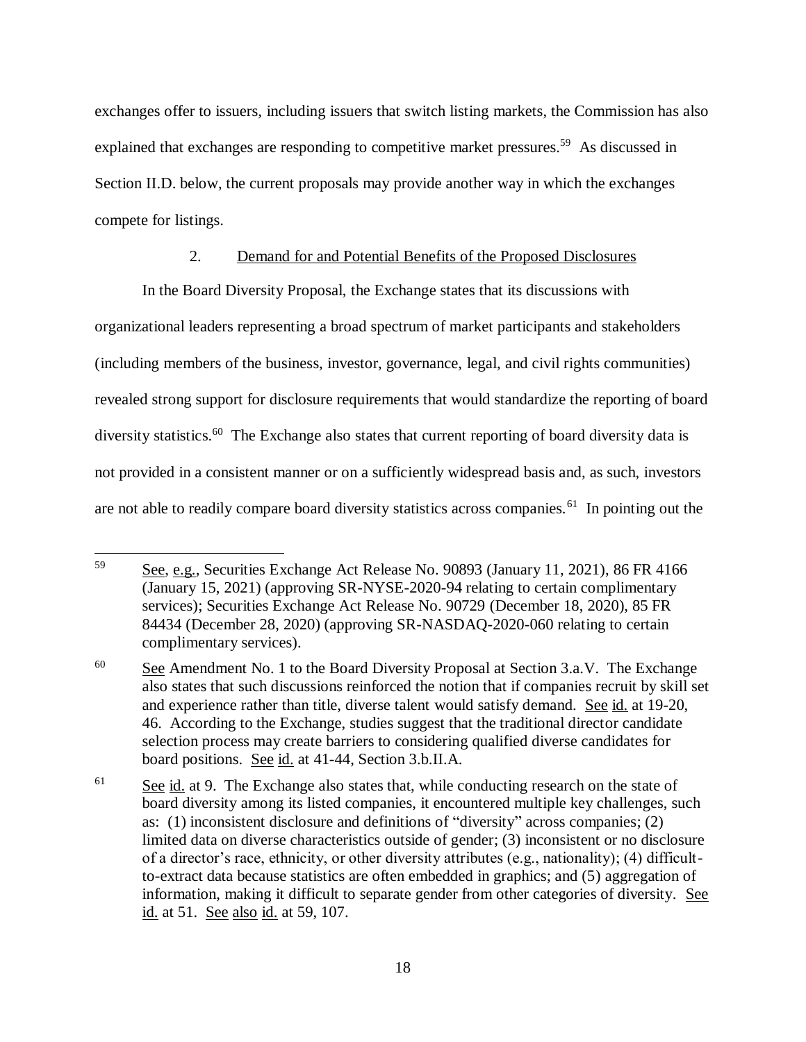exchanges offer to issuers, including issuers that switch listing markets, the Commission has also explained that exchanges are responding to competitive market pressures.[59] As discussed in Section II.D. below, the current proposals may provide another way in which the exchanges compete for listings.

### 2. Demand for and Potential Benefits of the Proposed Disclosures

In the Board Diversity Proposal, the Exchange states that its discussions with organizational leaders representing a broad spectrum of market participants and stakeholders (including members of the business, investor, governance, legal, and civil rights communities) revealed strong support for disclosure requirements that would standardize the reporting of board diversity statistics.[60] The Exchange also states that current reporting of board diversity data is not provided in a consistent manner or on a sufficiently widespread basis and, as such, investors are not able to readily compare board diversity statistics across companies.[61] In pointing out the

---

[59] See, e.g., Securities Exchange Act Release No. 90893 (January 11, 2021), 86 FR 4166 (January 15, 2021) (approving SR-NYSE-2020-94 relating to certain complimentary services); Securities Exchange Act Release No. 90729 (December 18, 2020), 85 FR 84434 (December 28, 2020) (approving SR-NASDAQ-2020-060 relating to certain complimentary services).

[60] See Amendment No. 1 to the Board Diversity Proposal at Section 3.a.V. The Exchange also states that such discussions reinforced the notion that if companies recruit by skill set and experience rather than title, diverse talent would satisfy demand. See id. at 19-20, 46. According to the Exchange, studies suggest that the traditional director candidate selection process may create barriers to considering qualified diverse candidates for board positions. See id. at 41-44, Section 3.b.II.A.

[61] See id. at 9. The Exchange also states that, while conducting research on the state of board diversity among its listed companies, it encountered multiple key challenges, such as: (1) inconsistent disclosure and definitions of "diversity" across companies; (2) limited data on diverse characteristics outside of gender; (3) inconsistent or no disclosure of a director's race, ethnicity, or other diversity attributes (e.g., nationality); (4) difficult-to-extract data because statistics are often embedded in graphics; and (5) aggregation of information, making it difficult to separate gender from other categories of diversity. See id. at 51. See also id. at 59, 107.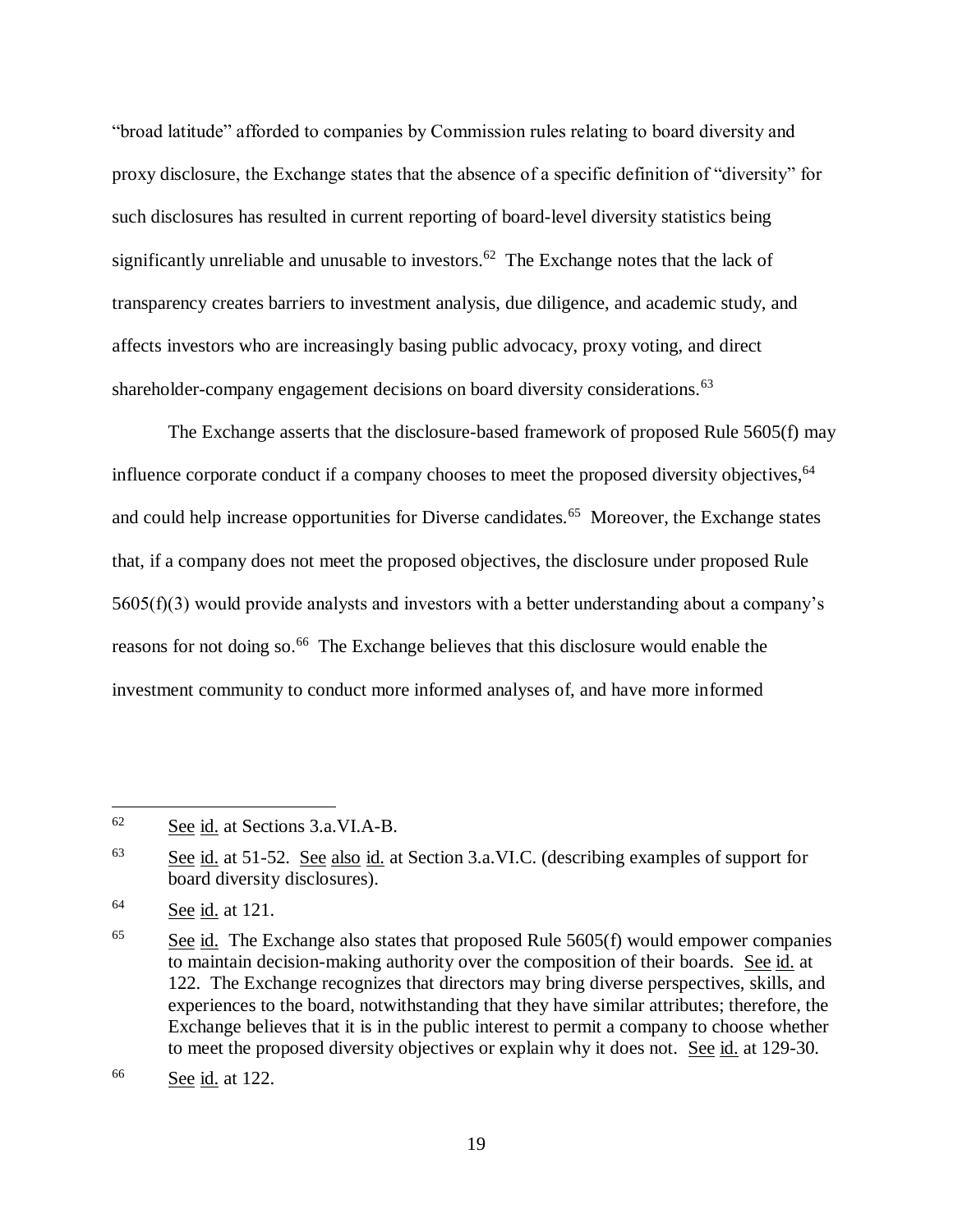"broad latitude" afforded to companies by Commission rules relating to board diversity and proxy disclosure, the Exchange states that the absence of a specific definition of "diversity" for such disclosures has resulted in current reporting of board-level diversity statistics being significantly unreliable and unusable to investors.[62] The Exchange notes that the lack of transparency creates barriers to investment analysis, due diligence, and academic study, and affects investors who are increasingly basing public advocacy, proxy voting, and direct shareholder-company engagement decisions on board diversity considerations.[63]

The Exchange asserts that the disclosure-based framework of proposed Rule 5605(f) may influence corporate conduct if a company chooses to meet the proposed diversity objectives,[64] and could help increase opportunities for Diverse candidates.[65] Moreover, the Exchange states that, if a company does not meet the proposed objectives, the disclosure under proposed Rule 5605(f)(3) would provide analysts and investors with a better understanding about a company's reasons for not doing so.[66] The Exchange believes that this disclosure would enable the investment community to conduct more informed analyses of, and have more informed

---

[62] See id. at Sections 3.a.VI.A-B.

[63] See id. at 51-52. See also id. at Section 3.a.VI.C. (describing examples of support for board diversity disclosures).

[64] See id. at 121.

[65] See id. The Exchange also states that proposed Rule 5605(f) would empower companies to maintain decision-making authority over the composition of their boards. See id. at 122. The Exchange recognizes that directors may bring diverse perspectives, skills, and experiences to the board, notwithstanding that they have similar attributes; therefore, the Exchange believes that it is in the public interest to permit a company to choose whether to meet the proposed diversity objectives or explain why it does not. See id. at 129-30.

[66] See id. at 122.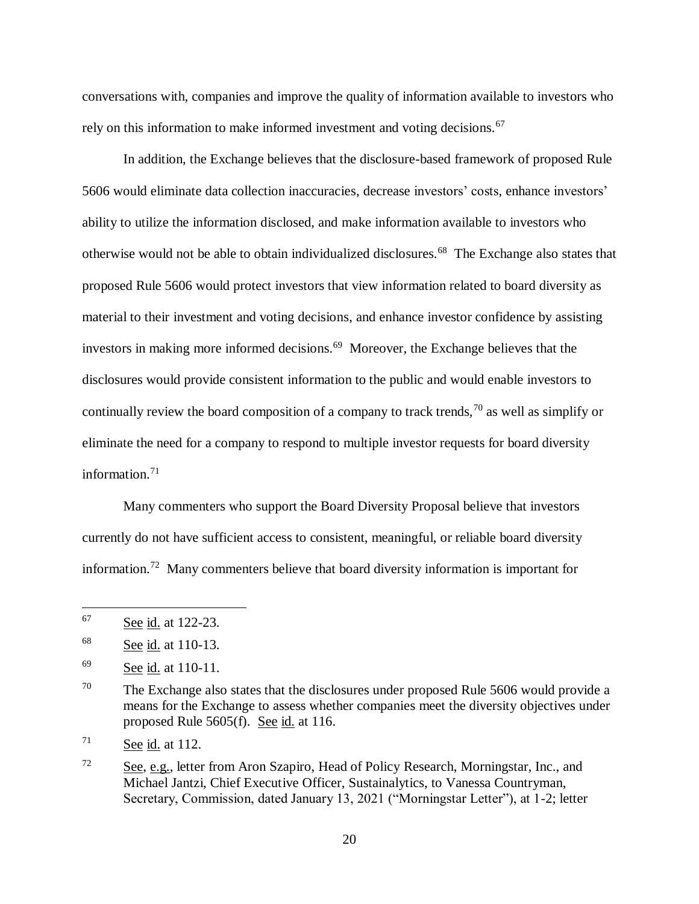conversations with, companies and improve the quality of information available to investors who rely on this information to make informed investment and voting decisions.[67]

In addition, the Exchange believes that the disclosure-based framework of proposed Rule 5606 would eliminate data collection inaccuracies, decrease investors' costs, enhance investors' ability to utilize the information disclosed, and make information available to investors who otherwise would not be able to obtain individualized disclosures.[68] The Exchange also states that proposed Rule 5606 would protect investors that view information related to board diversity as material to their investment and voting decisions, and enhance investor confidence by assisting investors in making more informed decisions.[69] Moreover, the Exchange believes that the disclosures would provide consistent information to the public and would enable investors to continually review the board composition of a company to track trends,[70] as well as simplify or eliminate the need for a company to respond to multiple investor requests for board diversity information.[71]

Many commenters who support the Board Diversity Proposal believe that investors currently do not have sufficient access to consistent, meaningful, or reliable board diversity information.[72] Many commenters believe that board diversity information is important for

---

[67] See id. at 122-23.

[68] See id. at 110-13.

[69] See id. at 110-11.

[70] The Exchange also states that the disclosures under proposed Rule 5606 would provide a means for the Exchange to assess whether companies meet the diversity objectives under proposed Rule 5605(f). See id. at 116.

[71] See id. at 112.

[72] See, e.g., letter from Aron Szapiro, Head of Policy Research, Morningstar, Inc., and Michael Jantzi, Chief Executive Officer, Sustainalytics, to Vanessa Countryman, Secretary, Commission, dated January 13, 2021 ("Morningstar Letter"), at 1-2; letter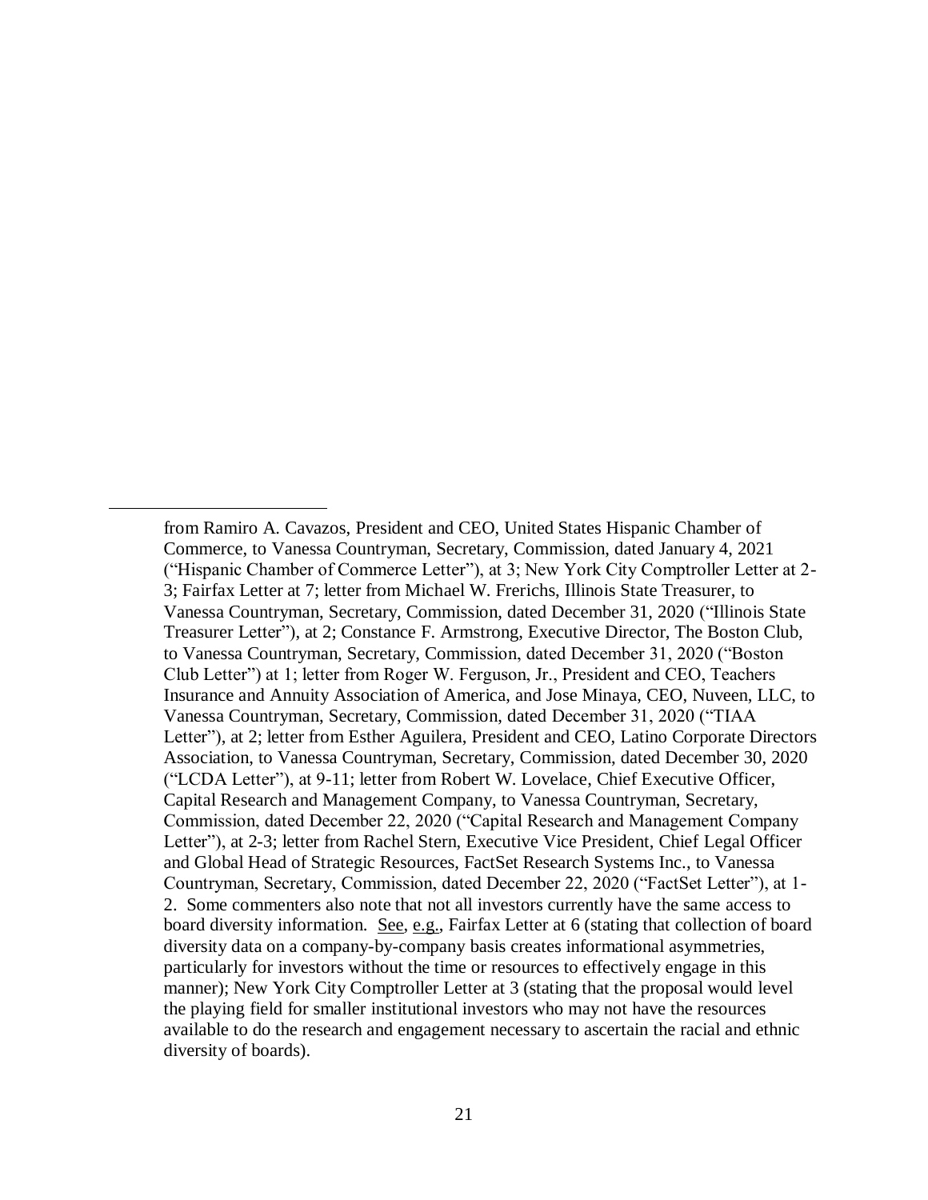from Ramiro A. Cavazos, President and CEO, United States Hispanic Chamber of Commerce, to Vanessa Countryman, Secretary, Commission, dated January 4, 2021 ("Hispanic Chamber of Commerce Letter"), at 3; New York City Comptroller Letter at 2-3; Fairfax Letter at 7; letter from Michael W. Frerichs, Illinois State Treasurer, to Vanessa Countryman, Secretary, Commission, dated December 31, 2020 ("Illinois State Treasurer Letter"), at 2; Constance F. Armstrong, Executive Director, The Boston Club, to Vanessa Countryman, Secretary, Commission, dated December 31, 2020 ("Boston Club Letter") at 1; letter from Roger W. Ferguson, Jr., President and CEO, Teachers Insurance and Annuity Association of America, and Jose Minaya, CEO, Nuveen, LLC, to Vanessa Countryman, Secretary, Commission, dated December 31, 2020 ("TIAA Letter"), at 2; letter from Esther Aguilera, President and CEO, Latino Corporate Directors Association, to Vanessa Countryman, Secretary, Commission, dated December 30, 2020 ("LCDA Letter"), at 9-11; letter from Robert W. Lovelace, Chief Executive Officer, Capital Research and Management Company, to Vanessa Countryman, Secretary, Commission, dated December 22, 2020 ("Capital Research and Management Company Letter"), at 2-3; letter from Rachel Stern, Executive Vice President, Chief Legal Officer and Global Head of Strategic Resources, FactSet Research Systems Inc., to Vanessa Countryman, Secretary, Commission, dated December 22, 2020 ("FactSet Letter"), at 1-2. Some commenters also note that not all investors currently have the same access to board diversity information. See, e.g., Fairfax Letter at 6 (stating that collection of board diversity data on a company-by-company basis creates informational asymmetries, particularly for investors without the time or resources to effectively engage in this manner); New York City Comptroller Letter at 3 (stating that the proposal would level the playing field for smaller institutional investors who may not have the resources available to do the research and engagement necessary to ascertain the racial and ethnic diversity of boards).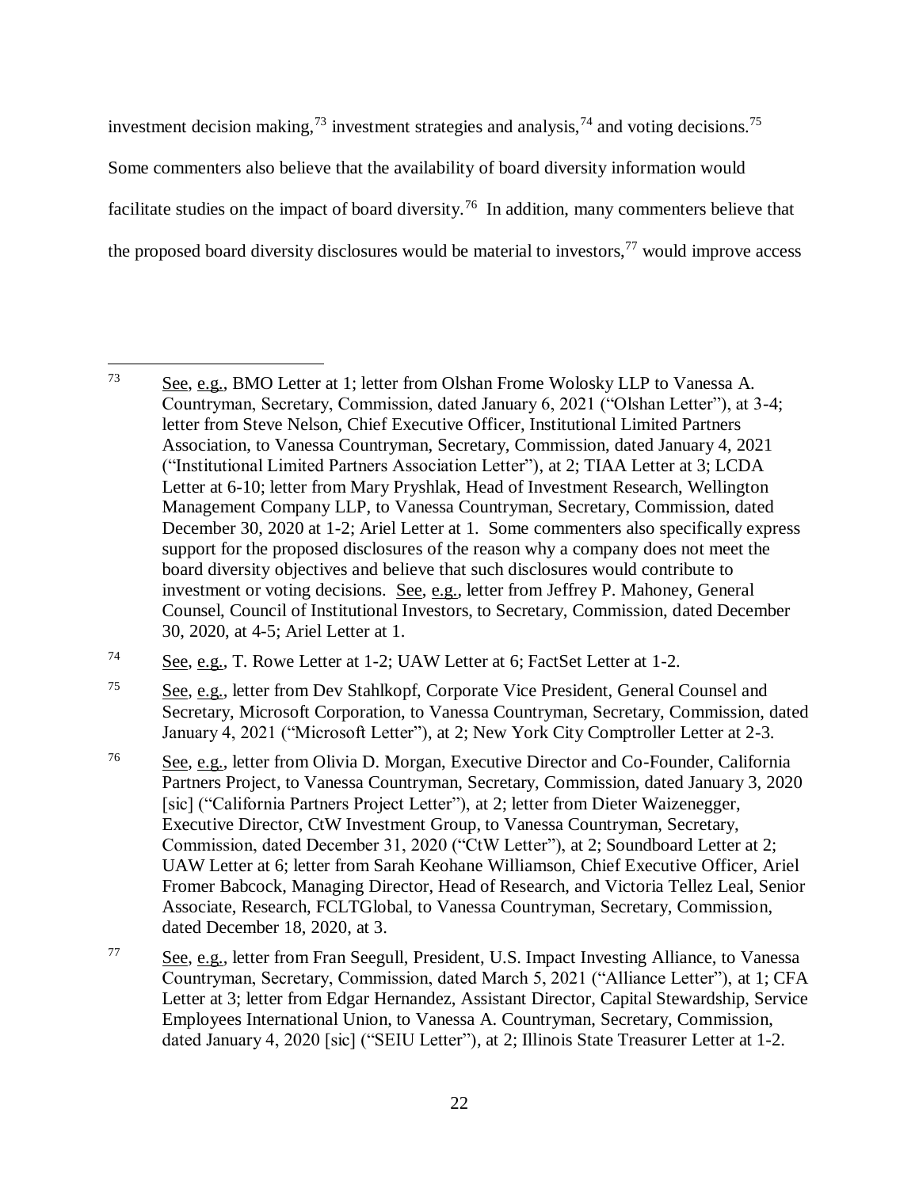investment decision making,[73] investment strategies and analysis,[74] and voting decisions.[75] Some commenters also believe that the availability of board diversity information would facilitate studies on the impact of board diversity.[76] In addition, many commenters believe that the proposed board diversity disclosures would be material to investors,[77] would improve access

---

[73] See, e.g., BMO Letter at 1; letter from Olshan Frome Wolosky LLP to Vanessa A. Countryman, Secretary, Commission, dated January 6, 2021 ("Olshan Letter"), at 3-4; letter from Steve Nelson, Chief Executive Officer, Institutional Limited Partners Association, to Vanessa Countryman, Secretary, Commission, dated January 4, 2021 ("Institutional Limited Partners Association Letter"), at 2; TIAA Letter at 3; LCDA Letter at 6-10; letter from Mary Pryshlak, Head of Investment Research, Wellington Management Company LLP, to Vanessa Countryman, Secretary, Commission, dated December 30, 2020 at 1-2; Ariel Letter at 1. Some commenters also specifically express support for the proposed disclosures of the reason why a company does not meet the board diversity objectives and believe that such disclosures would contribute to investment or voting decisions. See, e.g., letter from Jeffrey P. Mahoney, General Counsel, Council of Institutional Investors, to Secretary, Commission, dated December 30, 2020, at 4-5; Ariel Letter at 1.

[74] See, e.g., T. Rowe Letter at 1-2; UAW Letter at 6; FactSet Letter at 1-2.

[75] See, e.g., letter from Dev Stahlkopf, Corporate Vice President, General Counsel and Secretary, Microsoft Corporation, to Vanessa Countryman, Secretary, Commission, dated January 4, 2021 ("Microsoft Letter"), at 2; New York City Comptroller Letter at 2-3.

[76] See, e.g., letter from Olivia D. Morgan, Executive Director and Co-Founder, California Partners Project, to Vanessa Countryman, Secretary, Commission, dated January 3, 2020 [sic] ("California Partners Project Letter"), at 2; letter from Dieter Waizenegger, Executive Director, CtW Investment Group, to Vanessa Countryman, Secretary, Commission, dated December 31, 2020 ("CtW Letter"), at 2; Soundboard Letter at 2; UAW Letter at 6; letter from Sarah Keohane Williamson, Chief Executive Officer, Ariel Fromer Babcock, Managing Director, Head of Research, and Victoria Tellez Leal, Senior Associate, Research, FCLTGlobal, to Vanessa Countryman, Secretary, Commission, dated December 18, 2020, at 3.

[77] See, e.g., letter from Fran Seegull, President, U.S. Impact Investing Alliance, to Vanessa Countryman, Secretary, Commission, dated March 5, 2021 ("Alliance Letter"), at 1; CFA Letter at 3; letter from Edgar Hernandez, Assistant Director, Capital Stewardship, Service Employees International Union, to Vanessa A. Countryman, Secretary, Commission, dated January 4, 2020 [sic] ("SEIU Letter"), at 2; Illinois State Treasurer Letter at 1-2.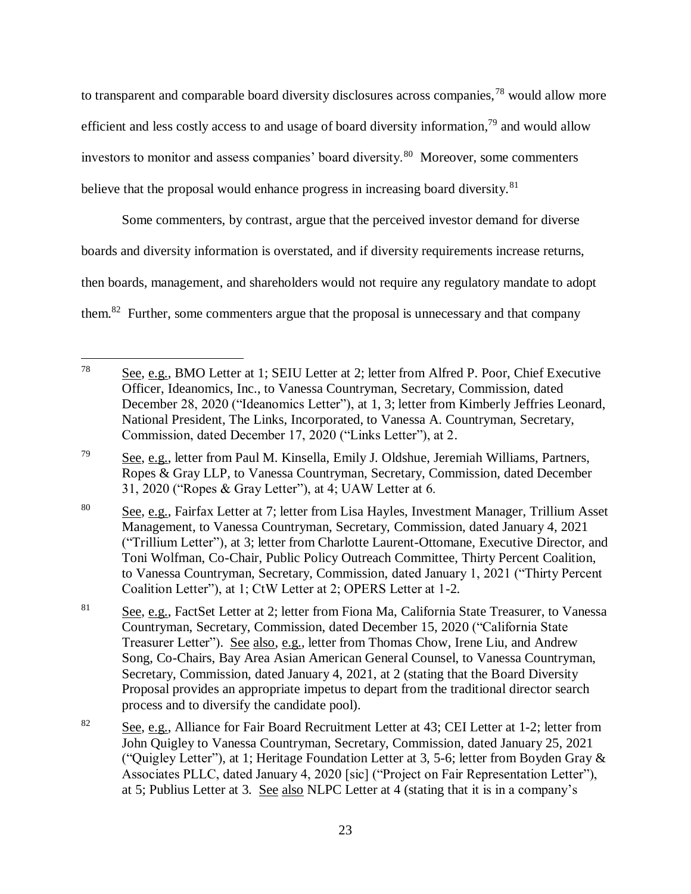to transparent and comparable board diversity disclosures across companies,[78] would allow more efficient and less costly access to and usage of board diversity information,[79] and would allow investors to monitor and assess companies' board diversity.[80] Moreover, some commenters believe that the proposal would enhance progress in increasing board diversity.[81]

Some commenters, by contrast, argue that the perceived investor demand for diverse boards and diversity information is overstated, and if diversity requirements increase returns, then boards, management, and shareholders would not require any regulatory mandate to adopt them.[82] Further, some commenters argue that the proposal is unnecessary and that company

---

[78] See, e.g., BMO Letter at 1; SEIU Letter at 2; letter from Alfred P. Poor, Chief Executive Officer, Ideanomics, Inc., to Vanessa Countryman, Secretary, Commission, dated December 28, 2020 ("Ideanomics Letter"), at 1, 3; letter from Kimberly Jeffries Leonard, National President, The Links, Incorporated, to Vanessa A. Countryman, Secretary, Commission, dated December 17, 2020 ("Links Letter"), at 2.

[79] See, e.g., letter from Paul M. Kinsella, Emily J. Oldshue, Jeremiah Williams, Partners, Ropes & Gray LLP, to Vanessa Countryman, Secretary, Commission, dated December 31, 2020 ("Ropes & Gray Letter"), at 4; UAW Letter at 6.

[80] See, e.g., Fairfax Letter at 7; letter from Lisa Hayles, Investment Manager, Trillium Asset Management, to Vanessa Countryman, Secretary, Commission, dated January 4, 2021 ("Trillium Letter"), at 3; letter from Charlotte Laurent-Ottomane, Executive Director, and Toni Wolfman, Co-Chair, Public Policy Outreach Committee, Thirty Percent Coalition, to Vanessa Countryman, Secretary, Commission, dated January 1, 2021 ("Thirty Percent Coalition Letter"), at 1; CtW Letter at 2; OPERS Letter at 1-2.

[81] See, e.g., FactSet Letter at 2; letter from Fiona Ma, California State Treasurer, to Vanessa Countryman, Secretary, Commission, dated December 15, 2020 ("California State Treasurer Letter"). See also, e.g., letter from Thomas Chow, Irene Liu, and Andrew Song, Co-Chairs, Bay Area Asian American General Counsel, to Vanessa Countryman, Secretary, Commission, dated January 4, 2021, at 2 (stating that the Board Diversity Proposal provides an appropriate impetus to depart from the traditional director search process and to diversify the candidate pool).

[82] See, e.g., Alliance for Fair Board Recruitment Letter at 43; CEI Letter at 1-2; letter from John Quigley to Vanessa Countryman, Secretary, Commission, dated January 25, 2021 ("Quigley Letter"), at 1; Heritage Foundation Letter at 3, 5-6; letter from Boyden Gray & Associates PLLC, dated January 4, 2020 [sic] ("Project on Fair Representation Letter"), at 5; Publius Letter at 3. See also NLPC Letter at 4 (stating that it is in a company's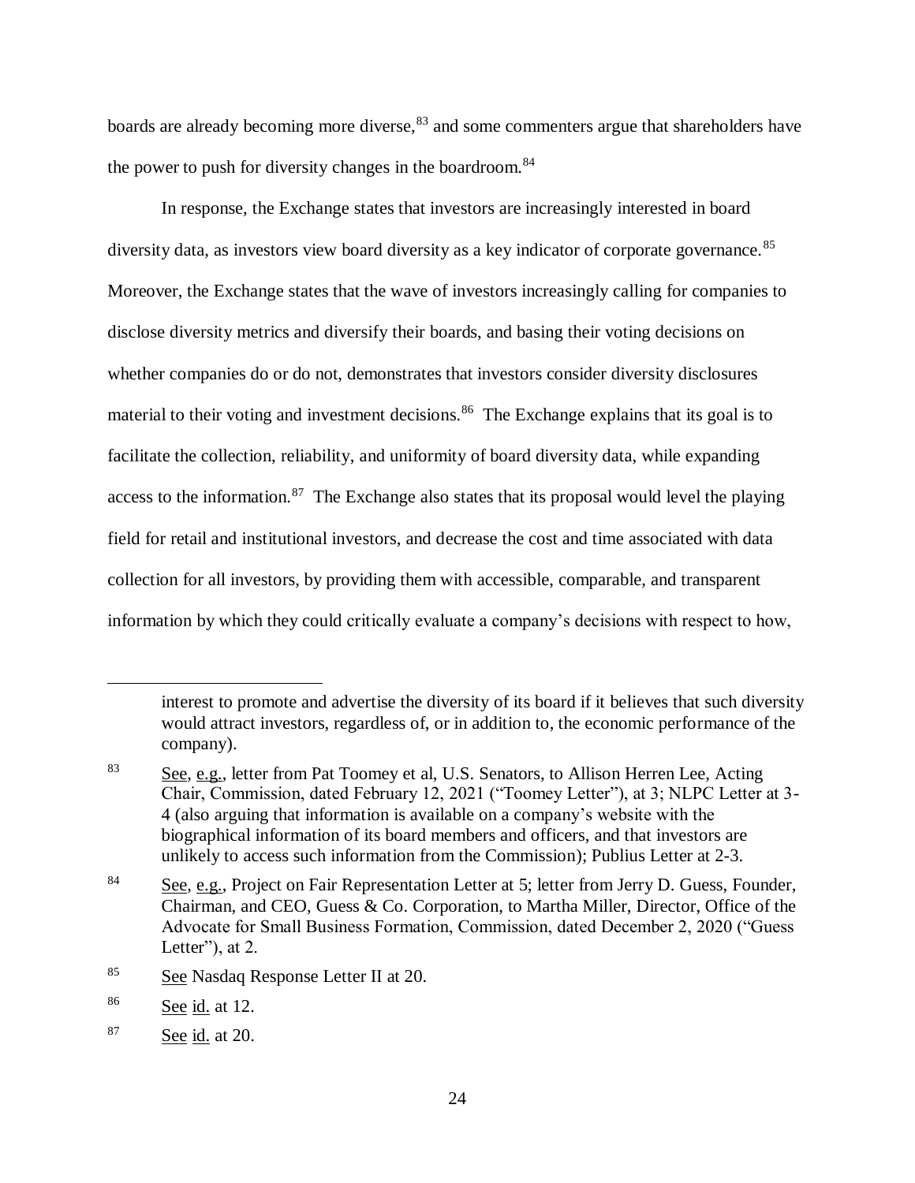boards are already becoming more diverse,[83] and some commenters argue that shareholders have the power to push for diversity changes in the boardroom.[84]

In response, the Exchange states that investors are increasingly interested in board diversity data, as investors view board diversity as a key indicator of corporate governance.[85] Moreover, the Exchange states that the wave of investors increasingly calling for companies to disclose diversity metrics and diversify their boards, and basing their voting decisions on whether companies do or do not, demonstrates that investors consider diversity disclosures material to their voting and investment decisions.[86] The Exchange explains that its goal is to facilitate the collection, reliability, and uniformity of board diversity data, while expanding access to the information.[87] The Exchange also states that its proposal would level the playing field for retail and institutional investors, and decrease the cost and time associated with data collection for all investors, by providing them with accessible, comparable, and transparent information by which they could critically evaluate a company's decisions with respect to how,

---

interest to promote and advertise the diversity of its board if it believes that such diversity would attract investors, regardless of, or in addition to, the economic performance of the company).

[83] See, e.g., letter from Pat Toomey et al, U.S. Senators, to Allison Herren Lee, Acting Chair, Commission, dated February 12, 2021 ("Toomey Letter"), at 3; NLPC Letter at 3-4 (also arguing that information is available on a company's website with the biographical information of its board members and officers, and that investors are unlikely to access such information from the Commission); Publius Letter at 2-3.

[84] See, e.g., Project on Fair Representation Letter at 5; letter from Jerry D. Guess, Founder, Chairman, and CEO, Guess & Co. Corporation, to Martha Miller, Director, Office of the Advocate for Small Business Formation, Commission, dated December 2, 2020 ("Guess Letter"), at 2.

[85] See Nasdaq Response Letter II at 20.

[86] See id. at 12.

[87] See id. at 20.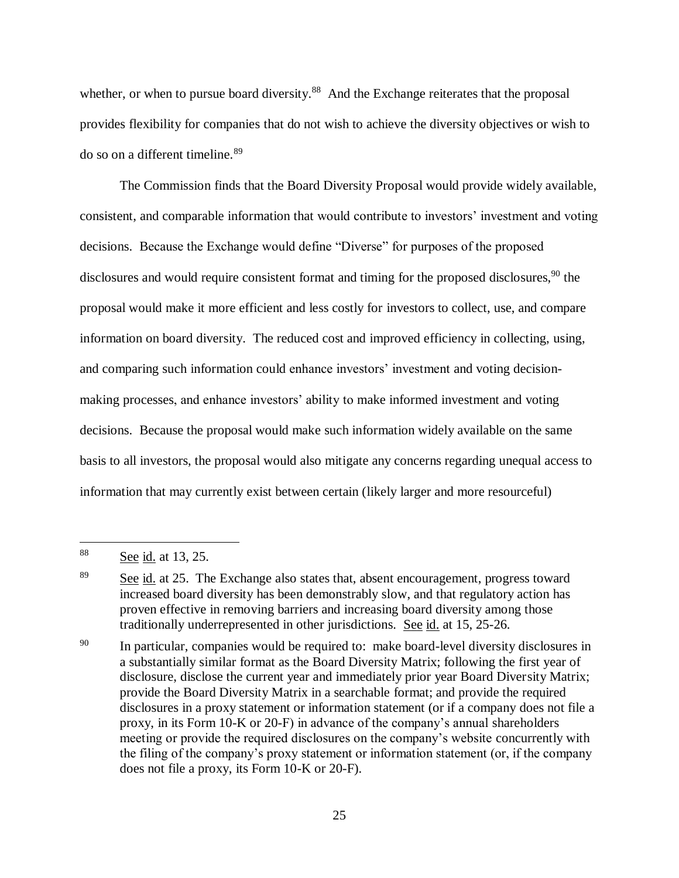whether, or when to pursue board diversity.[88] And the Exchange reiterates that the proposal provides flexibility for companies that do not wish to achieve the diversity objectives or wish to do so on a different timeline.[89]

The Commission finds that the Board Diversity Proposal would provide widely available, consistent, and comparable information that would contribute to investors' investment and voting decisions. Because the Exchange would define "Diverse" for purposes of the proposed disclosures and would require consistent format and timing for the proposed disclosures,[90] the proposal would make it more efficient and less costly for investors to collect, use, and compare information on board diversity. The reduced cost and improved efficiency in collecting, using, and comparing such information could enhance investors' investment and voting decision-making processes, and enhance investors' ability to make informed investment and voting decisions. Because the proposal would make such information widely available on the same basis to all investors, the proposal would also mitigate any concerns regarding unequal access to information that may currently exist between certain (likely larger and more resourceful)

---

[88] See id. at 13, 25.

[89] See id. at 25. The Exchange also states that, absent encouragement, progress toward increased board diversity has been demonstrably slow, and that regulatory action has proven effective in removing barriers and increasing board diversity among those traditionally underrepresented in other jurisdictions. See id. at 15, 25-26.

[90] In particular, companies would be required to: make board-level diversity disclosures in a substantially similar format as the Board Diversity Matrix; following the first year of disclosure, disclose the current year and immediately prior year Board Diversity Matrix; provide the Board Diversity Matrix in a searchable format; and provide the required disclosures in a proxy statement or information statement (or if a company does not file a proxy, in its Form 10-K or 20-F) in advance of the company's annual shareholders meeting or provide the required disclosures on the company's website concurrently with the filing of the company's proxy statement or information statement (or, if the company does not file a proxy, its Form 10-K or 20-F).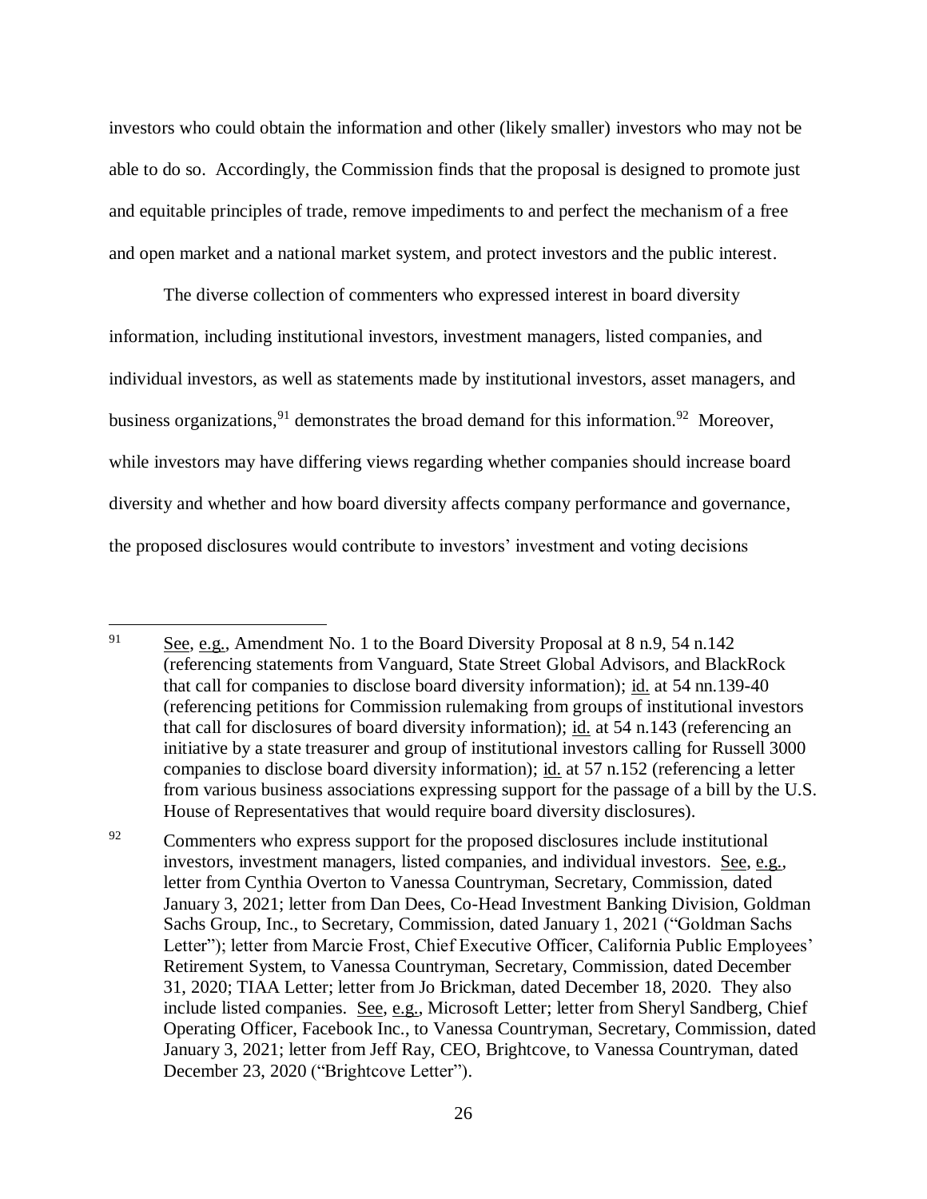investors who could obtain the information and other (likely smaller) investors who may not be able to do so. Accordingly, the Commission finds that the proposal is designed to promote just and equitable principles of trade, remove impediments to and perfect the mechanism of a free and open market and a national market system, and protect investors and the public interest.

The diverse collection of commenters who expressed interest in board diversity information, including institutional investors, investment managers, listed companies, and individual investors, as well as statements made by institutional investors, asset managers, and business organizations,[91] demonstrates the broad demand for this information.[92] Moreover, while investors may have differing views regarding whether companies should increase board diversity and whether and how board diversity affects company performance and governance, the proposed disclosures would contribute to investors' investment and voting decisions

---

[91] See, e.g., Amendment No. 1 to the Board Diversity Proposal at 8 n.9, 54 n.142 (referencing statements from Vanguard, State Street Global Advisors, and BlackRock that call for companies to disclose board diversity information); id. at 54 nn.139-40 (referencing petitions for Commission rulemaking from groups of institutional investors that call for disclosures of board diversity information); id. at 54 n.143 (referencing an initiative by a state treasurer and group of institutional investors calling for Russell 3000 companies to disclose board diversity information); id. at 57 n.152 (referencing a letter from various business associations expressing support for the passage of a bill by the U.S. House of Representatives that would require board diversity disclosures).

[92] Commenters who express support for the proposed disclosures include institutional investors, investment managers, listed companies, and individual investors. See, e.g., letter from Cynthia Overton to Vanessa Countryman, Secretary, Commission, dated January 3, 2021; letter from Dan Dees, Co-Head Investment Banking Division, Goldman Sachs Group, Inc., to Secretary, Commission, dated January 1, 2021 ("Goldman Sachs Letter"); letter from Marcie Frost, Chief Executive Officer, California Public Employees' Retirement System, to Vanessa Countryman, Secretary, Commission, dated December 31, 2020; TIAA Letter; letter from Jo Brickman, dated December 18, 2020. They also include listed companies. See, e.g., Microsoft Letter; letter from Sheryl Sandberg, Chief Operating Officer, Facebook Inc., to Vanessa Countryman, Secretary, Commission, dated January 3, 2021; letter from Jeff Ray, CEO, Brightcove, to Vanessa Countryman, dated December 23, 2020 ("Brightcove Letter").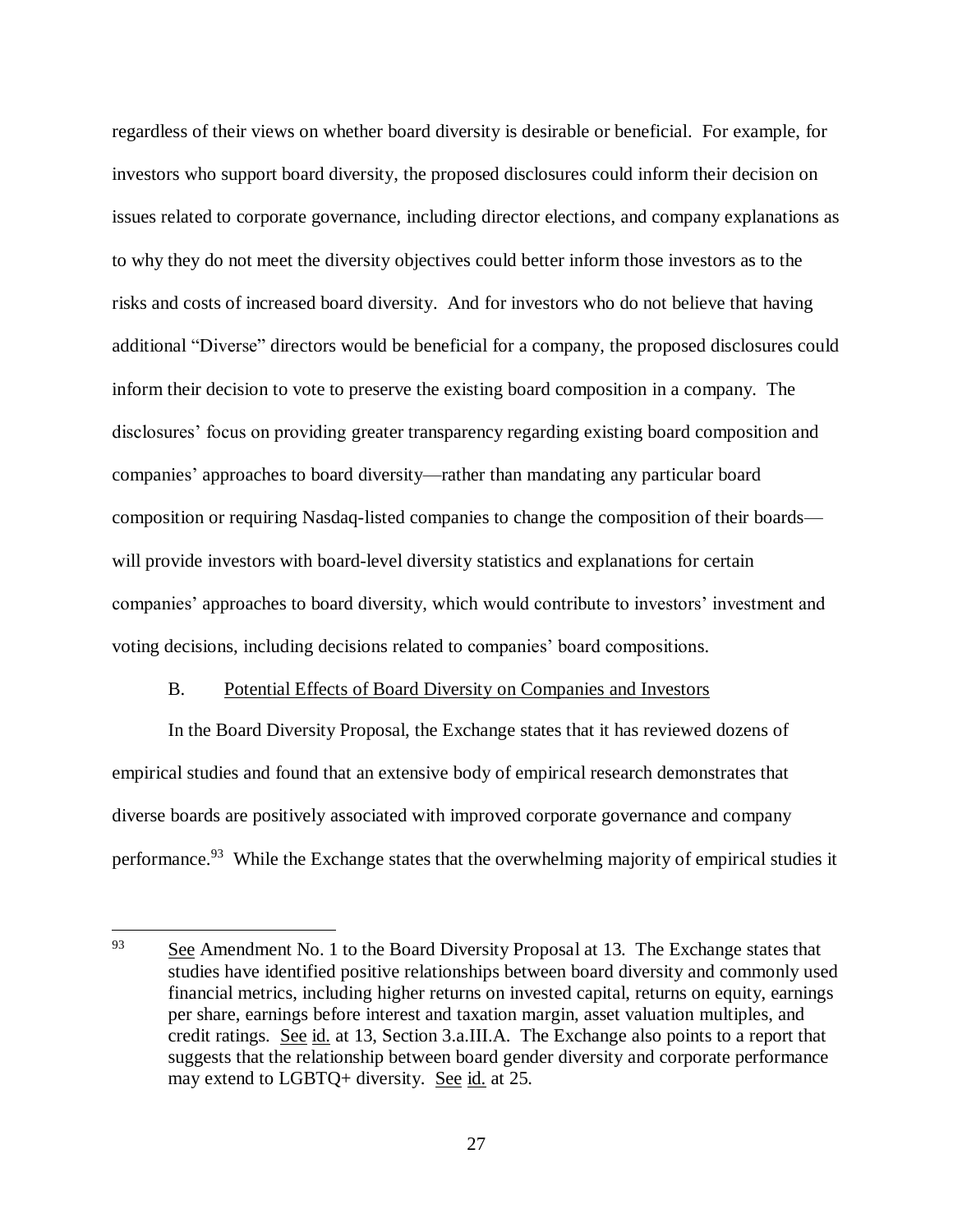regardless of their views on whether board diversity is desirable or beneficial. For example, for investors who support board diversity, the proposed disclosures could inform their decision on issues related to corporate governance, including director elections, and company explanations as to why they do not meet the diversity objectives could better inform those investors as to the risks and costs of increased board diversity. And for investors who do not believe that having additional "Diverse" directors would be beneficial for a company, the proposed disclosures could inform their decision to vote to preserve the existing board composition in a company. The disclosures' focus on providing greater transparency regarding existing board composition and companies' approaches to board diversity—rather than mandating any particular board composition or requiring Nasdaq-listed companies to change the composition of their boards—will provide investors with board-level diversity statistics and explanations for certain companies' approaches to board diversity, which would contribute to investors' investment and voting decisions, including decisions related to companies' board compositions.

### B. Potential Effects of Board Diversity on Companies and Investors

In the Board Diversity Proposal, the Exchange states that it has reviewed dozens of empirical studies and found that an extensive body of empirical research demonstrates that diverse boards are positively associated with improved corporate governance and company performance.[93] While the Exchange states that the overwhelming majority of empirical studies it

---

[93] See Amendment No. 1 to the Board Diversity Proposal at 13. The Exchange states that studies have identified positive relationships between board diversity and commonly used financial metrics, including higher returns on invested capital, returns on equity, earnings per share, earnings before interest and taxation margin, asset valuation multiples, and credit ratings. See id. at 13, Section 3.a.III.A. The Exchange also points to a report that suggests that the relationship between board gender diversity and corporate performance may extend to LGBTQ+ diversity. See id. at 25.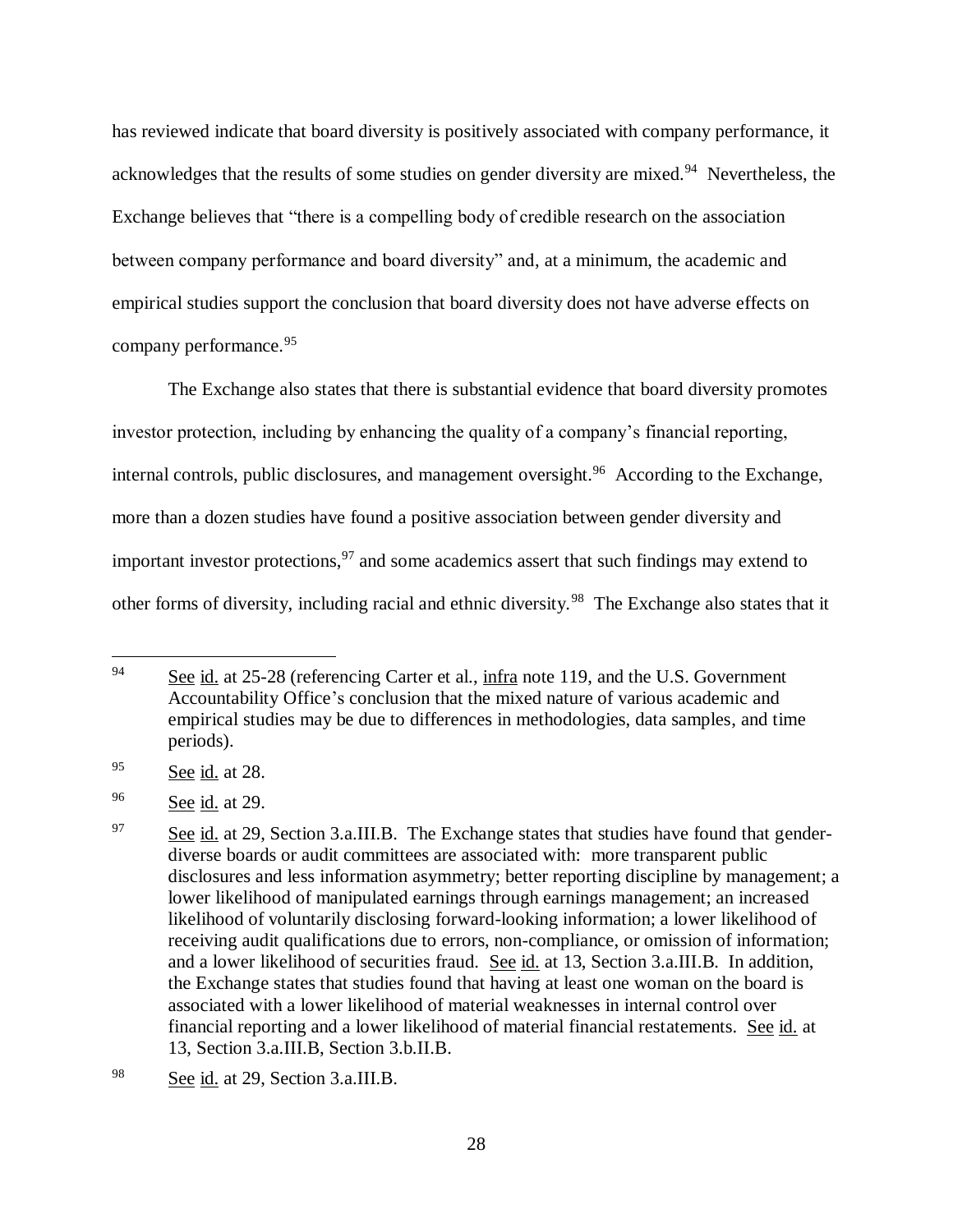has reviewed indicate that board diversity is positively associated with company performance, it acknowledges that the results of some studies on gender diversity are mixed.[94] Nevertheless, the Exchange believes that "there is a compelling body of credible research on the association between company performance and board diversity" and, at a minimum, the academic and empirical studies support the conclusion that board diversity does not have adverse effects on company performance.[95]

The Exchange also states that there is substantial evidence that board diversity promotes investor protection, including by enhancing the quality of a company's financial reporting, internal controls, public disclosures, and management oversight.[96] According to the Exchange, more than a dozen studies have found a positive association between gender diversity and important investor protections,[97] and some academics assert that such findings may extend to other forms of diversity, including racial and ethnic diversity.[98] The Exchange also states that it

---

[94] See id. at 25-28 (referencing Carter et al., infra note 119, and the U.S. Government Accountability Office's conclusion that the mixed nature of various academic and empirical studies may be due to differences in methodologies, data samples, and time periods).

[95] See id. at 28.

[96] See id. at 29.

[97] See id. at 29, Section 3.a.III.B. The Exchange states that studies have found that gender-diverse boards or audit committees are associated with: more transparent public disclosures and less information asymmetry; better reporting discipline by management; a lower likelihood of manipulated earnings through earnings management; an increased likelihood of voluntarily disclosing forward-looking information; a lower likelihood of receiving audit qualifications due to errors, non-compliance, or omission of information; and a lower likelihood of securities fraud. See id. at 13, Section 3.a.III.B. In addition, the Exchange states that studies found that having at least one woman on the board is associated with a lower likelihood of material weaknesses in internal control over financial reporting and a lower likelihood of material financial restatements. See id. at 13, Section 3.a.III.B, Section 3.b.II.B.

[98] See id. at 29, Section 3.a.III.B.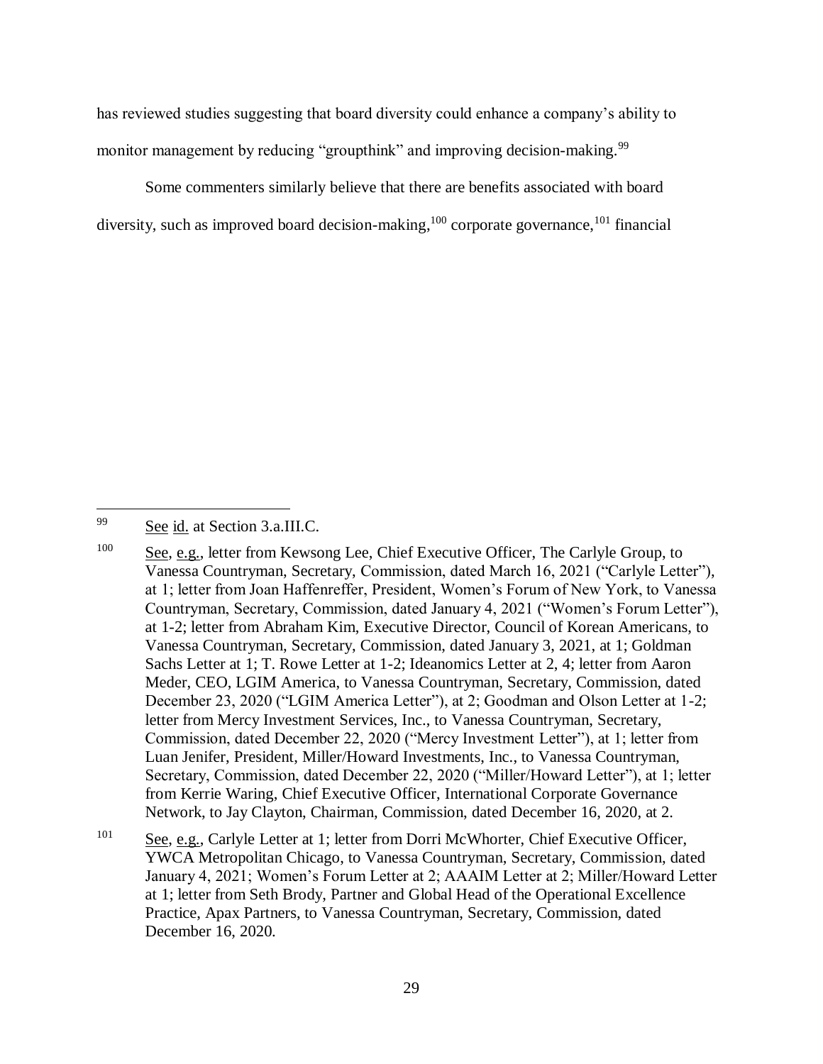has reviewed studies suggesting that board diversity could enhance a company's ability to monitor management by reducing "groupthink" and improving decision-making.[99]

Some commenters similarly believe that there are benefits associated with board diversity, such as improved board decision-making,[100] corporate governance,[101] financial

---

[99] See id. at Section 3.a.III.C.

[100] See, e.g., letter from Kewsong Lee, Chief Executive Officer, The Carlyle Group, to Vanessa Countryman, Secretary, Commission, dated March 16, 2021 ("Carlyle Letter"), at 1; letter from Joan Haffenreffer, President, Women's Forum of New York, to Vanessa Countryman, Secretary, Commission, dated January 4, 2021 ("Women's Forum Letter"), at 1-2; letter from Abraham Kim, Executive Director, Council of Korean Americans, to Vanessa Countryman, Secretary, Commission, dated January 3, 2021, at 1; Goldman Sachs Letter at 1; T. Rowe Letter at 1-2; Ideanomics Letter at 2, 4; letter from Aaron Meder, CEO, LGIM America, to Vanessa Countryman, Secretary, Commission, dated December 23, 2020 ("LGIM America Letter"), at 2; Goodman and Olson Letter at 1-2; letter from Mercy Investment Services, Inc., to Vanessa Countryman, Secretary, Commission, dated December 22, 2020 ("Mercy Investment Letter"), at 1; letter from Luan Jenifer, President, Miller/Howard Investments, Inc., to Vanessa Countryman, Secretary, Commission, dated December 22, 2020 ("Miller/Howard Letter"), at 1; letter from Kerrie Waring, Chief Executive Officer, International Corporate Governance Network, to Jay Clayton, Chairman, Commission, dated December 16, 2020, at 2.

[101] See, e.g., Carlyle Letter at 1; letter from Dorri McWhorter, Chief Executive Officer, YWCA Metropolitan Chicago, to Vanessa Countryman, Secretary, Commission, dated January 4, 2021; Women's Forum Letter at 2; AAAIM Letter at 2; Miller/Howard Letter at 1; letter from Seth Brody, Partner and Global Head of the Operational Excellence Practice, Apax Partners, to Vanessa Countryman, Secretary, Commission, dated December 16, 2020.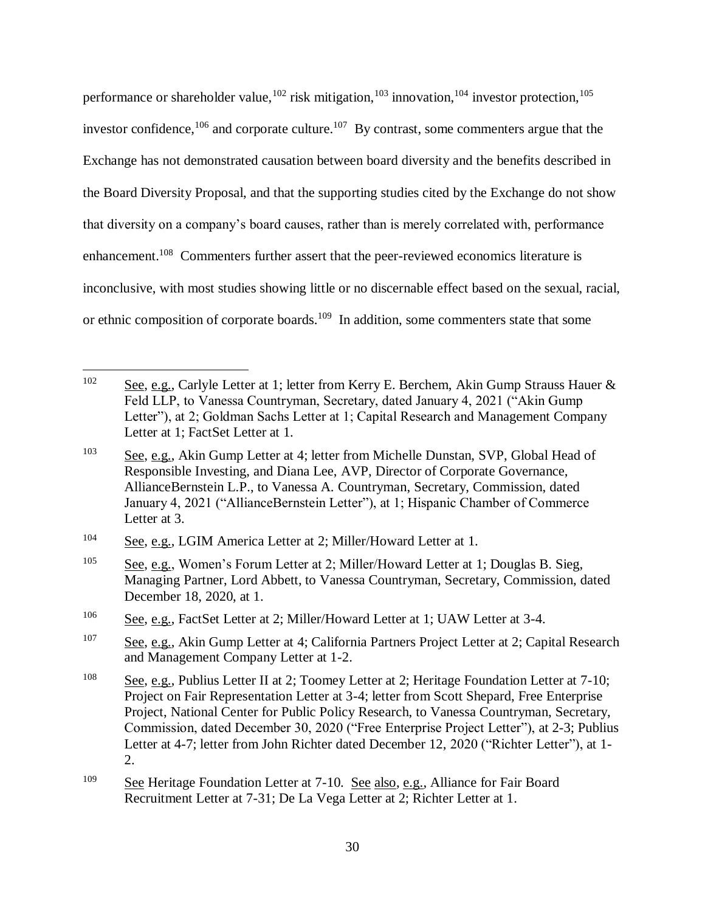performance or shareholder value,[102] risk mitigation,[103] innovation,[104] investor protection,[105] investor confidence,[106] and corporate culture.[107] By contrast, some commenters argue that the Exchange has not demonstrated causation between board diversity and the benefits described in the Board Diversity Proposal, and that the supporting studies cited by the Exchange do not show that diversity on a company's board causes, rather than is merely correlated with, performance enhancement.[108] Commenters further assert that the peer-reviewed economics literature is inconclusive, with most studies showing little or no discernable effect based on the sexual, racial, or ethnic composition of corporate boards.[109] In addition, some commenters state that some

---

[102] See, e.g., Carlyle Letter at 1; letter from Kerry E. Berchem, Akin Gump Strauss Hauer & Feld LLP, to Vanessa Countryman, Secretary, dated January 4, 2021 ("Akin Gump Letter"), at 2; Goldman Sachs Letter at 1; Capital Research and Management Company Letter at 1; FactSet Letter at 1.

[103] See, e.g., Akin Gump Letter at 4; letter from Michelle Dunstan, SVP, Global Head of Responsible Investing, and Diana Lee, AVP, Director of Corporate Governance, AllianceBernstein L.P., to Vanessa A. Countryman, Secretary, Commission, dated January 4, 2021 ("AllianceBernstein Letter"), at 1; Hispanic Chamber of Commerce Letter at 3.

[104] See, e.g., LGIM America Letter at 2; Miller/Howard Letter at 1.

[105] See, e.g., Women's Forum Letter at 2; Miller/Howard Letter at 1; Douglas B. Sieg, Managing Partner, Lord Abbett, to Vanessa Countryman, Secretary, Commission, dated December 18, 2020, at 1.

[106] See, e.g., FactSet Letter at 2; Miller/Howard Letter at 1; UAW Letter at 3-4.

[107] See, e.g., Akin Gump Letter at 4; California Partners Project Letter at 2; Capital Research and Management Company Letter at 1-2.

[108] See, e.g., Publius Letter II at 2; Toomey Letter at 2; Heritage Foundation Letter at 7-10; Project on Fair Representation Letter at 3-4; letter from Scott Shepard, Free Enterprise Project, National Center for Public Policy Research, to Vanessa Countryman, Secretary, Commission, dated December 30, 2020 ("Free Enterprise Project Letter"), at 2-3; Publius Letter at 4-7; letter from John Richter dated December 12, 2020 ("Richter Letter"), at 1-2.

[109] See Heritage Foundation Letter at 7-10. See also, e.g., Alliance for Fair Board Recruitment Letter at 7-31; De La Vega Letter at 2; Richter Letter at 1.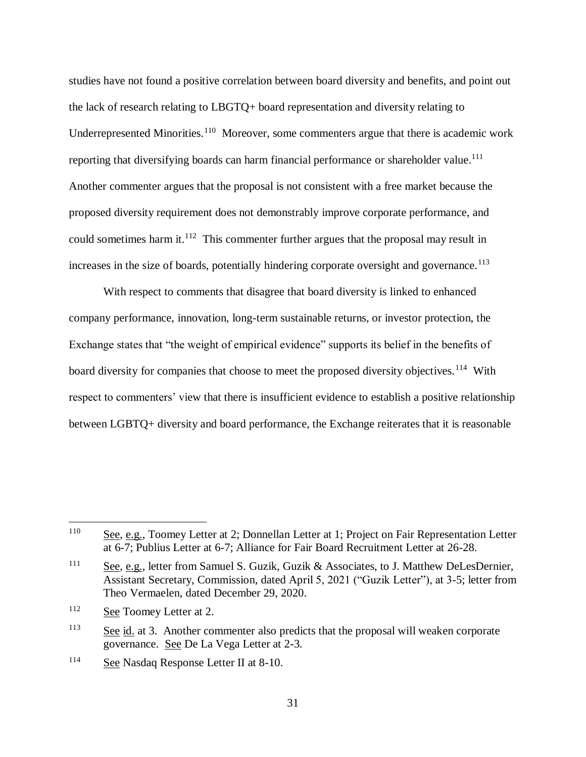studies have not found a positive correlation between board diversity and benefits, and point out the lack of research relating to LBGTQ+ board representation and diversity relating to Underrepresented Minorities.[110] Moreover, some commenters argue that there is academic work reporting that diversifying boards can harm financial performance or shareholder value.[111] Another commenter argues that the proposal is not consistent with a free market because the proposed diversity requirement does not demonstrably improve corporate performance, and could sometimes harm it.[112] This commenter further argues that the proposal may result in increases in the size of boards, potentially hindering corporate oversight and governance.[113]

With respect to comments that disagree that board diversity is linked to enhanced company performance, innovation, long-term sustainable returns, or investor protection, the Exchange states that "the weight of empirical evidence" supports its belief in the benefits of board diversity for companies that choose to meet the proposed diversity objectives.[114] With respect to commenters' view that there is insufficient evidence to establish a positive relationship between LGBTQ+ diversity and board performance, the Exchange reiterates that it is reasonable

---

[110] See, e.g., Toomey Letter at 2; Donnellan Letter at 1; Project on Fair Representation Letter at 6-7; Publius Letter at 6-7; Alliance for Fair Board Recruitment Letter at 26-28.

[111] See, e.g., letter from Samuel S. Guzik, Guzik & Associates, to J. Matthew DeLesDernier, Assistant Secretary, Commission, dated April 5, 2021 ("Guzik Letter"), at 3-5; letter from Theo Vermaelen, dated December 29, 2020.

[112] See Toomey Letter at 2.

[113] See id. at 3. Another commenter also predicts that the proposal will weaken corporate governance. See De La Vega Letter at 2-3.

[114] See Nasdaq Response Letter II at 8-10.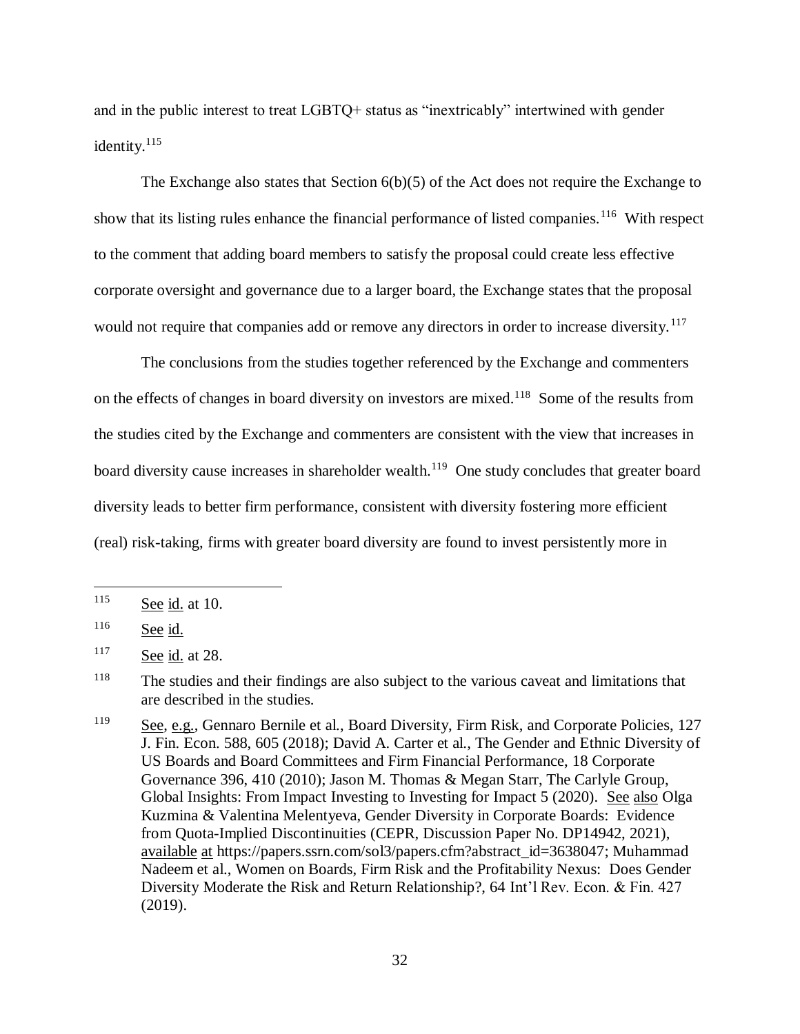and in the public interest to treat LGBTQ+ status as "inextricably" intertwined with gender identity.[115]

The Exchange also states that Section 6(b)(5) of the Act does not require the Exchange to show that its listing rules enhance the financial performance of listed companies.[116] With respect to the comment that adding board members to satisfy the proposal could create less effective corporate oversight and governance due to a larger board, the Exchange states that the proposal would not require that companies add or remove any directors in order to increase diversity.[117]

The conclusions from the studies together referenced by the Exchange and commenters on the effects of changes in board diversity on investors are mixed.[118] Some of the results from the studies cited by the Exchange and commenters are consistent with the view that increases in board diversity cause increases in shareholder wealth.[119] One study concludes that greater board diversity leads to better firm performance, consistent with diversity fostering more efficient (real) risk-taking, firms with greater board diversity are found to invest persistently more in

---

[115] See id. at 10.

[116] See id.

[117] See id. at 28.

[118] The studies and their findings are also subject to the various caveat and limitations that are described in the studies.

[119] See, e.g., Gennaro Bernile et al., Board Diversity, Firm Risk, and Corporate Policies, 127 J. Fin. Econ. 588, 605 (2018); David A. Carter et al., The Gender and Ethnic Diversity of US Boards and Board Committees and Firm Financial Performance, 18 Corporate Governance 396, 410 (2010); Jason M. Thomas & Megan Starr, The Carlyle Group, Global Insights: From Impact Investing to Investing for Impact 5 (2020). See also Olga Kuzmina & Valentina Melentyeva, Gender Diversity in Corporate Boards: Evidence from Quota-Implied Discontinuities (CEPR, Discussion Paper No. DP14942, 2021), available at https://papers.ssrn.com/sol3/papers.cfm?abstract_id=3638047; Muhammad Nadeem et al., Women on Boards, Firm Risk and the Profitability Nexus: Does Gender Diversity Moderate the Risk and Return Relationship?, 64 Int'l Rev. Econ. & Fin. 427 (2019).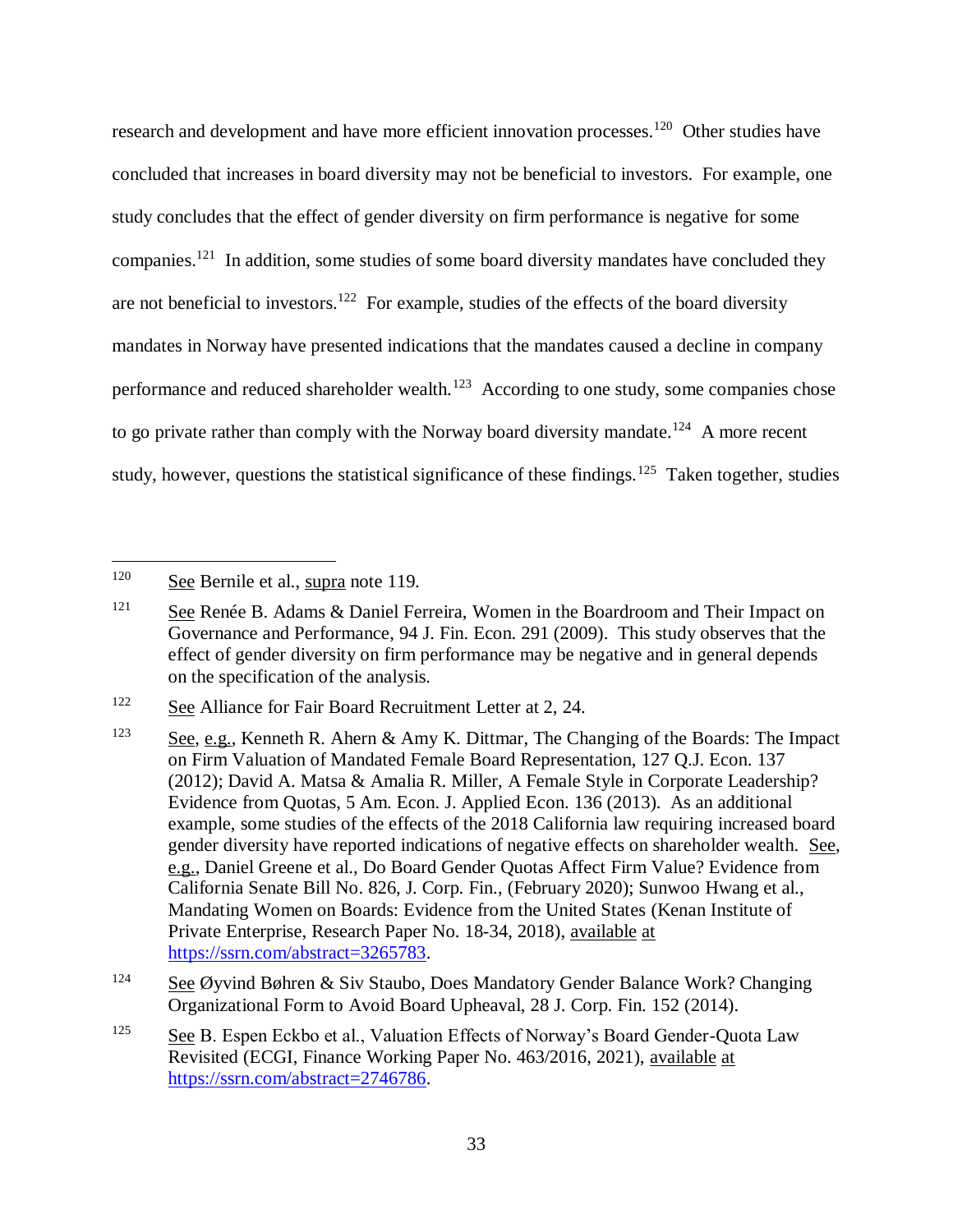research and development and have more efficient innovation processes.[120] Other studies have concluded that increases in board diversity may not be beneficial to investors. For example, one study concludes that the effect of gender diversity on firm performance is negative for some companies.[121] In addition, some studies of some board diversity mandates have concluded they are not beneficial to investors.[122] For example, studies of the effects of the board diversity mandates in Norway have presented indications that the mandates caused a decline in company performance and reduced shareholder wealth.[123] According to one study, some companies chose to go private rather than comply with the Norway board diversity mandate.[124] A more recent study, however, questions the statistical significance of these findings.[125] Taken together, studies

---

[120] See Bernile et al., supra note 119.

[121] See Renée B. Adams & Daniel Ferreira, Women in the Boardroom and Their Impact on Governance and Performance, 94 J. Fin. Econ. 291 (2009). This study observes that the effect of gender diversity on firm performance may be negative and in general depends on the specification of the analysis.

[122] See Alliance for Fair Board Recruitment Letter at 2, 24.

[123] See, e.g., Kenneth R. Ahern & Amy K. Dittmar, The Changing of the Boards: The Impact on Firm Valuation of Mandated Female Board Representation, 127 Q.J. Econ. 137 (2012); David A. Matsa & Amalia R. Miller, A Female Style in Corporate Leadership? Evidence from Quotas, 5 Am. Econ. J. Applied Econ. 136 (2013). As an additional example, some studies of the effects of the 2018 California law requiring increased board gender diversity have reported indications of negative effects on shareholder wealth. See, e.g., Daniel Greene et al., Do Board Gender Quotas Affect Firm Value? Evidence from California Senate Bill No. 826, J. Corp. Fin., (February 2020); Sunwoo Hwang et al., Mandating Women on Boards: Evidence from the United States (Kenan Institute of Private Enterprise, Research Paper No. 18-34, 2018), available at https://ssrn.com/abstract=3265783.

[124] See Øyvind Bøhren & Siv Staubo, Does Mandatory Gender Balance Work? Changing Organizational Form to Avoid Board Upheaval, 28 J. Corp. Fin. 152 (2014).

[125] See B. Espen Eckbo et al., Valuation Effects of Norway's Board Gender-Quota Law Revisited (ECGI, Finance Working Paper No. 463/2016, 2021), available at https://ssrn.com/abstract=2746786.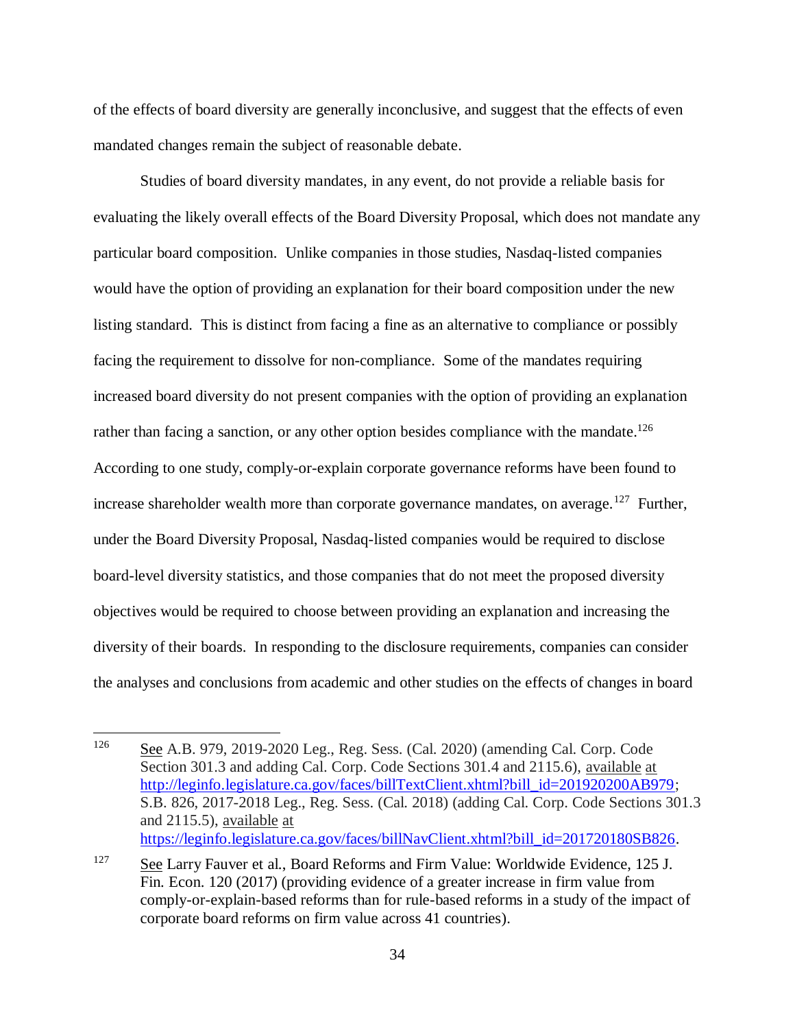of the effects of board diversity are generally inconclusive, and suggest that the effects of even mandated changes remain the subject of reasonable debate.

Studies of board diversity mandates, in any event, do not provide a reliable basis for evaluating the likely overall effects of the Board Diversity Proposal, which does not mandate any particular board composition. Unlike companies in those studies, Nasdaq-listed companies would have the option of providing an explanation for their board composition under the new listing standard. This is distinct from facing a fine as an alternative to compliance or possibly facing the requirement to dissolve for non-compliance. Some of the mandates requiring increased board diversity do not present companies with the option of providing an explanation rather than facing a sanction, or any other option besides compliance with the mandate.[126] According to one study, comply-or-explain corporate governance reforms have been found to increase shareholder wealth more than corporate governance mandates, on average.[127] Further, under the Board Diversity Proposal, Nasdaq-listed companies would be required to disclose board-level diversity statistics, and those companies that do not meet the proposed diversity objectives would be required to choose between providing an explanation and increasing the diversity of their boards. In responding to the disclosure requirements, companies can consider the analyses and conclusions from academic and other studies on the effects of changes in board

---

[126] See A.B. 979, 2019-2020 Leg., Reg. Sess. (Cal. 2020) (amending Cal. Corp. Code Section 301.3 and adding Cal. Corp. Code Sections 301.4 and 2115.6), available at http://leginfo.legislature.ca.gov/faces/billTextClient.xhtml?bill_id=201920200AB979; S.B. 826, 2017-2018 Leg., Reg. Sess. (Cal. 2018) (adding Cal. Corp. Code Sections 301.3 and 2115.5), available at https://leginfo.legislature.ca.gov/faces/billNavClient.xhtml?bill_id=201720180SB826.

[127] See Larry Fauver et al., Board Reforms and Firm Value: Worldwide Evidence, 125 J. Fin. Econ. 120 (2017) (providing evidence of a greater increase in firm value from comply-or-explain-based reforms than for rule-based reforms in a study of the impact of corporate board reforms on firm value across 41 countries).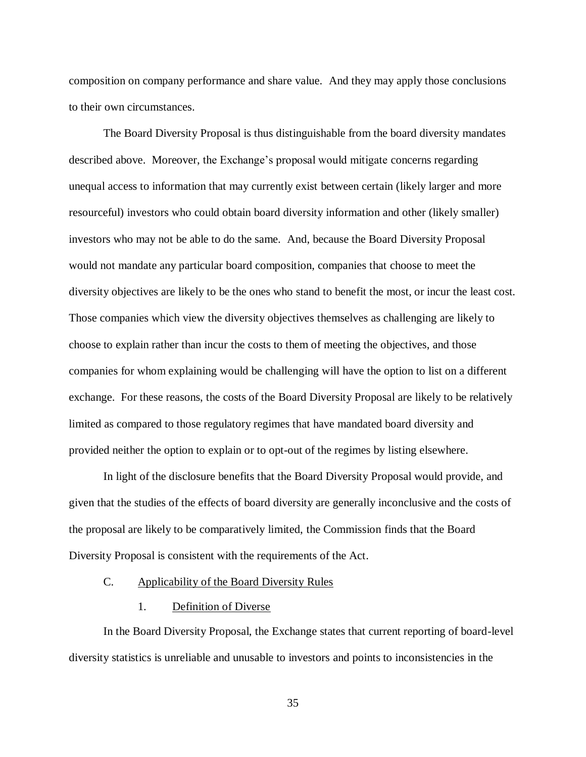composition on company performance and share value. And they may apply those conclusions to their own circumstances.

The Board Diversity Proposal is thus distinguishable from the board diversity mandates described above. Moreover, the Exchange's proposal would mitigate concerns regarding unequal access to information that may currently exist between certain (likely larger and more resourceful) investors who could obtain board diversity information and other (likely smaller) investors who may not be able to do the same. And, because the Board Diversity Proposal would not mandate any particular board composition, companies that choose to meet the diversity objectives are likely to be the ones who stand to benefit the most, or incur the least cost. Those companies which view the diversity objectives themselves as challenging are likely to choose to explain rather than incur the costs to them of meeting the objectives, and those companies for whom explaining would be challenging will have the option to list on a different exchange. For these reasons, the costs of the Board Diversity Proposal are likely to be relatively limited as compared to those regulatory regimes that have mandated board diversity and provided neither the option to explain or to opt-out of the regimes by listing elsewhere.

In light of the disclosure benefits that the Board Diversity Proposal would provide, and given that the studies of the effects of board diversity are generally inconclusive and the costs of the proposal are likely to be comparatively limited, the Commission finds that the Board Diversity Proposal is consistent with the requirements of the Act.

### C. Applicability of the Board Diversity Rules

#### 1. Definition of Diverse

In the Board Diversity Proposal, the Exchange states that current reporting of board-level diversity statistics is unreliable and unusable to investors and points to inconsistencies in the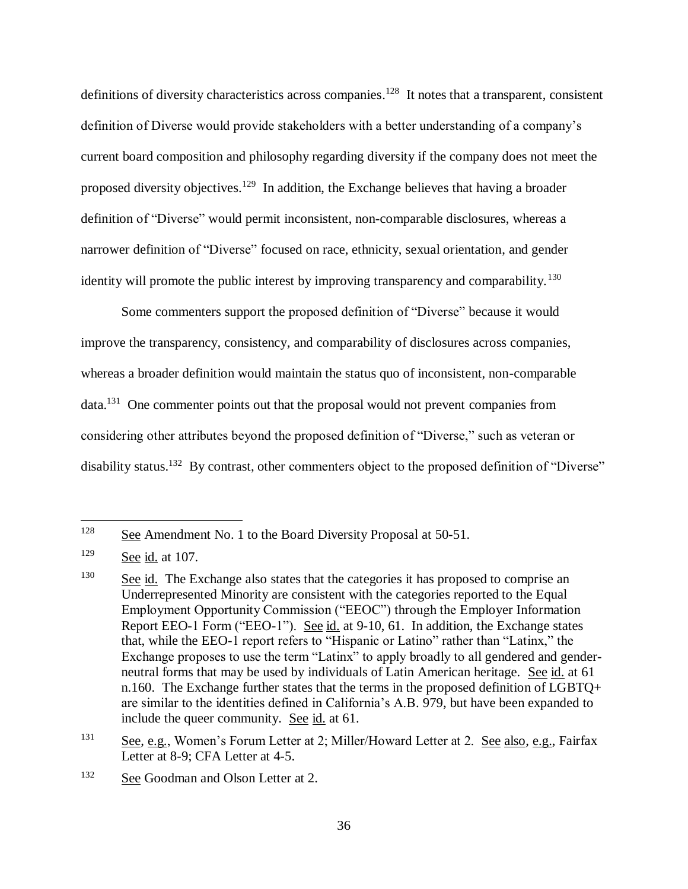definitions of diversity characteristics across companies.[128] It notes that a transparent, consistent definition of Diverse would provide stakeholders with a better understanding of a company's current board composition and philosophy regarding diversity if the company does not meet the proposed diversity objectives.[129] In addition, the Exchange believes that having a broader definition of "Diverse" would permit inconsistent, non-comparable disclosures, whereas a narrower definition of "Diverse" focused on race, ethnicity, sexual orientation, and gender identity will promote the public interest by improving transparency and comparability.[130]

Some commenters support the proposed definition of "Diverse" because it would improve the transparency, consistency, and comparability of disclosures across companies, whereas a broader definition would maintain the status quo of inconsistent, non-comparable data.[131] One commenter points out that the proposal would not prevent companies from considering other attributes beyond the proposed definition of "Diverse," such as veteran or disability status.[132] By contrast, other commenters object to the proposed definition of "Diverse"

---

[128] See Amendment No. 1 to the Board Diversity Proposal at 50-51.

[129] See id. at 107.

[130] See id. The Exchange also states that the categories it has proposed to comprise an Underrepresented Minority are consistent with the categories reported to the Equal Employment Opportunity Commission ("EEOC") through the Employer Information Report EEO-1 Form ("EEO-1"). See id. at 9-10, 61. In addition, the Exchange states that, while the EEO-1 report refers to "Hispanic or Latino" rather than "Latinx," the Exchange proposes to use the term "Latinx" to apply broadly to all gendered and gender-neutral forms that may be used by individuals of Latin American heritage. See id. at 61 n.160. The Exchange further states that the terms in the proposed definition of LGBTQ+ are similar to the identities defined in California's A.B. 979, but have been expanded to include the queer community. See id. at 61.

[131] See, e.g., Women's Forum Letter at 2; Miller/Howard Letter at 2. See also, e.g., Fairfax Letter at 8-9; CFA Letter at 4-5.

[132] See Goodman and Olson Letter at 2.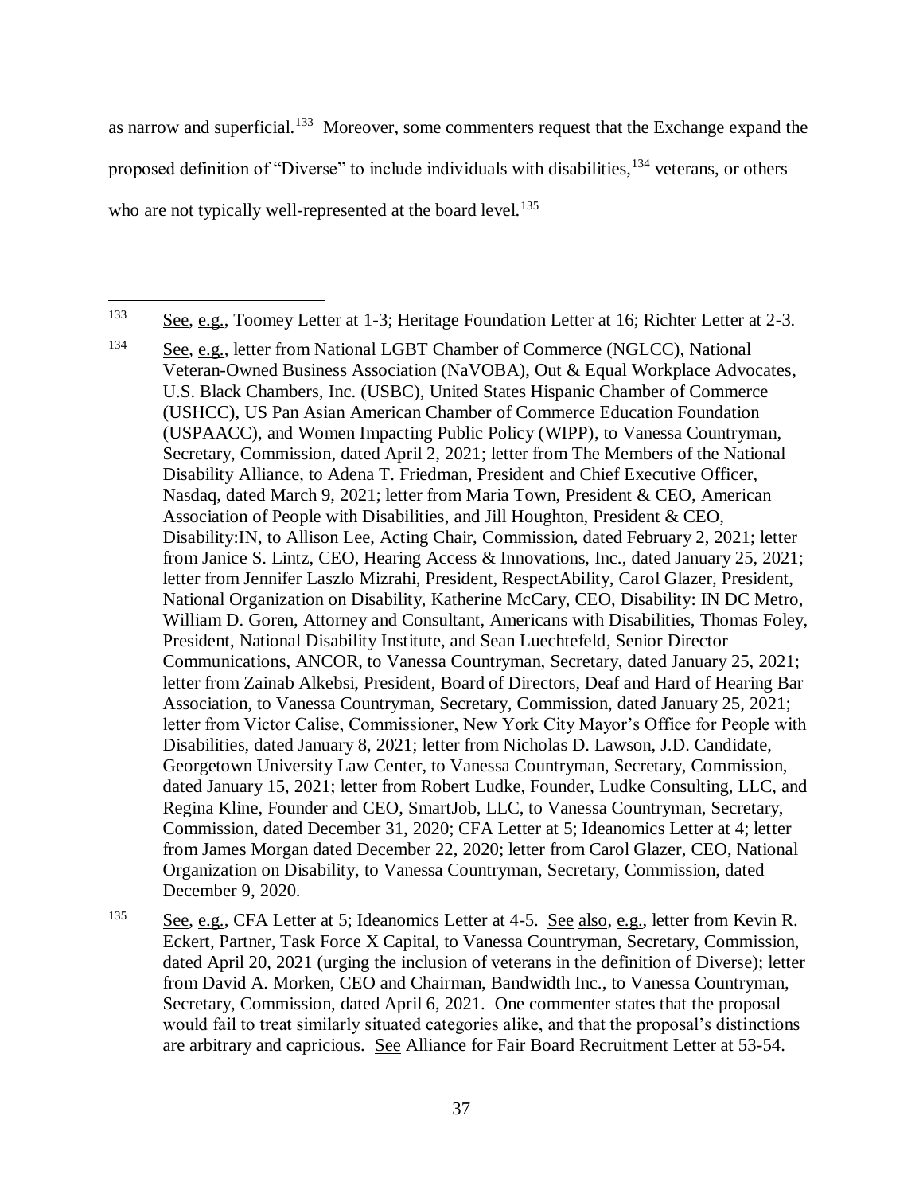as narrow and superficial.[133] Moreover, some commenters request that the Exchange expand the proposed definition of "Diverse" to include individuals with disabilities,[134] veterans, or others who are not typically well-represented at the board level.[135]

---

[133] See, e.g., Toomey Letter at 1-3; Heritage Foundation Letter at 16; Richter Letter at 2-3.

[134] See, e.g., letter from National LGBT Chamber of Commerce (NGLCC), National Veteran-Owned Business Association (NaVOBA), Out & Equal Workplace Advocates, U.S. Black Chambers, Inc. (USBC), United States Hispanic Chamber of Commerce (USHCC), US Pan Asian American Chamber of Commerce Education Foundation (USPAACC), and Women Impacting Public Policy (WIPP), to Vanessa Countryman, Secretary, Commission, dated April 2, 2021; letter from The Members of the National Disability Alliance, to Adena T. Friedman, President and Chief Executive Officer, Nasdaq, dated March 9, 2021; letter from Maria Town, President & CEO, American Association of People with Disabilities, and Jill Houghton, President & CEO, Disability:IN, to Allison Lee, Acting Chair, Commission, dated February 2, 2021; letter from Janice S. Lintz, CEO, Hearing Access & Innovations, Inc., dated January 25, 2021; letter from Jennifer Laszlo Mizrahi, President, RespectAbility, Carol Glazer, President, National Organization on Disability, Katherine McCary, CEO, Disability: IN DC Metro, William D. Goren, Attorney and Consultant, Americans with Disabilities, Thomas Foley, President, National Disability Institute, and Sean Luechtefeld, Senior Director Communications, ANCOR, to Vanessa Countryman, Secretary, dated January 25, 2021; letter from Zainab Alkebsi, President, Board of Directors, Deaf and Hard of Hearing Bar Association, to Vanessa Countryman, Secretary, Commission, dated January 25, 2021; letter from Victor Calise, Commissioner, New York City Mayor's Office for People with Disabilities, dated January 8, 2021; letter from Nicholas D. Lawson, J.D. Candidate, Georgetown University Law Center, to Vanessa Countryman, Secretary, Commission, dated January 15, 2021; letter from Robert Ludke, Founder, Ludke Consulting, LLC, and Regina Kline, Founder and CEO, SmartJob, LLC, to Vanessa Countryman, Secretary, Commission, dated December 31, 2020; CFA Letter at 5; Ideanomics Letter at 4; letter from James Morgan dated December 22, 2020; letter from Carol Glazer, CEO, National Organization on Disability, to Vanessa Countryman, Secretary, Commission, dated December 9, 2020.

[135] See, e.g., CFA Letter at 5; Ideanomics Letter at 4-5. See also, e.g., letter from Kevin R. Eckert, Partner, Task Force X Capital, to Vanessa Countryman, Secretary, Commission, dated April 20, 2021 (urging the inclusion of veterans in the definition of Diverse); letter from David A. Morken, CEO and Chairman, Bandwidth Inc., to Vanessa Countryman, Secretary, Commission, dated April 6, 2021. One commenter states that the proposal would fail to treat similarly situated categories alike, and that the proposal's distinctions are arbitrary and capricious. See Alliance for Fair Board Recruitment Letter at 53-54.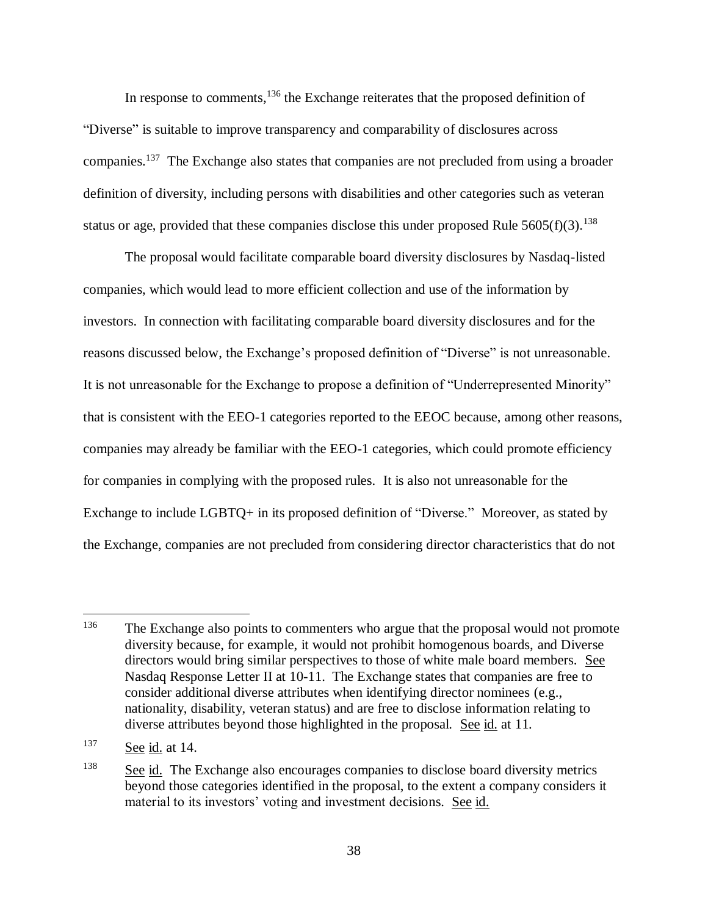In response to comments,[136] the Exchange reiterates that the proposed definition of "Diverse" is suitable to improve transparency and comparability of disclosures across companies.[137] The Exchange also states that companies are not precluded from using a broader definition of diversity, including persons with disabilities and other categories such as veteran status or age, provided that these companies disclose this under proposed Rule 5605(f)(3).[138]

The proposal would facilitate comparable board diversity disclosures by Nasdaq-listed companies, which would lead to more efficient collection and use of the information by investors. In connection with facilitating comparable board diversity disclosures and for the reasons discussed below, the Exchange's proposed definition of "Diverse" is not unreasonable. It is not unreasonable for the Exchange to propose a definition of "Underrepresented Minority" that is consistent with the EEO-1 categories reported to the EEOC because, among other reasons, companies may already be familiar with the EEO-1 categories, which could promote efficiency for companies in complying with the proposed rules. It is also not unreasonable for the Exchange to include LGBTQ+ in its proposed definition of "Diverse." Moreover, as stated by the Exchange, companies are not precluded from considering director characteristics that do not

---

[136] The Exchange also points to commenters who argue that the proposal would not promote diversity because, for example, it would not prohibit homogenous boards, and Diverse directors would bring similar perspectives to those of white male board members. See Nasdaq Response Letter II at 10-11. The Exchange states that companies are free to consider additional diverse attributes when identifying director nominees (e.g., nationality, disability, veteran status) and are free to disclose information relating to diverse attributes beyond those highlighted in the proposal. See id. at 11.

[137] See id. at 14.

[138] See id. The Exchange also encourages companies to disclose board diversity metrics beyond those categories identified in the proposal, to the extent a company considers it material to its investors' voting and investment decisions. See id.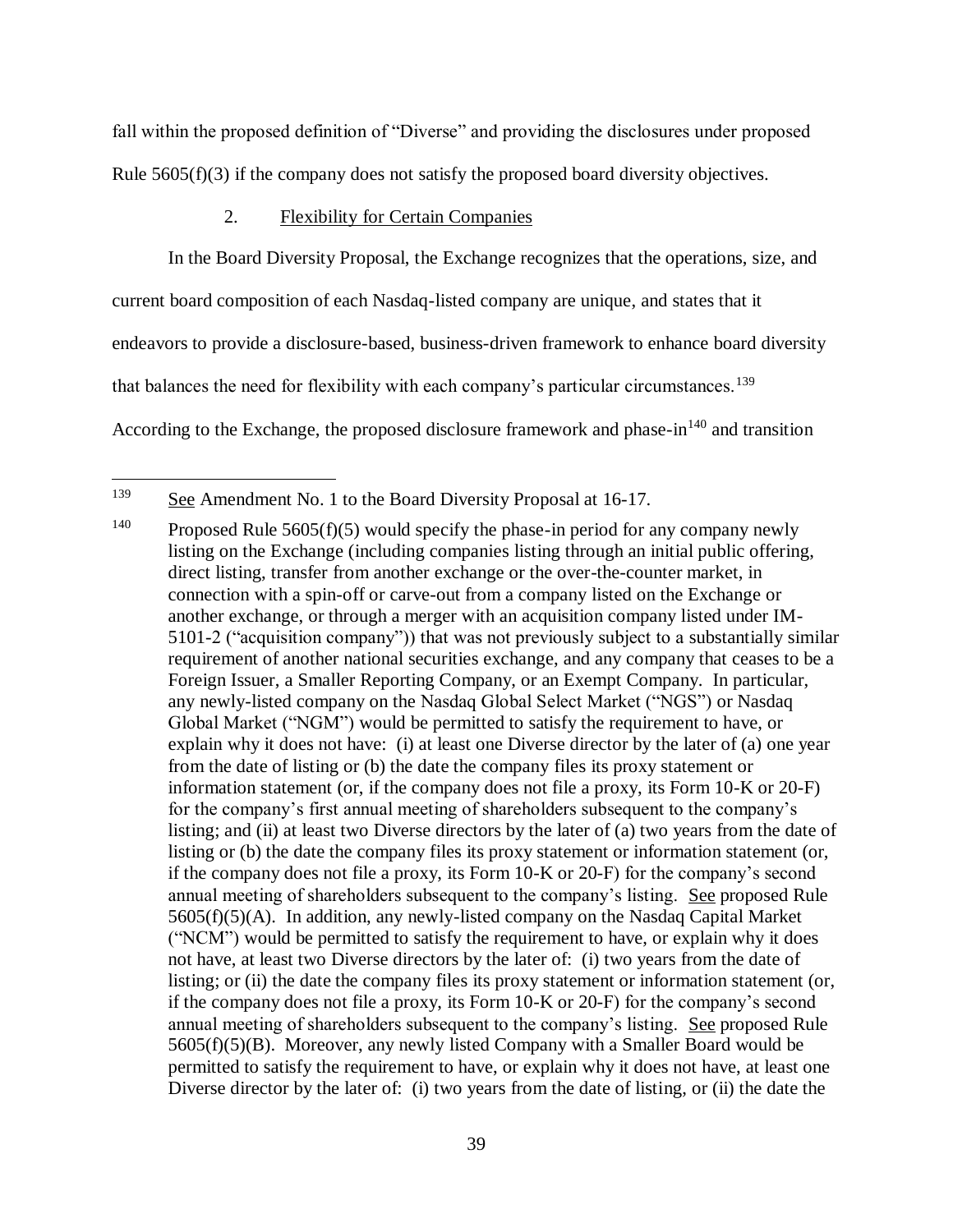fall within the proposed definition of "Diverse" and providing the disclosures under proposed Rule 5605(f)(3) if the company does not satisfy the proposed board diversity objectives.

### 2. Flexibility for Certain Companies

In the Board Diversity Proposal, the Exchange recognizes that the operations, size, and current board composition of each Nasdaq-listed company are unique, and states that it endeavors to provide a disclosure-based, business-driven framework to enhance board diversity that balances the need for flexibility with each company's particular circumstances.[139] According to the Exchange, the proposed disclosure framework and phase-in[140] and transition

---

[139] See Amendment No. 1 to the Board Diversity Proposal at 16-17.

[140] Proposed Rule 5605(f)(5) would specify the phase-in period for any company newly listing on the Exchange (including companies listing through an initial public offering, direct listing, transfer from another exchange or the over-the-counter market, in connection with a spin-off or carve-out from a company listed on the Exchange or another exchange, or through a merger with an acquisition company listed under IM-5101-2 ("acquisition company")) that was not previously subject to a substantially similar requirement of another national securities exchange, and any company that ceases to be a Foreign Issuer, a Smaller Reporting Company, or an Exempt Company. In particular, any newly-listed company on the Nasdaq Global Select Market ("NGS") or Nasdaq Global Market ("NGM") would be permitted to satisfy the requirement to have, or explain why it does not have: (i) at least one Diverse director by the later of (a) one year from the date of listing or (b) the date the company files its proxy statement or information statement (or, if the company does not file a proxy, its Form 10-K or 20-F) for the company's first annual meeting of shareholders subsequent to the company's listing; and (ii) at least two Diverse directors by the later of (a) two years from the date of listing or (b) the date the company files its proxy statement or information statement (or, if the company does not file a proxy, its Form 10-K or 20-F) for the company's second annual meeting of shareholders subsequent to the company's listing. See proposed Rule 5605(f)(5)(A). In addition, any newly-listed company on the Nasdaq Capital Market ("NCM") would be permitted to satisfy the requirement to have, or explain why it does not have, at least two Diverse directors by the later of: (i) two years from the date of listing; or (ii) the date the company files its proxy statement or information statement (or, if the company does not file a proxy, its Form 10-K or 20-F) for the company's second annual meeting of shareholders subsequent to the company's listing. See proposed Rule 5605(f)(5)(B). Moreover, any newly listed Company with a Smaller Board would be permitted to satisfy the requirement to have, or explain why it does not have, at least one Diverse director by the later of: (i) two years from the date of listing, or (ii) the date the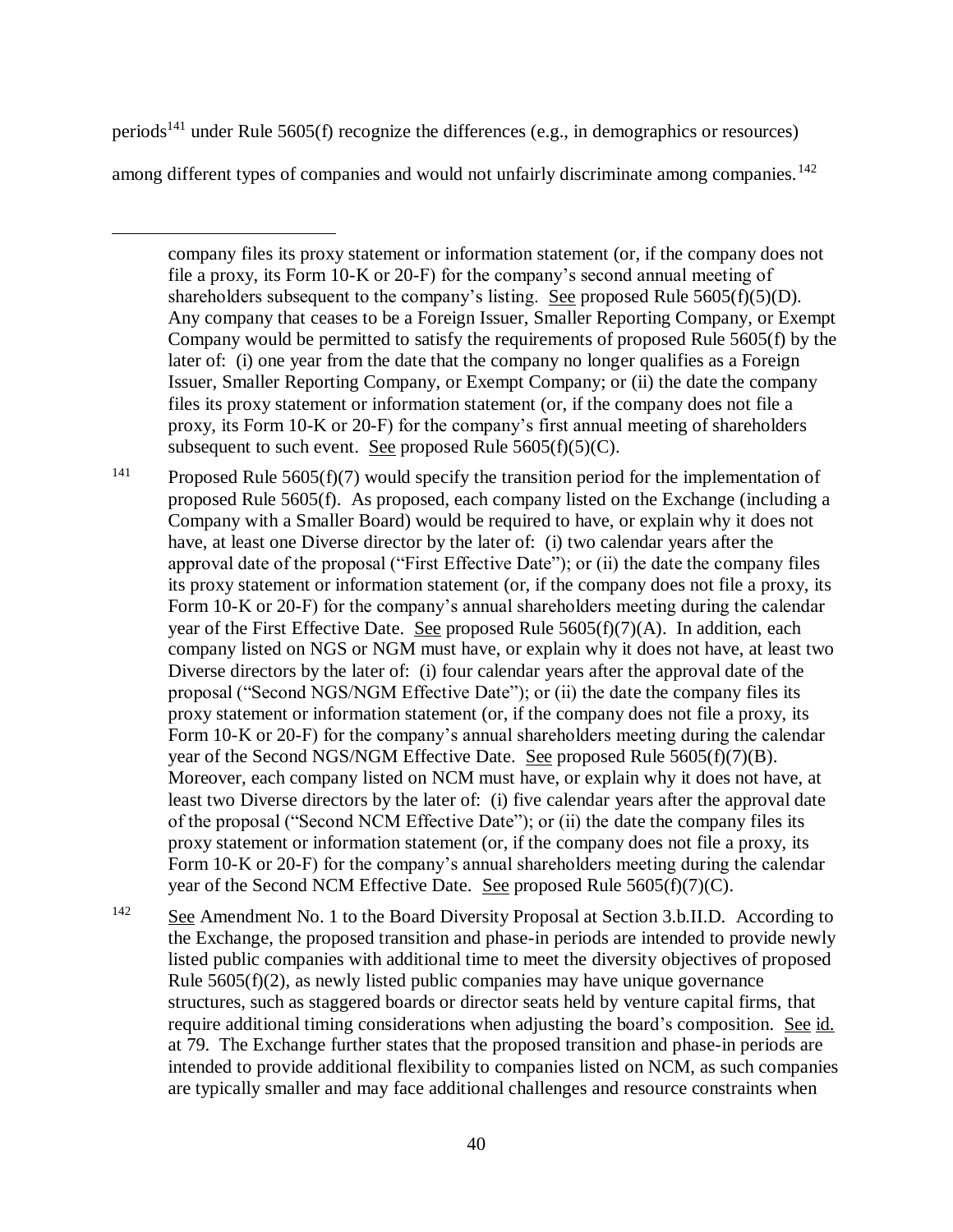periods[141] under Rule 5605(f) recognize the differences (e.g., in demographics or resources) among different types of companies and would not unfairly discriminate among companies.[142]

---

company files its proxy statement or information statement (or, if the company does not file a proxy, its Form 10-K or 20-F) for the company's second annual meeting of shareholders subsequent to the company's listing. See proposed Rule 5605(f)(5)(D). Any company that ceases to be a Foreign Issuer, Smaller Reporting Company, or Exempt Company would be permitted to satisfy the requirements of proposed Rule 5605(f) by the later of: (i) one year from the date that the company no longer qualifies as a Foreign Issuer, Smaller Reporting Company, or Exempt Company; or (ii) the date the company files its proxy statement or information statement (or, if the company does not file a proxy, its Form 10-K or 20-F) for the company's first annual meeting of shareholders subsequent to such event. See proposed Rule 5605(f)(5)(C).

[141] Proposed Rule 5605(f)(7) would specify the transition period for the implementation of proposed Rule 5605(f). As proposed, each company listed on the Exchange (including a Company with a Smaller Board) would be required to have, or explain why it does not have, at least one Diverse director by the later of: (i) two calendar years after the approval date of the proposal ("First Effective Date"); or (ii) the date the company files its proxy statement or information statement (or, if the company does not file a proxy, its Form 10-K or 20-F) for the company's annual shareholders meeting during the calendar year of the First Effective Date. See proposed Rule 5605(f)(7)(A). In addition, each company listed on NGS or NGM must have, or explain why it does not have, at least two Diverse directors by the later of: (i) four calendar years after the approval date of the proposal ("Second NGS/NGM Effective Date"); or (ii) the date the company files its proxy statement or information statement (or, if the company does not file a proxy, its Form 10-K or 20-F) for the company's annual shareholders meeting during the calendar year of the Second NGS/NGM Effective Date. See proposed Rule 5605(f)(7)(B). Moreover, each company listed on NCM must have, or explain why it does not have, at least two Diverse directors by the later of: (i) five calendar years after the approval date of the proposal ("Second NCM Effective Date"); or (ii) the date the company files its proxy statement or information statement (or, if the company does not file a proxy, its Form 10-K or 20-F) for the company's annual shareholders meeting during the calendar year of the Second NCM Effective Date. See proposed Rule 5605(f)(7)(C).

[142] See Amendment No. 1 to the Board Diversity Proposal at Section 3.b.II.D. According to the Exchange, the proposed transition and phase-in periods are intended to provide newly listed public companies with additional time to meet the diversity objectives of proposed Rule 5605(f)(2), as newly listed public companies may have unique governance structures, such as staggered boards or director seats held by venture capital firms, that require additional timing considerations when adjusting the board's composition. See id. at 79. The Exchange further states that the proposed transition and phase-in periods are intended to provide additional flexibility to companies listed on NCM, as such companies are typically smaller and may face additional challenges and resource constraints when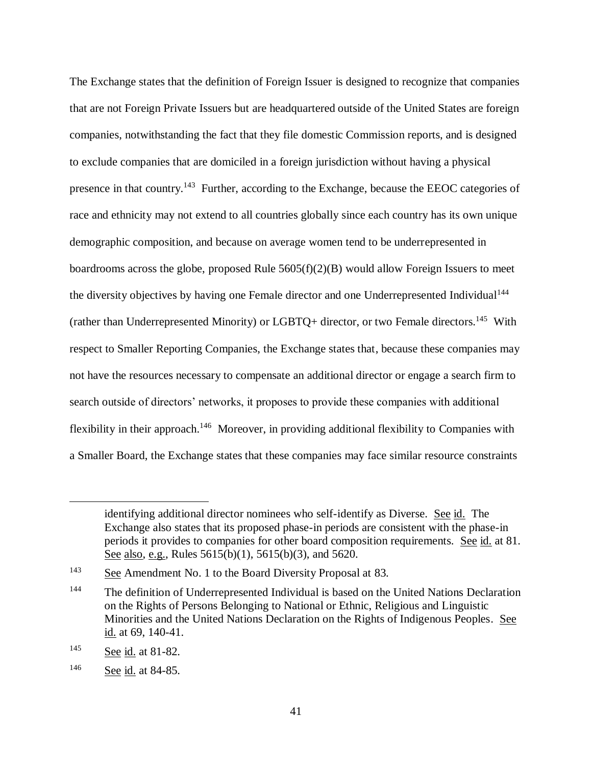The Exchange states that the definition of Foreign Issuer is designed to recognize that companies that are not Foreign Private Issuers but are headquartered outside of the United States are foreign companies, notwithstanding the fact that they file domestic Commission reports, and is designed to exclude companies that are domiciled in a foreign jurisdiction without having a physical presence in that country.[143] Further, according to the Exchange, because the EEOC categories of race and ethnicity may not extend to all countries globally since each country has its own unique demographic composition, and because on average women tend to be underrepresented in boardrooms across the globe, proposed Rule 5605(f)(2)(B) would allow Foreign Issuers to meet the diversity objectives by having one Female director and one Underrepresented Individual[144] (rather than Underrepresented Minority) or LGBTQ+ director, or two Female directors.[145] With respect to Smaller Reporting Companies, the Exchange states that, because these companies may not have the resources necessary to compensate an additional director or engage a search firm to search outside of directors' networks, it proposes to provide these companies with additional flexibility in their approach.[146] Moreover, in providing additional flexibility to Companies with a Smaller Board, the Exchange states that these companies may face similar resource constraints

---

identifying additional director nominees who self-identify as Diverse. See id. The Exchange also states that its proposed phase-in periods are consistent with the phase-in periods it provides to companies for other board composition requirements. See id. at 81. See also, e.g., Rules 5615(b)(1), 5615(b)(3), and 5620.

[143] See Amendment No. 1 to the Board Diversity Proposal at 83.

[144] The definition of Underrepresented Individual is based on the United Nations Declaration on the Rights of Persons Belonging to National or Ethnic, Religious and Linguistic Minorities and the United Nations Declaration on the Rights of Indigenous Peoples. See id. at 69, 140-41.

[145] See id. at 81-82.

[146] See id. at 84-85.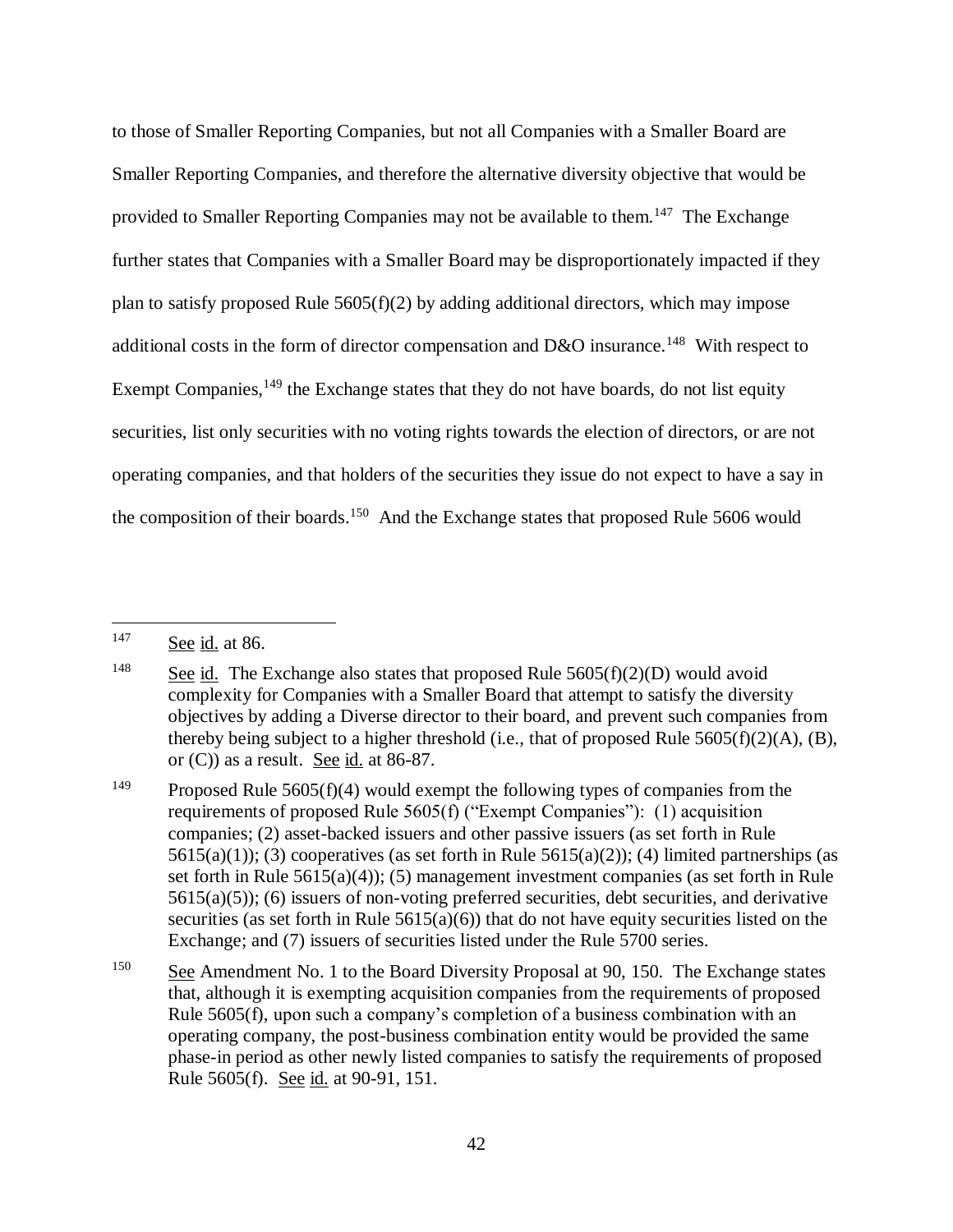to those of Smaller Reporting Companies, but not all Companies with a Smaller Board are Smaller Reporting Companies, and therefore the alternative diversity objective that would be provided to Smaller Reporting Companies may not be available to them.[147] The Exchange further states that Companies with a Smaller Board may be disproportionately impacted if they plan to satisfy proposed Rule 5605(f)(2) by adding additional directors, which may impose additional costs in the form of director compensation and D&O insurance.[148] With respect to Exempt Companies,[149] the Exchange states that they do not have boards, do not list equity securities, list only securities with no voting rights towards the election of directors, or are not operating companies, and that holders of the securities they issue do not expect to have a say in the composition of their boards.[150] And the Exchange states that proposed Rule 5606 would

---

[147] See id. at 86.

[148] See id. The Exchange also states that proposed Rule 5605(f)(2)(D) would avoid complexity for Companies with a Smaller Board that attempt to satisfy the diversity objectives by adding a Diverse director to their board, and prevent such companies from thereby being subject to a higher threshold (i.e., that of proposed Rule 5605(f)(2)(A), (B), or (C)) as a result. See id. at 86-87.

[149] Proposed Rule 5605(f)(4) would exempt the following types of companies from the requirements of proposed Rule 5605(f) ("Exempt Companies"): (1) acquisition companies; (2) asset-backed issuers and other passive issuers (as set forth in Rule 5615(a)(1)); (3) cooperatives (as set forth in Rule 5615(a)(2)); (4) limited partnerships (as set forth in Rule 5615(a)(4)); (5) management investment companies (as set forth in Rule 5615(a)(5)); (6) issuers of non-voting preferred securities, debt securities, and derivative securities (as set forth in Rule 5615(a)(6)) that do not have equity securities listed on the Exchange; and (7) issuers of securities listed under the Rule 5700 series.

[150] See Amendment No. 1 to the Board Diversity Proposal at 90, 150. The Exchange states that, although it is exempting acquisition companies from the requirements of proposed Rule 5605(f), upon such a company's completion of a business combination with an operating company, the post-business combination entity would be provided the same phase-in period as other newly listed companies to satisfy the requirements of proposed Rule 5605(f). See id. at 90-91, 151.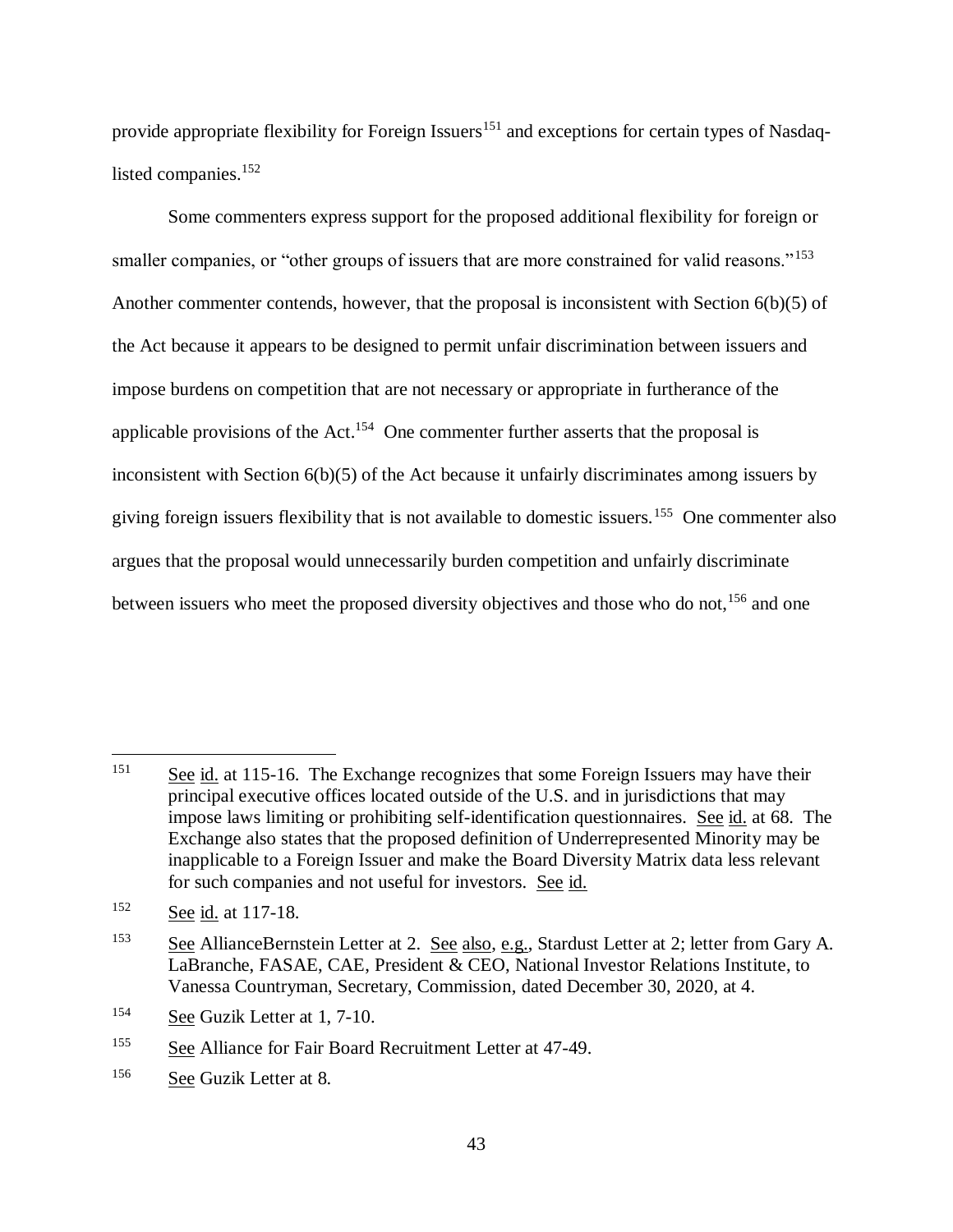provide appropriate flexibility for Foreign Issuers[151] and exceptions for certain types of Nasdaq-listed companies.[152]

Some commenters express support for the proposed additional flexibility for foreign or smaller companies, or "other groups of issuers that are more constrained for valid reasons."[153] Another commenter contends, however, that the proposal is inconsistent with Section 6(b)(5) of the Act because it appears to be designed to permit unfair discrimination between issuers and impose burdens on competition that are not necessary or appropriate in furtherance of the applicable provisions of the Act.[154] One commenter further asserts that the proposal is inconsistent with Section 6(b)(5) of the Act because it unfairly discriminates among issuers by giving foreign issuers flexibility that is not available to domestic issuers.[155] One commenter also argues that the proposal would unnecessarily burden competition and unfairly discriminate between issuers who meet the proposed diversity objectives and those who do not,[156] and one

---

[151] See id. at 115-16. The Exchange recognizes that some Foreign Issuers may have their principal executive offices located outside of the U.S. and in jurisdictions that may impose laws limiting or prohibiting self-identification questionnaires. See id. at 68. The Exchange also states that the proposed definition of Underrepresented Minority may be inapplicable to a Foreign Issuer and make the Board Diversity Matrix data less relevant for such companies and not useful for investors. See id.

[152] See id. at 117-18.

[153] See AllianceBernstein Letter at 2. See also, e.g., Stardust Letter at 2; letter from Gary A. LaBranche, FASAE, CAE, President & CEO, National Investor Relations Institute, to Vanessa Countryman, Secretary, Commission, dated December 30, 2020, at 4.

[154] See Guzik Letter at 1, 7-10.

[155] See Alliance for Fair Board Recruitment Letter at 47-49.

[156] See Guzik Letter at 8.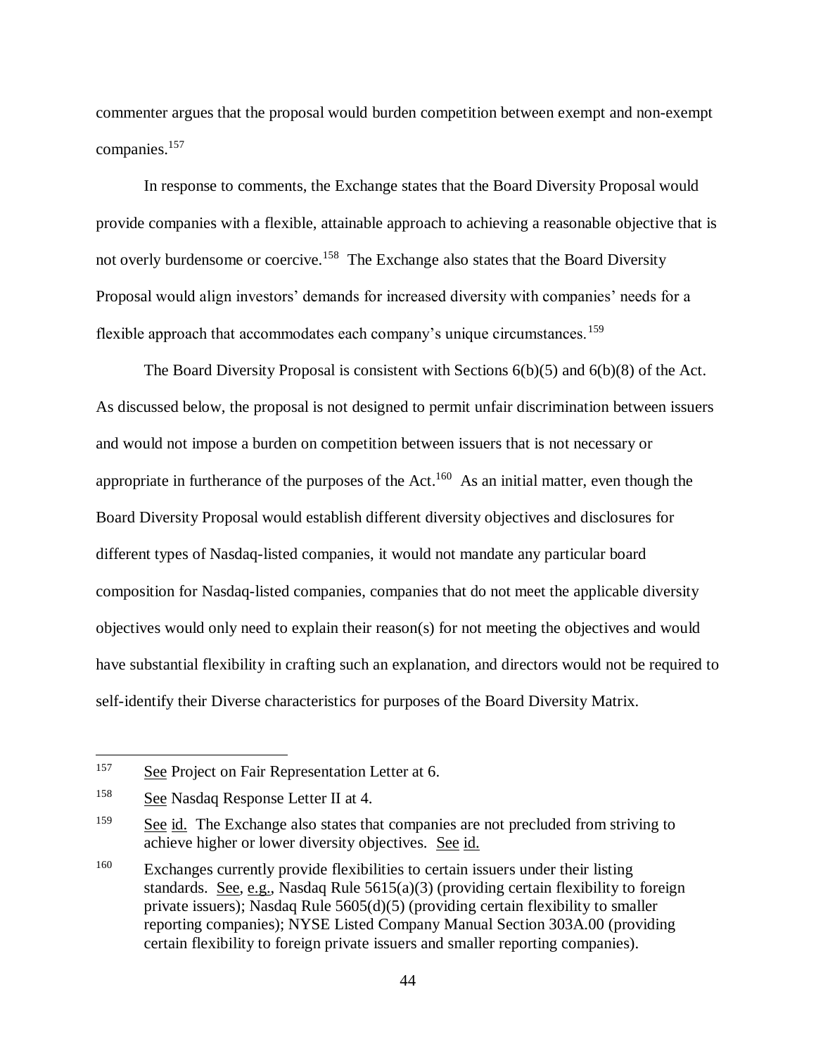commenter argues that the proposal would burden competition between exempt and non-exempt companies.[157]

In response to comments, the Exchange states that the Board Diversity Proposal would provide companies with a flexible, attainable approach to achieving a reasonable objective that is not overly burdensome or coercive.[158] The Exchange also states that the Board Diversity Proposal would align investors' demands for increased diversity with companies' needs for a flexible approach that accommodates each company's unique circumstances.[159]

The Board Diversity Proposal is consistent with Sections 6(b)(5) and 6(b)(8) of the Act. As discussed below, the proposal is not designed to permit unfair discrimination between issuers and would not impose a burden on competition between issuers that is not necessary or appropriate in furtherance of the purposes of the Act.[160] As an initial matter, even though the Board Diversity Proposal would establish different diversity objectives and disclosures for different types of Nasdaq-listed companies, it would not mandate any particular board composition for Nasdaq-listed companies, companies that do not meet the applicable diversity objectives would only need to explain their reason(s) for not meeting the objectives and would have substantial flexibility in crafting such an explanation, and directors would not be required to self-identify their Diverse characteristics for purposes of the Board Diversity Matrix.

---

[157] See Project on Fair Representation Letter at 6.

[158] See Nasdaq Response Letter II at 4.

[159] See id. The Exchange also states that companies are not precluded from striving to achieve higher or lower diversity objectives. See id.

[160] Exchanges currently provide flexibilities to certain issuers under their listing standards. See, e.g., Nasdaq Rule 5615(a)(3) (providing certain flexibility to foreign private issuers); Nasdaq Rule 5605(d)(5) (providing certain flexibility to smaller reporting companies); NYSE Listed Company Manual Section 303A.00 (providing certain flexibility to foreign private issuers and smaller reporting companies).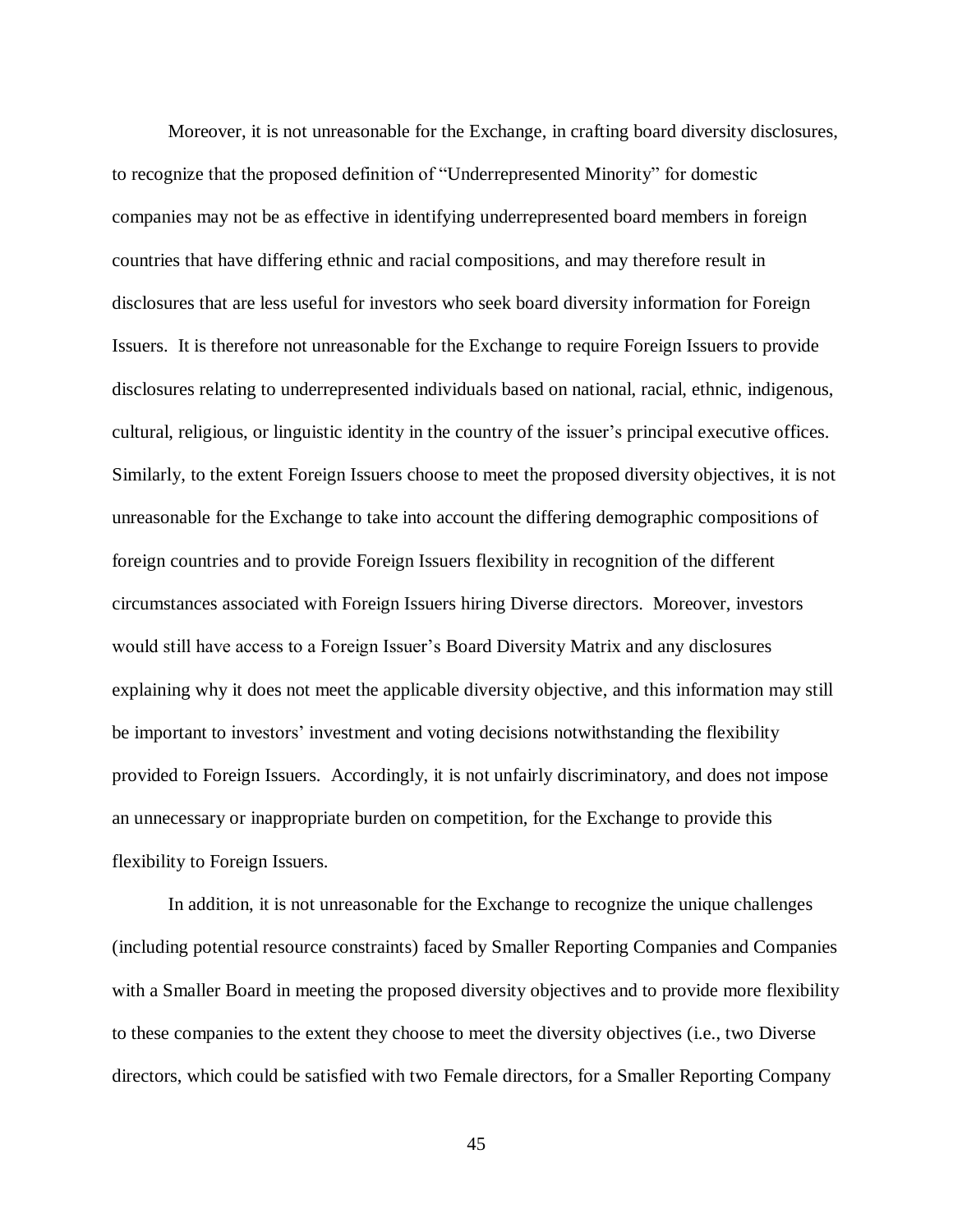Moreover, it is not unreasonable for the Exchange, in crafting board diversity disclosures, to recognize that the proposed definition of "Underrepresented Minority" for domestic companies may not be as effective in identifying underrepresented board members in foreign countries that have differing ethnic and racial compositions, and may therefore result in disclosures that are less useful for investors who seek board diversity information for Foreign Issuers. It is therefore not unreasonable for the Exchange to require Foreign Issuers to provide disclosures relating to underrepresented individuals based on national, racial, ethnic, indigenous, cultural, religious, or linguistic identity in the country of the issuer's principal executive offices. Similarly, to the extent Foreign Issuers choose to meet the proposed diversity objectives, it is not unreasonable for the Exchange to take into account the differing demographic compositions of foreign countries and to provide Foreign Issuers flexibility in recognition of the different circumstances associated with Foreign Issuers hiring Diverse directors. Moreover, investors would still have access to a Foreign Issuer's Board Diversity Matrix and any disclosures explaining why it does not meet the applicable diversity objective, and this information may still be important to investors' investment and voting decisions notwithstanding the flexibility provided to Foreign Issuers. Accordingly, it is not unfairly discriminatory, and does not impose an unnecessary or inappropriate burden on competition, for the Exchange to provide this flexibility to Foreign Issuers.

In addition, it is not unreasonable for the Exchange to recognize the unique challenges (including potential resource constraints) faced by Smaller Reporting Companies and Companies with a Smaller Board in meeting the proposed diversity objectives and to provide more flexibility to these companies to the extent they choose to meet the diversity objectives (i.e., two Diverse directors, which could be satisfied with two Female directors, for a Smaller Reporting Company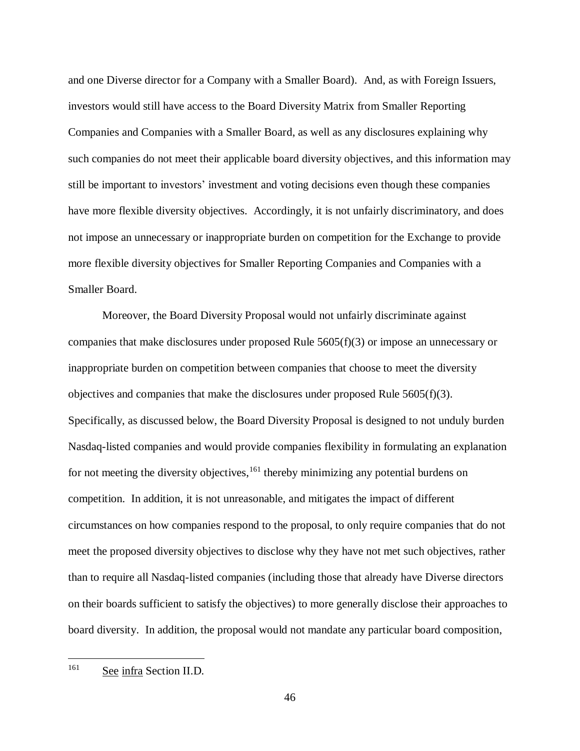and one Diverse director for a Company with a Smaller Board). And, as with Foreign Issuers, investors would still have access to the Board Diversity Matrix from Smaller Reporting Companies and Companies with a Smaller Board, as well as any disclosures explaining why such companies do not meet their applicable board diversity objectives, and this information may still be important to investors' investment and voting decisions even though these companies have more flexible diversity objectives. Accordingly, it is not unfairly discriminatory, and does not impose an unnecessary or inappropriate burden on competition for the Exchange to provide more flexible diversity objectives for Smaller Reporting Companies and Companies with a Smaller Board.

Moreover, the Board Diversity Proposal would not unfairly discriminate against companies that make disclosures under proposed Rule 5605(f)(3) or impose an unnecessary or inappropriate burden on competition between companies that choose to meet the diversity objectives and companies that make the disclosures under proposed Rule 5605(f)(3). Specifically, as discussed below, the Board Diversity Proposal is designed to not unduly burden Nasdaq-listed companies and would provide companies flexibility in formulating an explanation for not meeting the diversity objectives,[161] thereby minimizing any potential burdens on competition. In addition, it is not unreasonable, and mitigates the impact of different circumstances on how companies respond to the proposal, to only require companies that do not meet the proposed diversity objectives to disclose why they have not met such objectives, rather than to require all Nasdaq-listed companies (including those that already have Diverse directors on their boards sufficient to satisfy the objectives) to more generally disclose their approaches to board diversity. In addition, the proposal would not mandate any particular board composition,

---

[161] See infra Section II.D.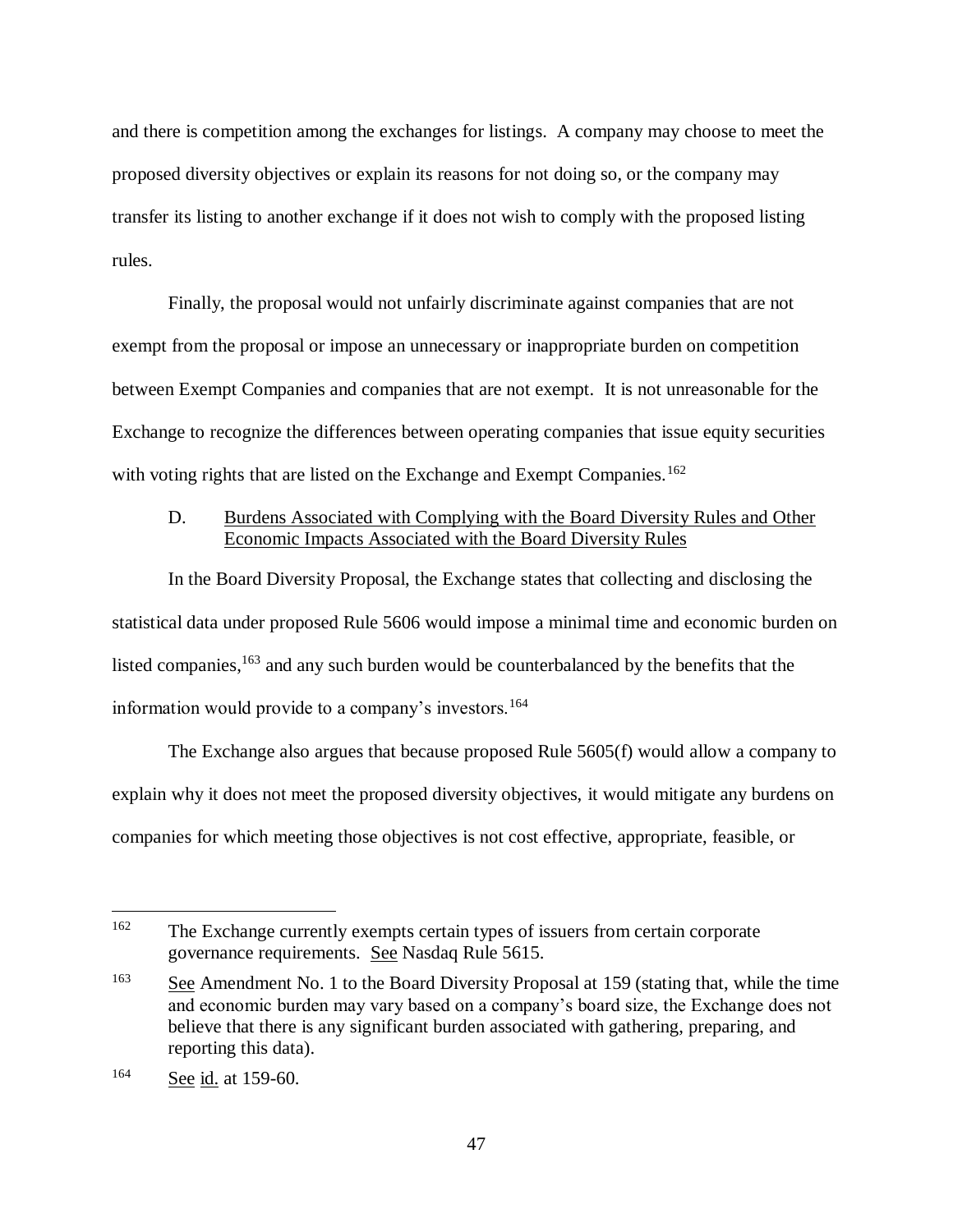and there is competition among the exchanges for listings. A company may choose to meet the proposed diversity objectives or explain its reasons for not doing so, or the company may transfer its listing to another exchange if it does not wish to comply with the proposed listing rules.

Finally, the proposal would not unfairly discriminate against companies that are not exempt from the proposal or impose an unnecessary or inappropriate burden on competition between Exempt Companies and companies that are not exempt. It is not unreasonable for the Exchange to recognize the differences between operating companies that issue equity securities with voting rights that are listed on the Exchange and Exempt Companies.[162]

D. Burdens Associated with Complying with the Board Diversity Rules and Other Economic Impacts Associated with the Board Diversity Rules

In the Board Diversity Proposal, the Exchange states that collecting and disclosing the statistical data under proposed Rule 5606 would impose a minimal time and economic burden on listed companies,[163] and any such burden would be counterbalanced by the benefits that the information would provide to a company's investors.[164]

The Exchange also argues that because proposed Rule 5605(f) would allow a company to explain why it does not meet the proposed diversity objectives, it would mitigate any burdens on companies for which meeting those objectives is not cost effective, appropriate, feasible, or

---

[162] The Exchange currently exempts certain types of issuers from certain corporate governance requirements. See Nasdaq Rule 5615.

[163] See Amendment No. 1 to the Board Diversity Proposal at 159 (stating that, while the time and economic burden may vary based on a company's board size, the Exchange does not believe that there is any significant burden associated with gathering, preparing, and reporting this data).

[164] See id. at 159-60.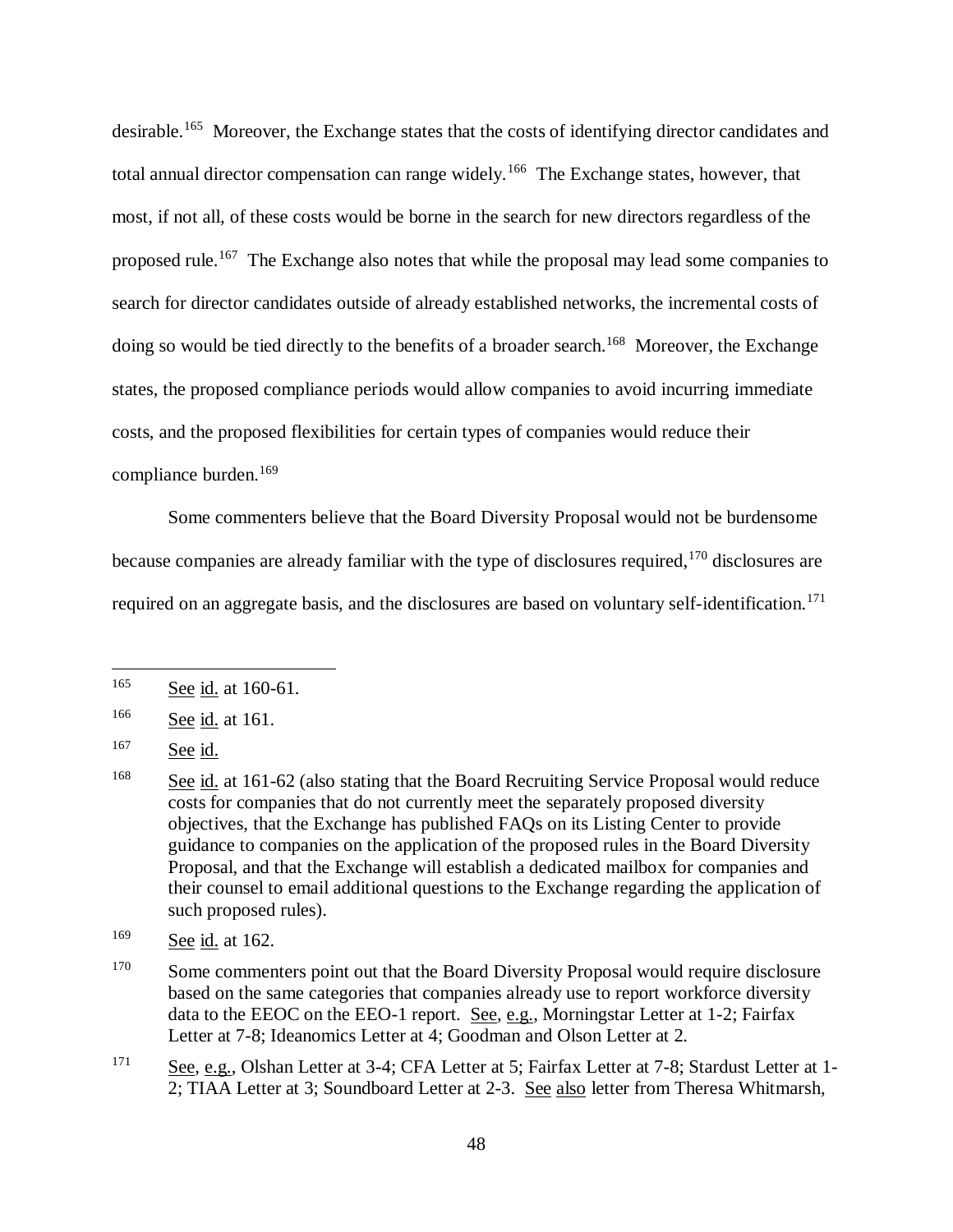desirable.[165] Moreover, the Exchange states that the costs of identifying director candidates and total annual director compensation can range widely.[166] The Exchange states, however, that most, if not all, of these costs would be borne in the search for new directors regardless of the proposed rule.[167] The Exchange also notes that while the proposal may lead some companies to search for director candidates outside of already established networks, the incremental costs of doing so would be tied directly to the benefits of a broader search.[168] Moreover, the Exchange states, the proposed compliance periods would allow companies to avoid incurring immediate costs, and the proposed flexibilities for certain types of companies would reduce their compliance burden.[169]

Some commenters believe that the Board Diversity Proposal would not be burdensome because companies are already familiar with the type of disclosures required,[170] disclosures are required on an aggregate basis, and the disclosures are based on voluntary self-identification.[171]

---

[165] See id. at 160-61.

[166] See id. at 161.

[167] See id.

[168] See id. at 161-62 (also stating that the Board Recruiting Service Proposal would reduce costs for companies that do not currently meet the separately proposed diversity objectives, that the Exchange has published FAQs on its Listing Center to provide guidance to companies on the application of the proposed rules in the Board Diversity Proposal, and that the Exchange will establish a dedicated mailbox for companies and their counsel to email additional questions to the Exchange regarding the application of such proposed rules).

[169] See id. at 162.

[170] Some commenters point out that the Board Diversity Proposal would require disclosure based on the same categories that companies already use to report workforce diversity data to the EEOC on the EEO-1 report. See, e.g., Morningstar Letter at 1-2; Fairfax Letter at 7-8; Ideanomics Letter at 4; Goodman and Olson Letter at 2.

[171] See, e.g., Olshan Letter at 3-4; CFA Letter at 5; Fairfax Letter at 7-8; Stardust Letter at 1-2; TIAA Letter at 3; Soundboard Letter at 2-3. See also letter from Theresa Whitmarsh,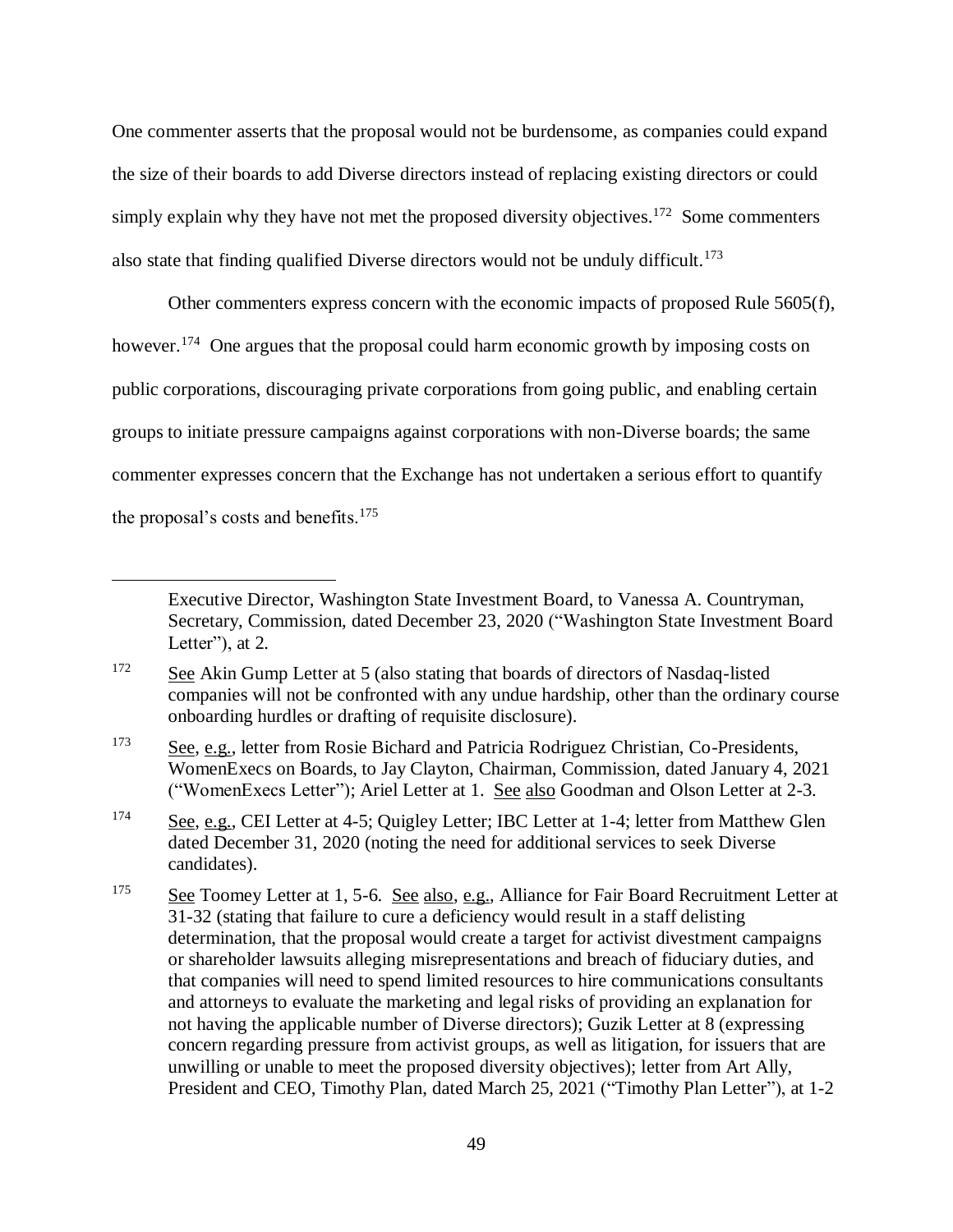One commenter asserts that the proposal would not be burdensome, as companies could expand the size of their boards to add Diverse directors instead of replacing existing directors or could simply explain why they have not met the proposed diversity objectives.[172] Some commenters also state that finding qualified Diverse directors would not be unduly difficult.[173]

Other commenters express concern with the economic impacts of proposed Rule 5605(f), however.[174] One argues that the proposal could harm economic growth by imposing costs on public corporations, discouraging private corporations from going public, and enabling certain groups to initiate pressure campaigns against corporations with non-Diverse boards; the same commenter expresses concern that the Exchange has not undertaken a serious effort to quantify the proposal's costs and benefits.[175]

---

Executive Director, Washington State Investment Board, to Vanessa A. Countryman, Secretary, Commission, dated December 23, 2020 ("Washington State Investment Board Letter"), at 2.

[172] See Akin Gump Letter at 5 (also stating that boards of directors of Nasdaq-listed companies will not be confronted with any undue hardship, other than the ordinary course onboarding hurdles or drafting of requisite disclosure).

[173] See, e.g., letter from Rosie Bichard and Patricia Rodriguez Christian, Co-Presidents, WomenExecs on Boards, to Jay Clayton, Chairman, Commission, dated January 4, 2021 ("WomenExecs Letter"); Ariel Letter at 1. See also Goodman and Olson Letter at 2-3.

[174] See, e.g., CEI Letter at 4-5; Quigley Letter; IBC Letter at 1-4; letter from Matthew Glen dated December 31, 2020 (noting the need for additional services to seek Diverse candidates).

[175] See Toomey Letter at 1, 5-6. See also, e.g., Alliance for Fair Board Recruitment Letter at 31-32 (stating that failure to cure a deficiency would result in a staff delisting determination, that the proposal would create a target for activist divestment campaigns or shareholder lawsuits alleging misrepresentations and breach of fiduciary duties, and that companies will need to spend limited resources to hire communications consultants and attorneys to evaluate the marketing and legal risks of providing an explanation for not having the applicable number of Diverse directors); Guzik Letter at 8 (expressing concern regarding pressure from activist groups, as well as litigation, for issuers that are unwilling or unable to meet the proposed diversity objectives); letter from Art Ally, President and CEO, Timothy Plan, dated March 25, 2021 ("Timothy Plan Letter"), at 1-2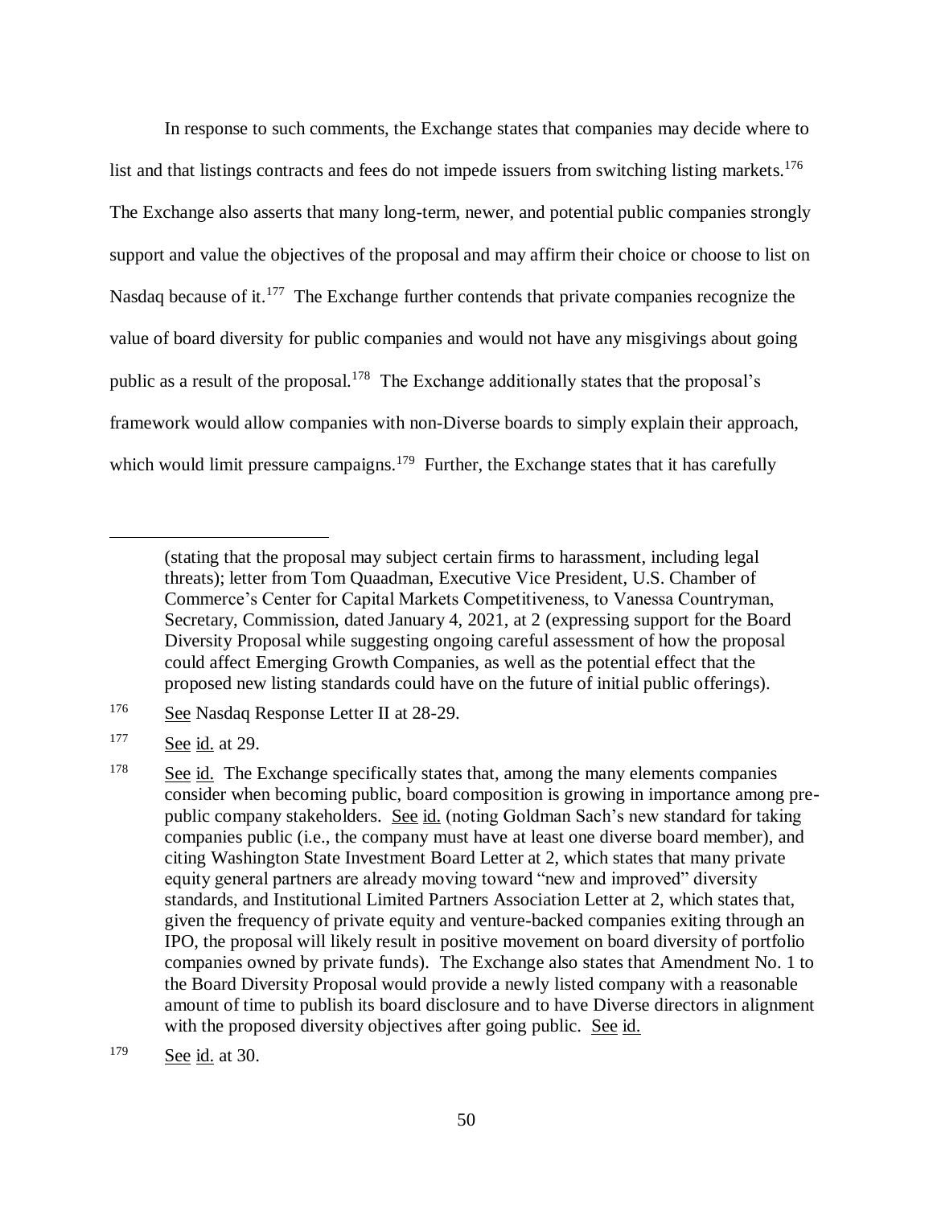In response to such comments, the Exchange states that companies may decide where to list and that listings contracts and fees do not impede issuers from switching listing markets.[176] The Exchange also asserts that many long-term, newer, and potential public companies strongly support and value the objectives of the proposal and may affirm their choice or choose to list on Nasdaq because of it.[177] The Exchange further contends that private companies recognize the value of board diversity for public companies and would not have any misgivings about going public as a result of the proposal.[178] The Exchange additionally states that the proposal's framework would allow companies with non-Diverse boards to simply explain their approach, which would limit pressure campaigns.[179] Further, the Exchange states that it has carefully

---

(stating that the proposal may subject certain firms to harassment, including legal threats); letter from Tom Quaadman, Executive Vice President, U.S. Chamber of Commerce's Center for Capital Markets Competitiveness, to Vanessa Countryman, Secretary, Commission, dated January 4, 2021, at 2 (expressing support for the Board Diversity Proposal while suggesting ongoing careful assessment of how the proposal could affect Emerging Growth Companies, as well as the potential effect that the proposed new listing standards could have on the future of initial public offerings).

[176] See Nasdaq Response Letter II at 28-29.

[177] See id. at 29.

[178] See id. The Exchange specifically states that, among the many elements companies consider when becoming public, board composition is growing in importance among pre-public company stakeholders. See id. (noting Goldman Sach's new standard for taking companies public (i.e., the company must have at least one diverse board member), and citing Washington State Investment Board Letter at 2, which states that many private equity general partners are already moving toward "new and improved" diversity standards, and Institutional Limited Partners Association Letter at 2, which states that, given the frequency of private equity and venture-backed companies exiting through an IPO, the proposal will likely result in positive movement on board diversity of portfolio companies owned by private funds). The Exchange also states that Amendment No. 1 to the Board Diversity Proposal would provide a newly listed company with a reasonable amount of time to publish its board disclosure and to have Diverse directors in alignment with the proposed diversity objectives after going public. See id.

[179] See id. at 30.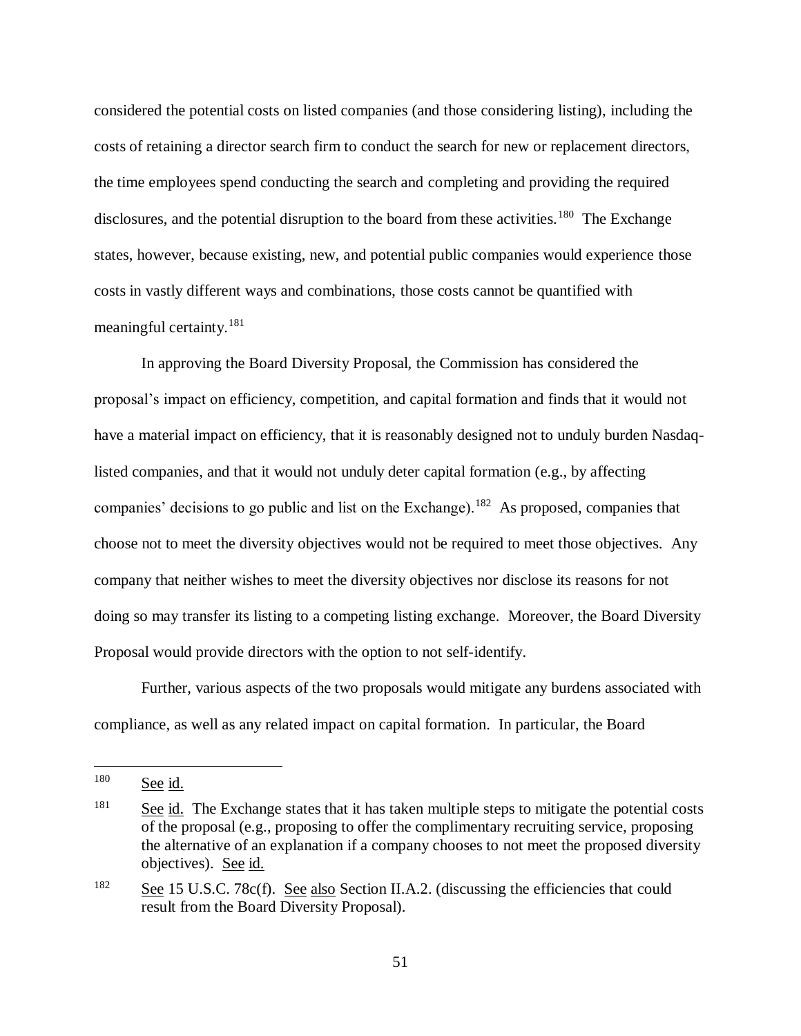considered the potential costs on listed companies (and those considering listing), including the costs of retaining a director search firm to conduct the search for new or replacement directors, the time employees spend conducting the search and completing and providing the required disclosures, and the potential disruption to the board from these activities.[180] The Exchange states, however, because existing, new, and potential public companies would experience those costs in vastly different ways and combinations, those costs cannot be quantified with meaningful certainty.[181]

In approving the Board Diversity Proposal, the Commission has considered the proposal's impact on efficiency, competition, and capital formation and finds that it would not have a material impact on efficiency, that it is reasonably designed not to unduly burden Nasdaq-listed companies, and that it would not unduly deter capital formation (e.g., by affecting companies' decisions to go public and list on the Exchange).[182] As proposed, companies that choose not to meet the diversity objectives would not be required to meet those objectives. Any company that neither wishes to meet the diversity objectives nor disclose its reasons for not doing so may transfer its listing to a competing listing exchange. Moreover, the Board Diversity Proposal would provide directors with the option to not self-identify.

Further, various aspects of the two proposals would mitigate any burdens associated with compliance, as well as any related impact on capital formation. In particular, the Board

---

[180] See id.

[181] See id. The Exchange states that it has taken multiple steps to mitigate the potential costs of the proposal (e.g., proposing to offer the complimentary recruiting service, proposing the alternative of an explanation if a company chooses to not meet the proposed diversity objectives). See id.

[182] See 15 U.S.C. 78c(f). See also Section II.A.2. (discussing the efficiencies that could result from the Board Diversity Proposal).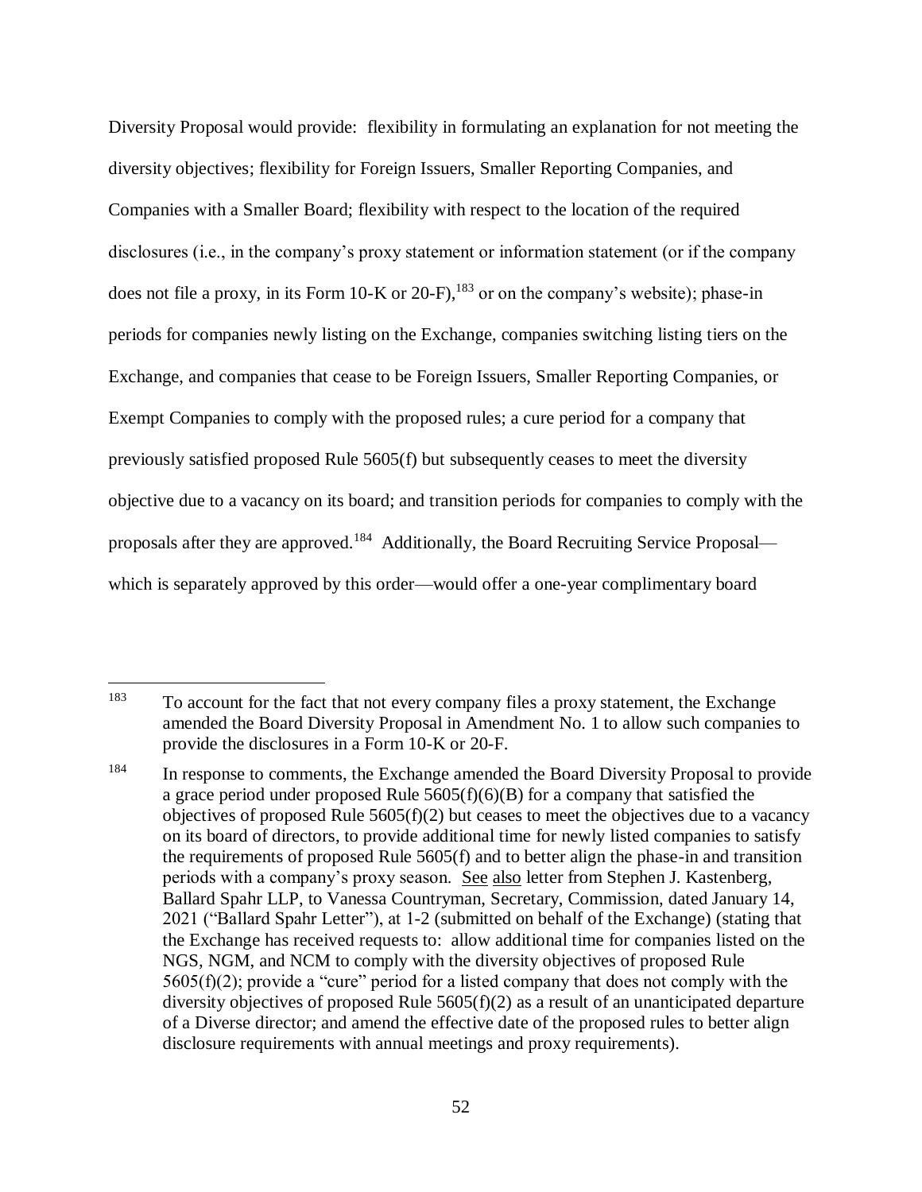Diversity Proposal would provide: flexibility in formulating an explanation for not meeting the diversity objectives; flexibility for Foreign Issuers, Smaller Reporting Companies, and Companies with a Smaller Board; flexibility with respect to the location of the required disclosures (i.e., in the company's proxy statement or information statement (or if the company does not file a proxy, in its Form 10-K or 20-F),[183] or on the company's website); phase-in periods for companies newly listing on the Exchange, companies switching listing tiers on the Exchange, and companies that cease to be Foreign Issuers, Smaller Reporting Companies, or Exempt Companies to comply with the proposed rules; a cure period for a company that previously satisfied proposed Rule 5605(f) but subsequently ceases to meet the diversity objective due to a vacancy on its board; and transition periods for companies to comply with the proposals after they are approved.[184] Additionally, the Board Recruiting Service Proposal—which is separately approved by this order—would offer a one-year complimentary board

---

[183] To account for the fact that not every company files a proxy statement, the Exchange amended the Board Diversity Proposal in Amendment No. 1 to allow such companies to provide the disclosures in a Form 10-K or 20-F.

[184] In response to comments, the Exchange amended the Board Diversity Proposal to provide a grace period under proposed Rule 5605(f)(6)(B) for a company that satisfied the objectives of proposed Rule 5605(f)(2) but ceases to meet the objectives due to a vacancy on its board of directors, to provide additional time for newly listed companies to satisfy the requirements of proposed Rule 5605(f) and to better align the phase-in and transition periods with a company's proxy season. See also letter from Stephen J. Kastenberg, Ballard Spahr LLP, to Vanessa Countryman, Secretary, Commission, dated January 14, 2021 ("Ballard Spahr Letter"), at 1-2 (submitted on behalf of the Exchange) (stating that the Exchange has received requests to: allow additional time for companies listed on the NGS, NGM, and NCM to comply with the diversity objectives of proposed Rule 5605(f)(2); provide a "cure" period for a listed company that does not comply with the diversity objectives of proposed Rule 5605(f)(2) as a result of an unanticipated departure of a Diverse director; and amend the effective date of the proposed rules to better align disclosure requirements with annual meetings and proxy requirements).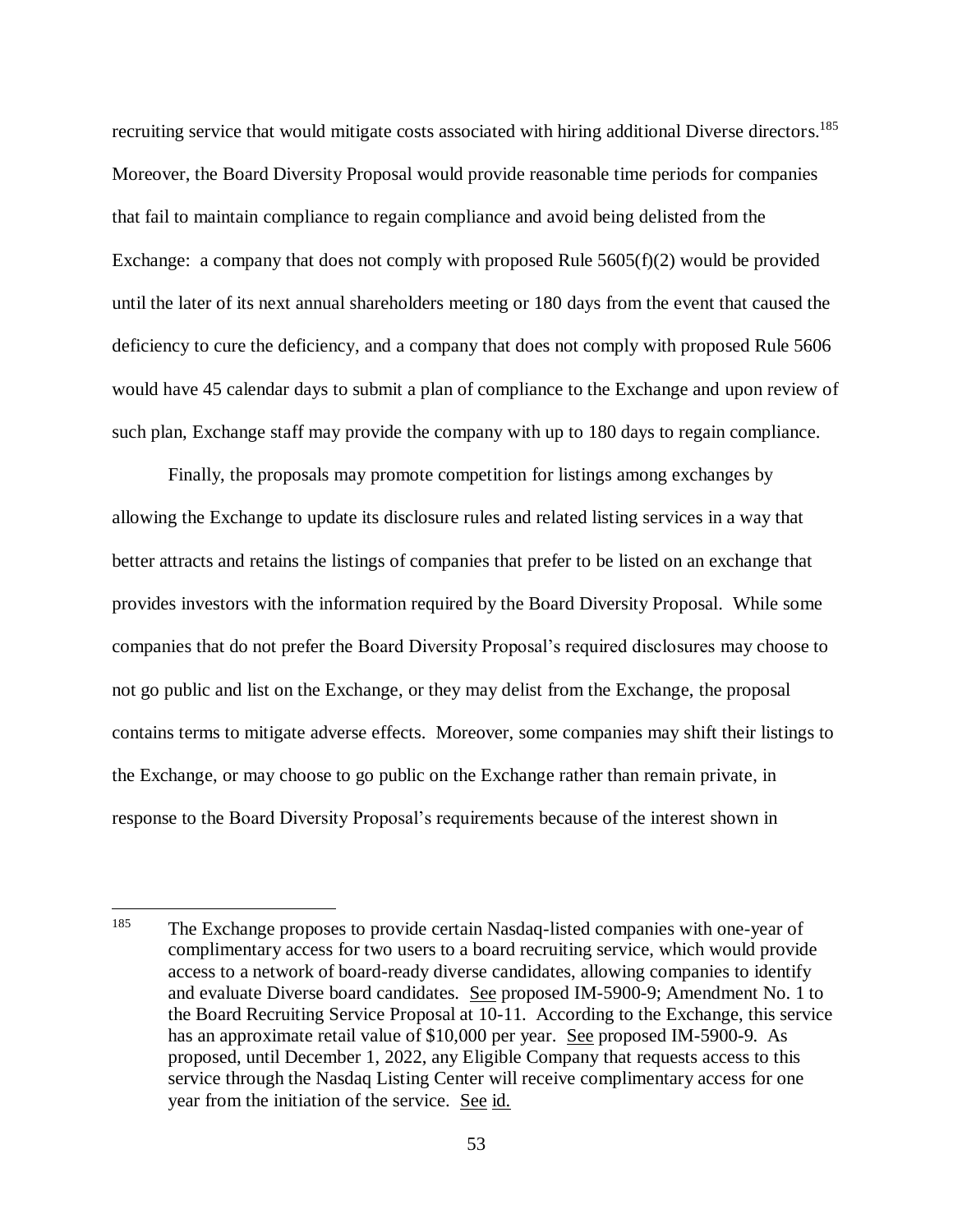recruiting service that would mitigate costs associated with hiring additional Diverse directors.[185] Moreover, the Board Diversity Proposal would provide reasonable time periods for companies that fail to maintain compliance to regain compliance and avoid being delisted from the Exchange: a company that does not comply with proposed Rule 5605(f)(2) would be provided until the later of its next annual shareholders meeting or 180 days from the event that caused the deficiency to cure the deficiency, and a company that does not comply with proposed Rule 5606 would have 45 calendar days to submit a plan of compliance to the Exchange and upon review of such plan, Exchange staff may provide the company with up to 180 days to regain compliance.

Finally, the proposals may promote competition for listings among exchanges by allowing the Exchange to update its disclosure rules and related listing services in a way that better attracts and retains the listings of companies that prefer to be listed on an exchange that provides investors with the information required by the Board Diversity Proposal. While some companies that do not prefer the Board Diversity Proposal's required disclosures may choose to not go public and list on the Exchange, or they may delist from the Exchange, the proposal contains terms to mitigate adverse effects. Moreover, some companies may shift their listings to the Exchange, or may choose to go public on the Exchange rather than remain private, in response to the Board Diversity Proposal's requirements because of the interest shown in

---

[185] The Exchange proposes to provide certain Nasdaq-listed companies with one-year of complimentary access for two users to a board recruiting service, which would provide access to a network of board-ready diverse candidates, allowing companies to identify and evaluate Diverse board candidates. See proposed IM-5900-9; Amendment No. 1 to the Board Recruiting Service Proposal at 10-11. According to the Exchange, this service has an approximate retail value of $10,000 per year. See proposed IM-5900-9. As proposed, until December 1, 2022, any Eligible Company that requests access to this service through the Nasdaq Listing Center will receive complimentary access for one year from the initiation of the service. See id.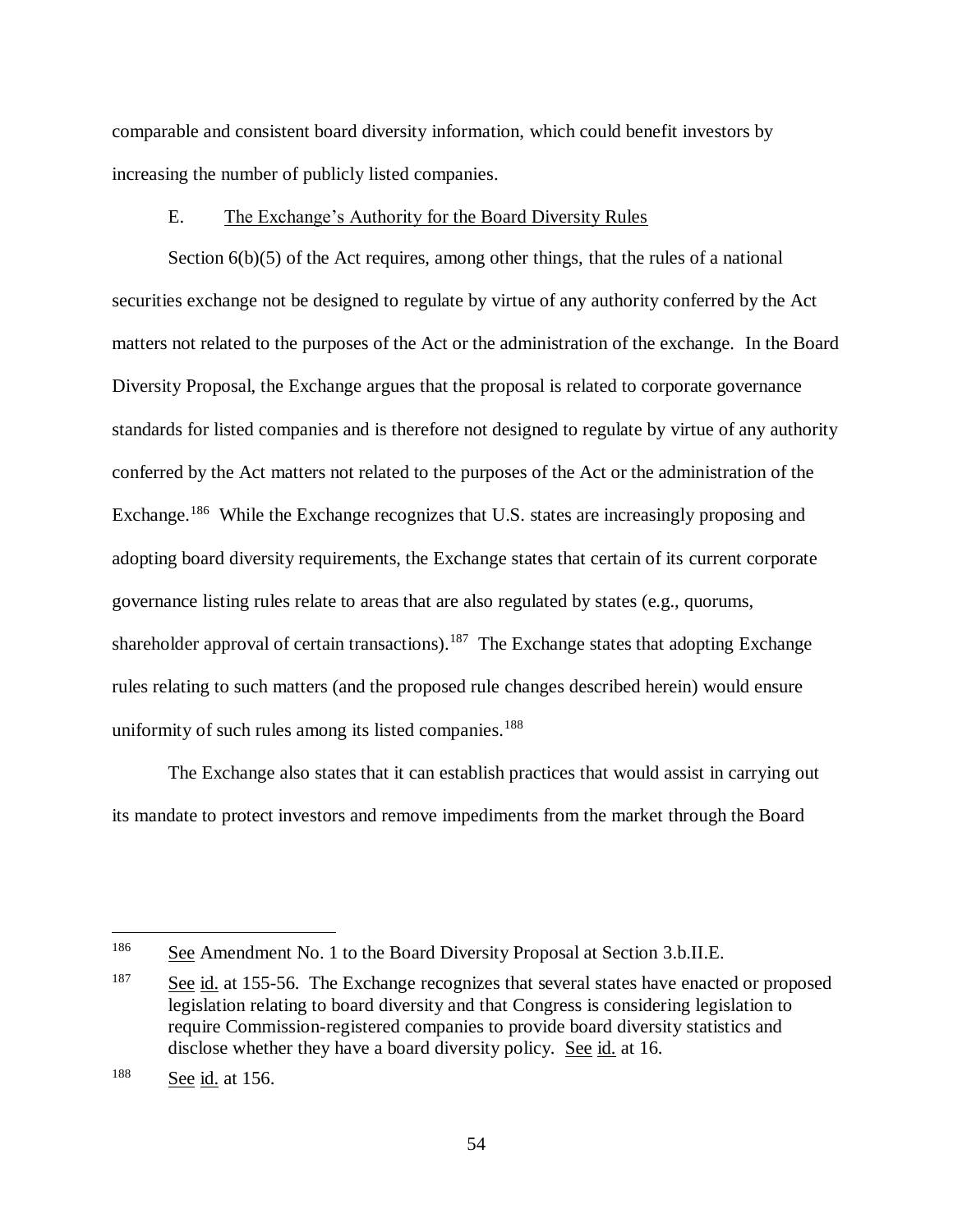comparable and consistent board diversity information, which could benefit investors by increasing the number of publicly listed companies.

### E. The Exchange's Authority for the Board Diversity Rules

Section 6(b)(5) of the Act requires, among other things, that the rules of a national securities exchange not be designed to regulate by virtue of any authority conferred by the Act matters not related to the purposes of the Act or the administration of the exchange. In the Board Diversity Proposal, the Exchange argues that the proposal is related to corporate governance standards for listed companies and is therefore not designed to regulate by virtue of any authority conferred by the Act matters not related to the purposes of the Act or the administration of the Exchange.[186] While the Exchange recognizes that U.S. states are increasingly proposing and adopting board diversity requirements, the Exchange states that certain of its current corporate governance listing rules relate to areas that are also regulated by states (e.g., quorums, shareholder approval of certain transactions).[187] The Exchange states that adopting Exchange rules relating to such matters (and the proposed rule changes described herein) would ensure uniformity of such rules among its listed companies.[188]

The Exchange also states that it can establish practices that would assist in carrying out its mandate to protect investors and remove impediments from the market through the Board

---

[186] See Amendment No. 1 to the Board Diversity Proposal at Section 3.b.II.E.

[187] See id. at 155-56. The Exchange recognizes that several states have enacted or proposed legislation relating to board diversity and that Congress is considering legislation to require Commission-registered companies to provide board diversity statistics and disclose whether they have a board diversity policy. See id. at 16.

[188] See id. at 156.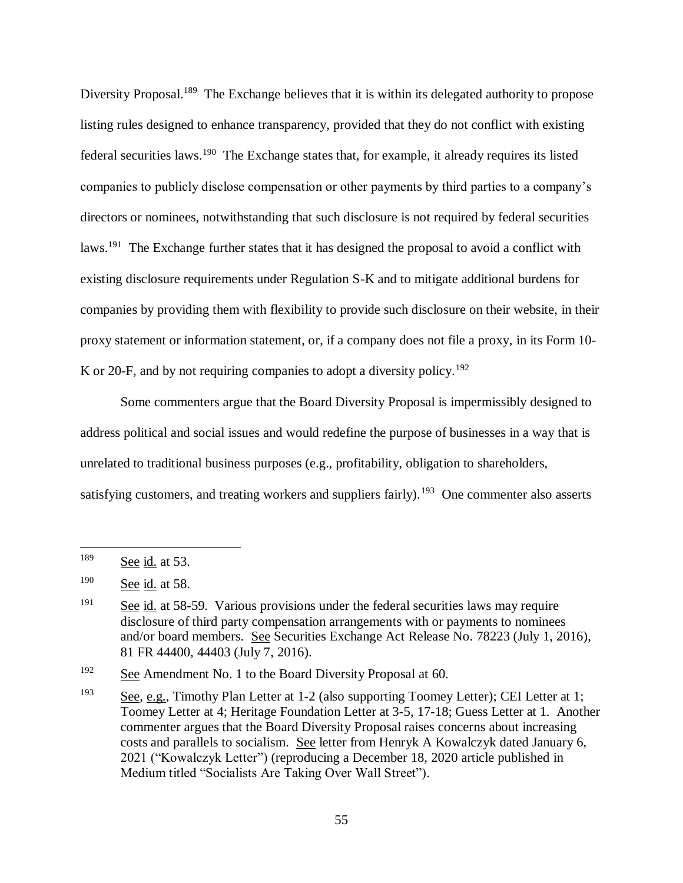Diversity Proposal.[189] The Exchange believes that it is within its delegated authority to propose listing rules designed to enhance transparency, provided that they do not conflict with existing federal securities laws.[190] The Exchange states that, for example, it already requires its listed companies to publicly disclose compensation or other payments by third parties to a company's directors or nominees, notwithstanding that such disclosure is not required by federal securities laws.[191] The Exchange further states that it has designed the proposal to avoid a conflict with existing disclosure requirements under Regulation S-K and to mitigate additional burdens for companies by providing them with flexibility to provide such disclosure on their website, in their proxy statement or information statement, or, if a company does not file a proxy, in its Form 10-K or 20-F, and by not requiring companies to adopt a diversity policy.[192]

Some commenters argue that the Board Diversity Proposal is impermissibly designed to address political and social issues and would redefine the purpose of businesses in a way that is unrelated to traditional business purposes (e.g., profitability, obligation to shareholders, satisfying customers, and treating workers and suppliers fairly).[193] One commenter also asserts

---

[189] See id. at 53.

[190] See id. at 58.

[191] See id. at 58-59. Various provisions under the federal securities laws may require disclosure of third party compensation arrangements with or payments to nominees and/or board members. See Securities Exchange Act Release No. 78223 (July 1, 2016), 81 FR 44400, 44403 (July 7, 2016).

[192] See Amendment No. 1 to the Board Diversity Proposal at 60.

[193] See, e.g., Timothy Plan Letter at 1-2 (also supporting Toomey Letter); CEI Letter at 1; Toomey Letter at 4; Heritage Foundation Letter at 3-5, 17-18; Guess Letter at 1. Another commenter argues that the Board Diversity Proposal raises concerns about increasing costs and parallels to socialism. See letter from Henryk A Kowalczyk dated January 6, 2021 ("Kowalczyk Letter") (reproducing a December 18, 2020 article published in Medium titled "Socialists Are Taking Over Wall Street").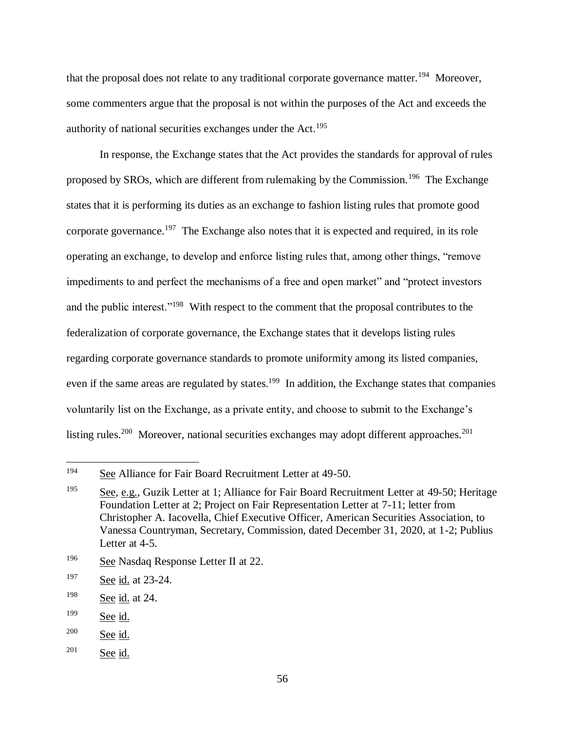that the proposal does not relate to any traditional corporate governance matter.[194] Moreover, some commenters argue that the proposal is not within the purposes of the Act and exceeds the authority of national securities exchanges under the Act.[195]

In response, the Exchange states that the Act provides the standards for approval of rules proposed by SROs, which are different from rulemaking by the Commission.[196] The Exchange states that it is performing its duties as an exchange to fashion listing rules that promote good corporate governance.[197] The Exchange also notes that it is expected and required, in its role operating an exchange, to develop and enforce listing rules that, among other things, "remove impediments to and perfect the mechanisms of a free and open market" and "protect investors and the public interest."[198] With respect to the comment that the proposal contributes to the federalization of corporate governance, the Exchange states that it develops listing rules regarding corporate governance standards to promote uniformity among its listed companies, even if the same areas are regulated by states.[199] In addition, the Exchange states that companies voluntarily list on the Exchange, as a private entity, and choose to submit to the Exchange's listing rules.[200] Moreover, national securities exchanges may adopt different approaches.[201]

---

[194] See Alliance for Fair Board Recruitment Letter at 49-50.

[195] See, e.g., Guzik Letter at 1; Alliance for Fair Board Recruitment Letter at 49-50; Heritage Foundation Letter at 2; Project on Fair Representation Letter at 7-11; letter from Christopher A. Iacovella, Chief Executive Officer, American Securities Association, to Vanessa Countryman, Secretary, Commission, dated December 31, 2020, at 1-2; Publius Letter at 4-5.

[196] See Nasdaq Response Letter II at 22.

[197] See id. at 23-24.

[198] See id. at 24.

[199] See id.

[200] See id.

[201] See id.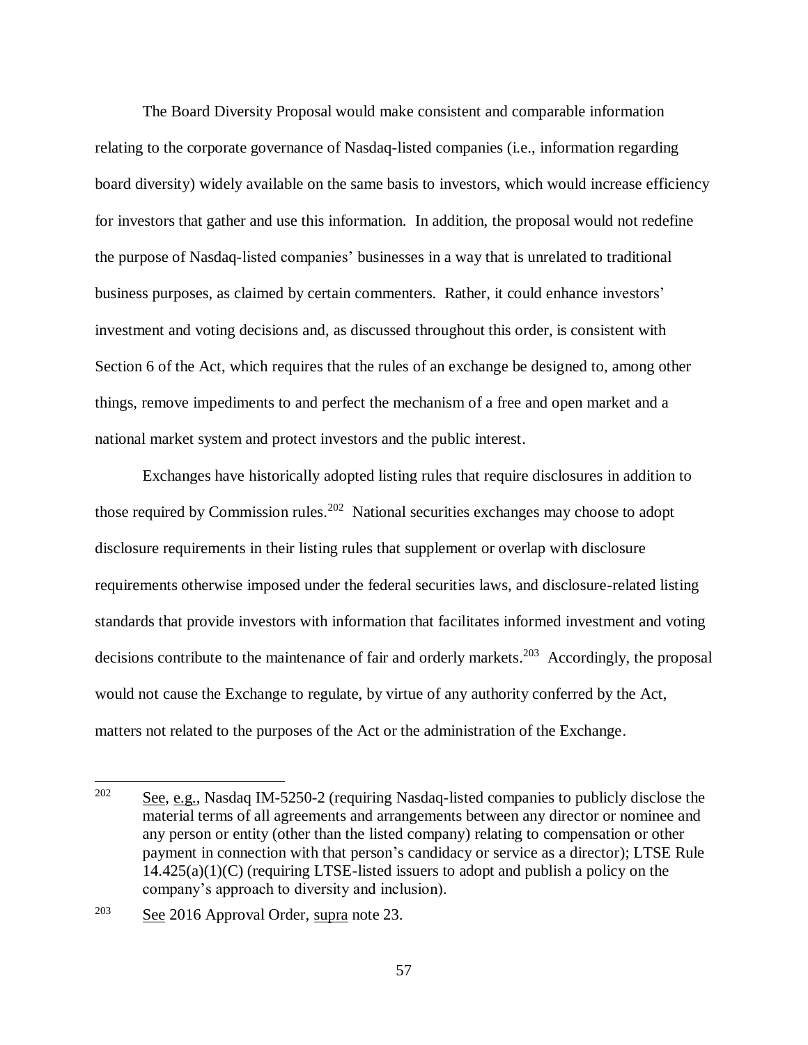The Board Diversity Proposal would make consistent and comparable information relating to the corporate governance of Nasdaq-listed companies (i.e., information regarding board diversity) widely available on the same basis to investors, which would increase efficiency for investors that gather and use this information. In addition, the proposal would not redefine the purpose of Nasdaq-listed companies' businesses in a way that is unrelated to traditional business purposes, as claimed by certain commenters. Rather, it could enhance investors' investment and voting decisions and, as discussed throughout this order, is consistent with Section 6 of the Act, which requires that the rules of an exchange be designed to, among other things, remove impediments to and perfect the mechanism of a free and open market and a national market system and protect investors and the public interest.

Exchanges have historically adopted listing rules that require disclosures in addition to those required by Commission rules.[202] National securities exchanges may choose to adopt disclosure requirements in their listing rules that supplement or overlap with disclosure requirements otherwise imposed under the federal securities laws, and disclosure-related listing standards that provide investors with information that facilitates informed investment and voting decisions contribute to the maintenance of fair and orderly markets.[203] Accordingly, the proposal would not cause the Exchange to regulate, by virtue of any authority conferred by the Act, matters not related to the purposes of the Act or the administration of the Exchange.

---

[202] See, e.g., Nasdaq IM-5250-2 (requiring Nasdaq-listed companies to publicly disclose the material terms of all agreements and arrangements between any director or nominee and any person or entity (other than the listed company) relating to compensation or other payment in connection with that person's candidacy or service as a director); LTSE Rule 14.425(a)(1)(C) (requiring LTSE-listed issuers to adopt and publish a policy on the company's approach to diversity and inclusion).

[203] See 2016 Approval Order, supra note 23.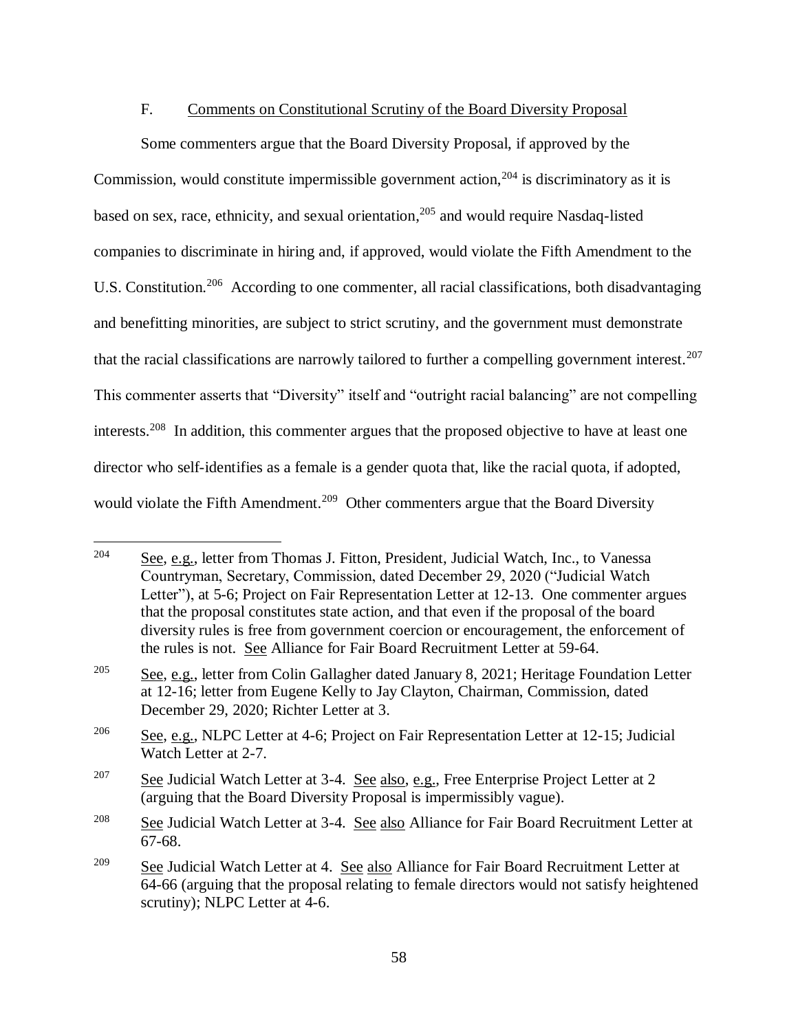### F. Comments on Constitutional Scrutiny of the Board Diversity Proposal

Some commenters argue that the Board Diversity Proposal, if approved by the Commission, would constitute impermissible government action,[204] is discriminatory as it is based on sex, race, ethnicity, and sexual orientation,[205] and would require Nasdaq-listed companies to discriminate in hiring and, if approved, would violate the Fifth Amendment to the U.S. Constitution.[206] According to one commenter, all racial classifications, both disadvantaging and benefitting minorities, are subject to strict scrutiny, and the government must demonstrate that the racial classifications are narrowly tailored to further a compelling government interest.[207] This commenter asserts that "Diversity" itself and "outright racial balancing" are not compelling interests.[208] In addition, this commenter argues that the proposed objective to have at least one director who self-identifies as a female is a gender quota that, like the racial quota, if adopted, would violate the Fifth Amendment.[209] Other commenters argue that the Board Diversity

---

[204] See, e.g., letter from Thomas J. Fitton, President, Judicial Watch, Inc., to Vanessa Countryman, Secretary, Commission, dated December 29, 2020 ("Judicial Watch Letter"), at 5-6; Project on Fair Representation Letter at 12-13. One commenter argues that the proposal constitutes state action, and that even if the proposal of the board diversity rules is free from government coercion or encouragement, the enforcement of the rules is not. See Alliance for Fair Board Recruitment Letter at 59-64.

[205] See, e.g., letter from Colin Gallagher dated January 8, 2021; Heritage Foundation Letter at 12-16; letter from Eugene Kelly to Jay Clayton, Chairman, Commission, dated December 29, 2020; Richter Letter at 3.

[206] See, e.g., NLPC Letter at 4-6; Project on Fair Representation Letter at 12-15; Judicial Watch Letter at 2-7.

[207] See Judicial Watch Letter at 3-4. See also, e.g., Free Enterprise Project Letter at 2 (arguing that the Board Diversity Proposal is impermissibly vague).

[208] See Judicial Watch Letter at 3-4. See also Alliance for Fair Board Recruitment Letter at 67-68.

[209] See Judicial Watch Letter at 4. See also Alliance for Fair Board Recruitment Letter at 64-66 (arguing that the proposal relating to female directors would not satisfy heightened scrutiny); NLPC Letter at 4-6.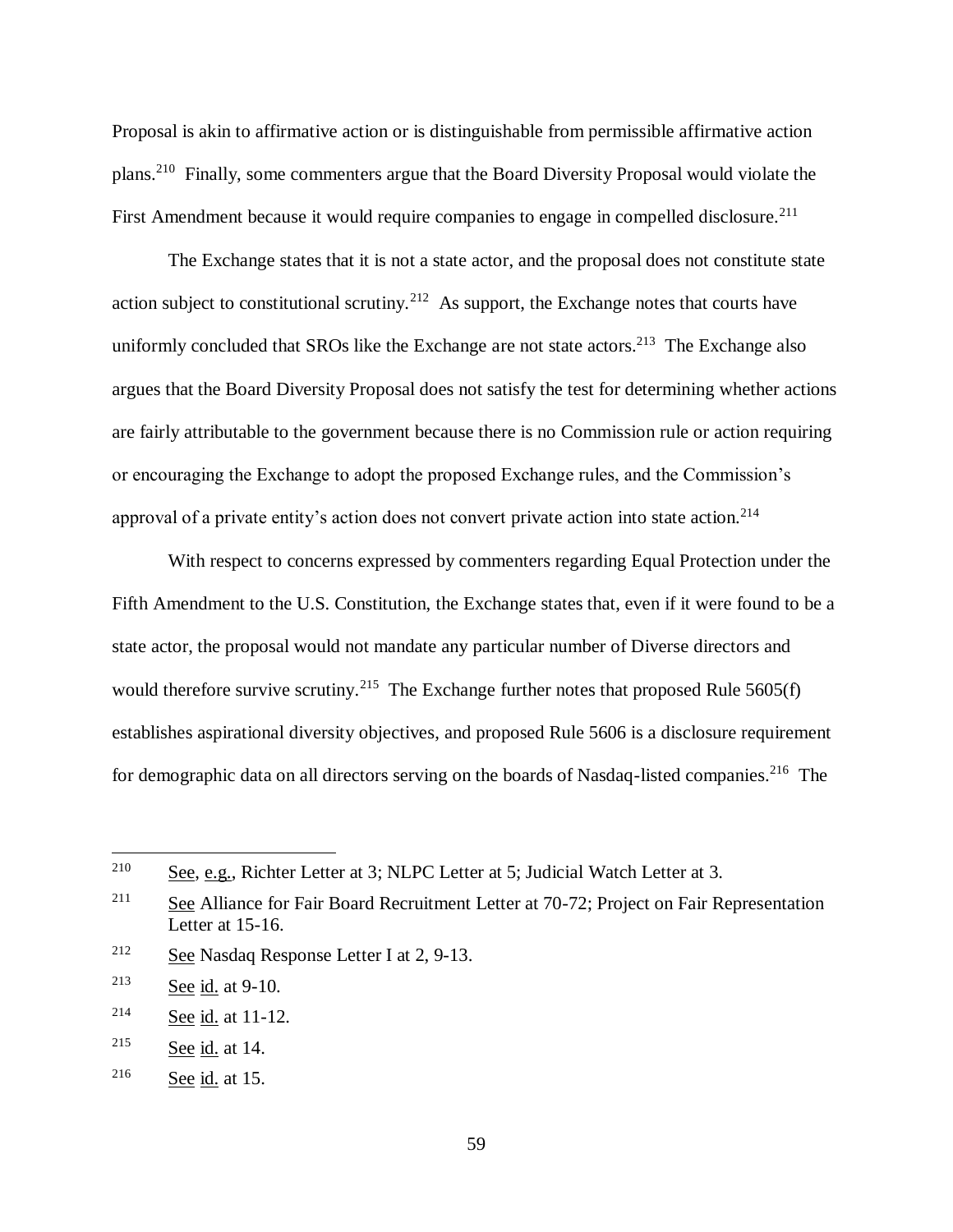Proposal is akin to affirmative action or is distinguishable from permissible affirmative action plans.[210] Finally, some commenters argue that the Board Diversity Proposal would violate the First Amendment because it would require companies to engage in compelled disclosure.[211]

The Exchange states that it is not a state actor, and the proposal does not constitute state action subject to constitutional scrutiny.[212] As support, the Exchange notes that courts have uniformly concluded that SROs like the Exchange are not state actors.[213] The Exchange also argues that the Board Diversity Proposal does not satisfy the test for determining whether actions are fairly attributable to the government because there is no Commission rule or action requiring or encouraging the Exchange to adopt the proposed Exchange rules, and the Commission's approval of a private entity's action does not convert private action into state action.[214]

With respect to concerns expressed by commenters regarding Equal Protection under the Fifth Amendment to the U.S. Constitution, the Exchange states that, even if it were found to be a state actor, the proposal would not mandate any particular number of Diverse directors and would therefore survive scrutiny.[215] The Exchange further notes that proposed Rule 5605(f) establishes aspirational diversity objectives, and proposed Rule 5606 is a disclosure requirement for demographic data on all directors serving on the boards of Nasdaq-listed companies.[216] The

---

[210] See, e.g., Richter Letter at 3; NLPC Letter at 5; Judicial Watch Letter at 3.

[211] See Alliance for Fair Board Recruitment Letter at 70-72; Project on Fair Representation Letter at 15-16.

[212] See Nasdaq Response Letter I at 2, 9-13.

[213] See id. at 9-10.

[214] See id. at 11-12.

[215] See id. at 14.

[216] See id. at 15.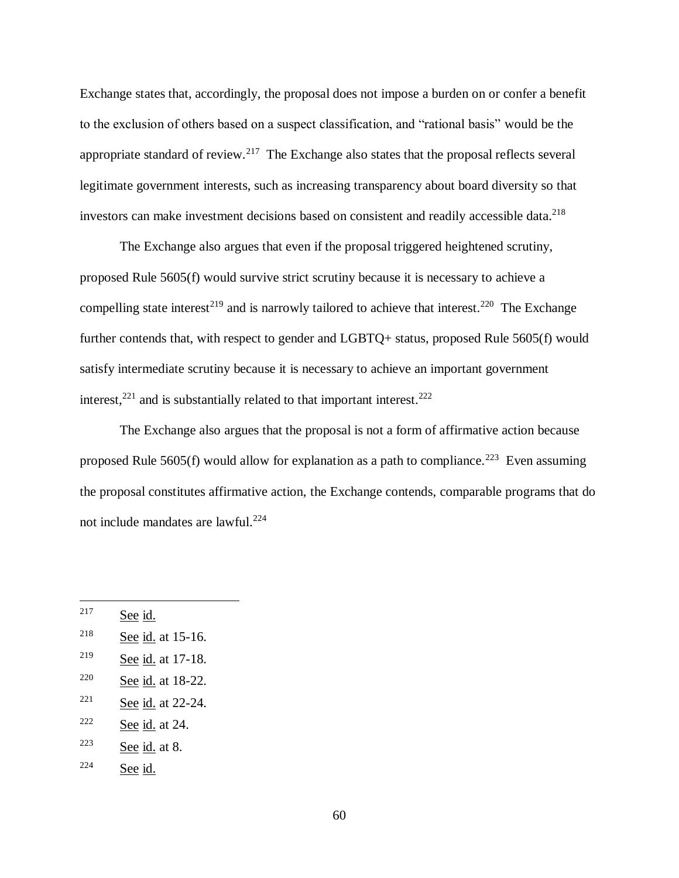Exchange states that, accordingly, the proposal does not impose a burden on or confer a benefit to the exclusion of others based on a suspect classification, and "rational basis" would be the appropriate standard of review.[217] The Exchange also states that the proposal reflects several legitimate government interests, such as increasing transparency about board diversity so that investors can make investment decisions based on consistent and readily accessible data.[218]

The Exchange also argues that even if the proposal triggered heightened scrutiny, proposed Rule 5605(f) would survive strict scrutiny because it is necessary to achieve a compelling state interest[219] and is narrowly tailored to achieve that interest.[220] The Exchange further contends that, with respect to gender and LGBTQ+ status, proposed Rule 5605(f) would satisfy intermediate scrutiny because it is necessary to achieve an important government interest,[221] and is substantially related to that important interest.[222]

The Exchange also argues that the proposal is not a form of affirmative action because proposed Rule 5605(f) would allow for explanation as a path to compliance.[223] Even assuming the proposal constitutes affirmative action, the Exchange contends, comparable programs that do not include mandates are lawful.[224]

---

[217] See id.

[218] See id. at 15-16.

[219] See id. at 17-18.

[220] See id. at 18-22.

[221] See id. at 22-24.

[222] See id. at 24.

[223] See id. at 8.

[224] See id.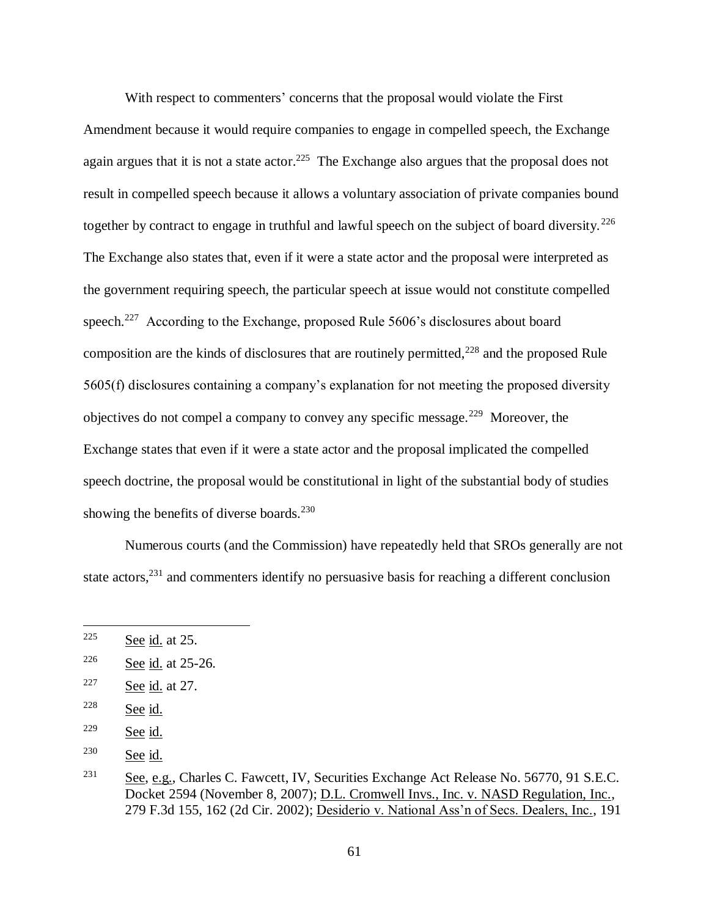With respect to commenters' concerns that the proposal would violate the First Amendment because it would require companies to engage in compelled speech, the Exchange again argues that it is not a state actor.[225] The Exchange also argues that the proposal does not result in compelled speech because it allows a voluntary association of private companies bound together by contract to engage in truthful and lawful speech on the subject of board diversity.[226] The Exchange also states that, even if it were a state actor and the proposal were interpreted as the government requiring speech, the particular speech at issue would not constitute compelled speech.[227] According to the Exchange, proposed Rule 5606's disclosures about board composition are the kinds of disclosures that are routinely permitted,[228] and the proposed Rule 5605(f) disclosures containing a company's explanation for not meeting the proposed diversity objectives do not compel a company to convey any specific message.[229] Moreover, the Exchange states that even if it were a state actor and the proposal implicated the compelled speech doctrine, the proposal would be constitutional in light of the substantial body of studies showing the benefits of diverse boards.[230]

Numerous courts (and the Commission) have repeatedly held that SROs generally are not state actors,[231] and commenters identify no persuasive basis for reaching a different conclusion

---

[225] See id. at 25.

[226] See id. at 25-26.

[227] See id. at 27.

[228] See id.

[229] See id.

[230] See id.

[231] See, e.g., Charles C. Fawcett, IV, Securities Exchange Act Release No. 56770, 91 S.E.C. Docket 2594 (November 8, 2007); D.L. Cromwell Invs., Inc. v. NASD Regulation, Inc., 279 F.3d 155, 162 (2d Cir. 2002); Desiderio v. National Ass'n of Secs. Dealers, Inc., 191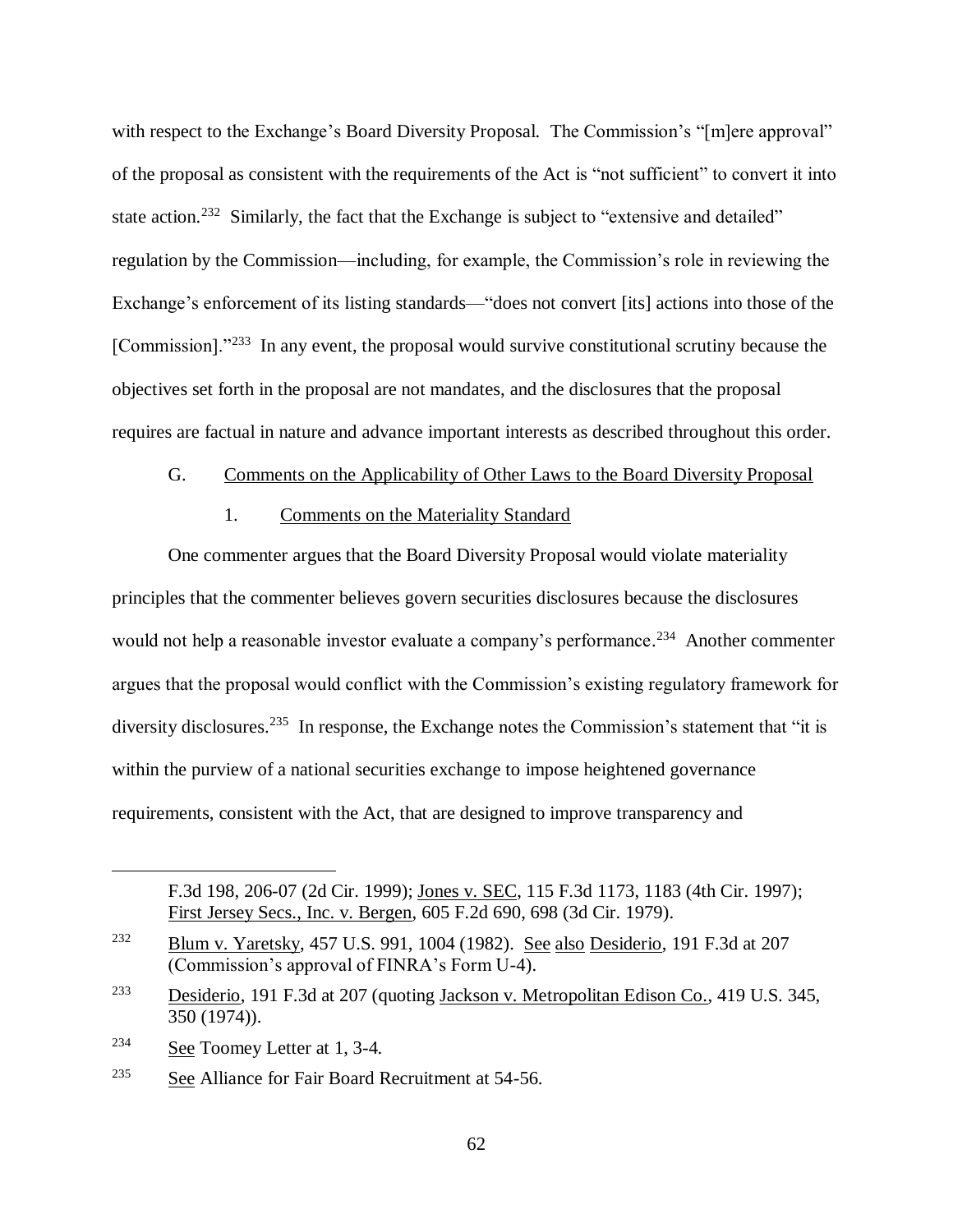with respect to the Exchange's Board Diversity Proposal. The Commission's "[m]ere approval" of the proposal as consistent with the requirements of the Act is "not sufficient" to convert it into state action.[232] Similarly, the fact that the Exchange is subject to "extensive and detailed" regulation by the Commission—including, for example, the Commission's role in reviewing the Exchange's enforcement of its listing standards—"does not convert [its] actions into those of the [Commission]."[233] In any event, the proposal would survive constitutional scrutiny because the objectives set forth in the proposal are not mandates, and the disclosures that the proposal requires are factual in nature and advance important interests as described throughout this order.

## G. Comments on the Applicability of Other Laws to the Board Diversity Proposal

### 1. Comments on the Materiality Standard

One commenter argues that the Board Diversity Proposal would violate materiality principles that the commenter believes govern securities disclosures because the disclosures would not help a reasonable investor evaluate a company's performance.[234] Another commenter argues that the proposal would conflict with the Commission's existing regulatory framework for diversity disclosures.[235] In response, the Exchange notes the Commission's statement that "it is within the purview of a national securities exchange to impose heightened governance requirements, consistent with the Act, that are designed to improve transparency and

---

F.3d 198, 206-07 (2d Cir. 1999); Jones v. SEC, 115 F.3d 1173, 1183 (4th Cir. 1997); First Jersey Secs., Inc. v. Bergen, 605 F.2d 690, 698 (3d Cir. 1979).

[232] Blum v. Yaretsky, 457 U.S. 991, 1004 (1982). See also Desiderio, 191 F.3d at 207 (Commission's approval of FINRA's Form U-4).

[233] Desiderio, 191 F.3d at 207 (quoting Jackson v. Metropolitan Edison Co., 419 U.S. 345, 350 (1974)).

[234] See Toomey Letter at 1, 3-4.

[235] See Alliance for Fair Board Recruitment at 54-56.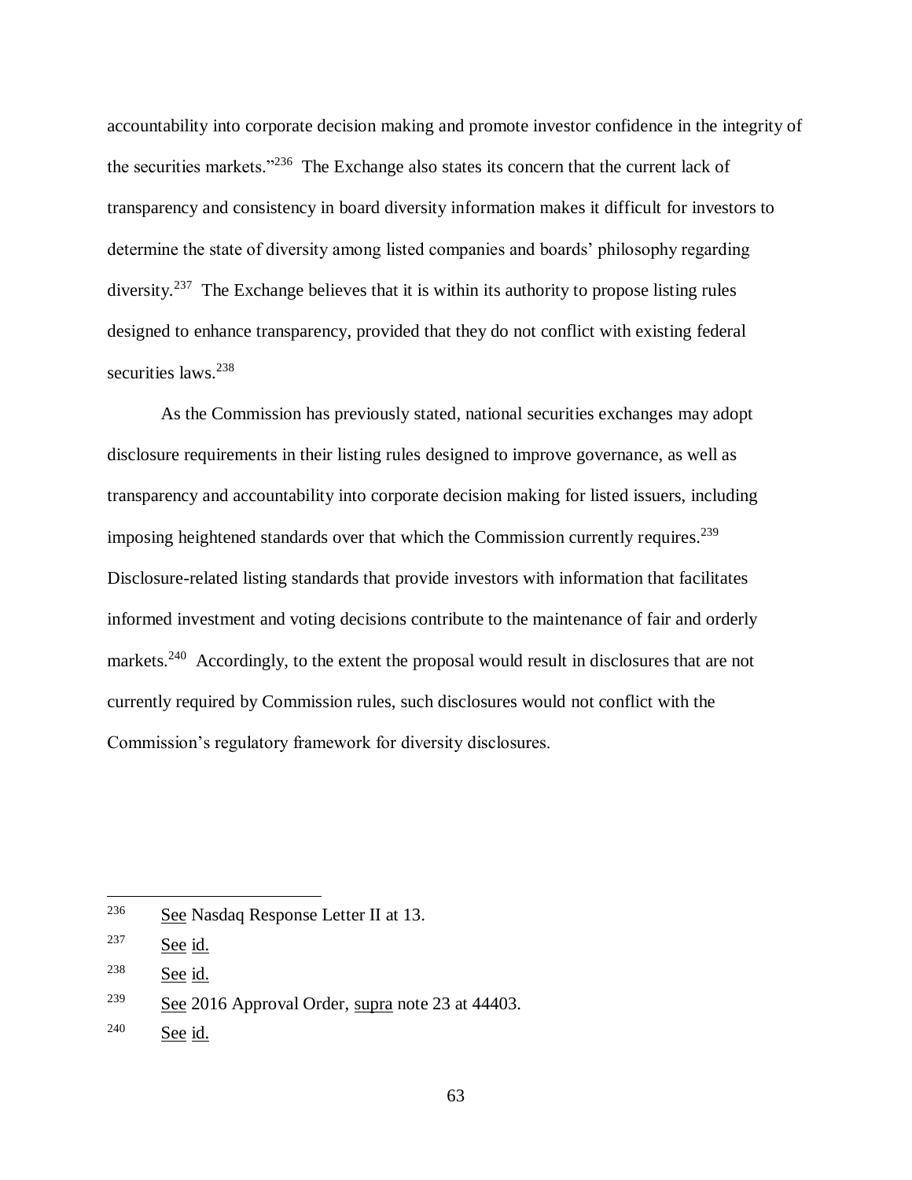accountability into corporate decision making and promote investor confidence in the integrity of the securities markets."[236] The Exchange also states its concern that the current lack of transparency and consistency in board diversity information makes it difficult for investors to determine the state of diversity among listed companies and boards' philosophy regarding diversity.[237] The Exchange believes that it is within its authority to propose listing rules designed to enhance transparency, provided that they do not conflict with existing federal securities laws.[238]

As the Commission has previously stated, national securities exchanges may adopt disclosure requirements in their listing rules designed to improve governance, as well as transparency and accountability into corporate decision making for listed issuers, including imposing heightened standards over that which the Commission currently requires.[239] Disclosure-related listing standards that provide investors with information that facilitates informed investment and voting decisions contribute to the maintenance of fair and orderly markets.[240] Accordingly, to the extent the proposal would result in disclosures that are not currently required by Commission rules, such disclosures would not conflict with the Commission's regulatory framework for diversity disclosures.

---

[236] See Nasdaq Response Letter II at 13.

[237] See id.

[238] See id.

[239] See 2016 Approval Order, supra note 23 at 44403.

[240] See id.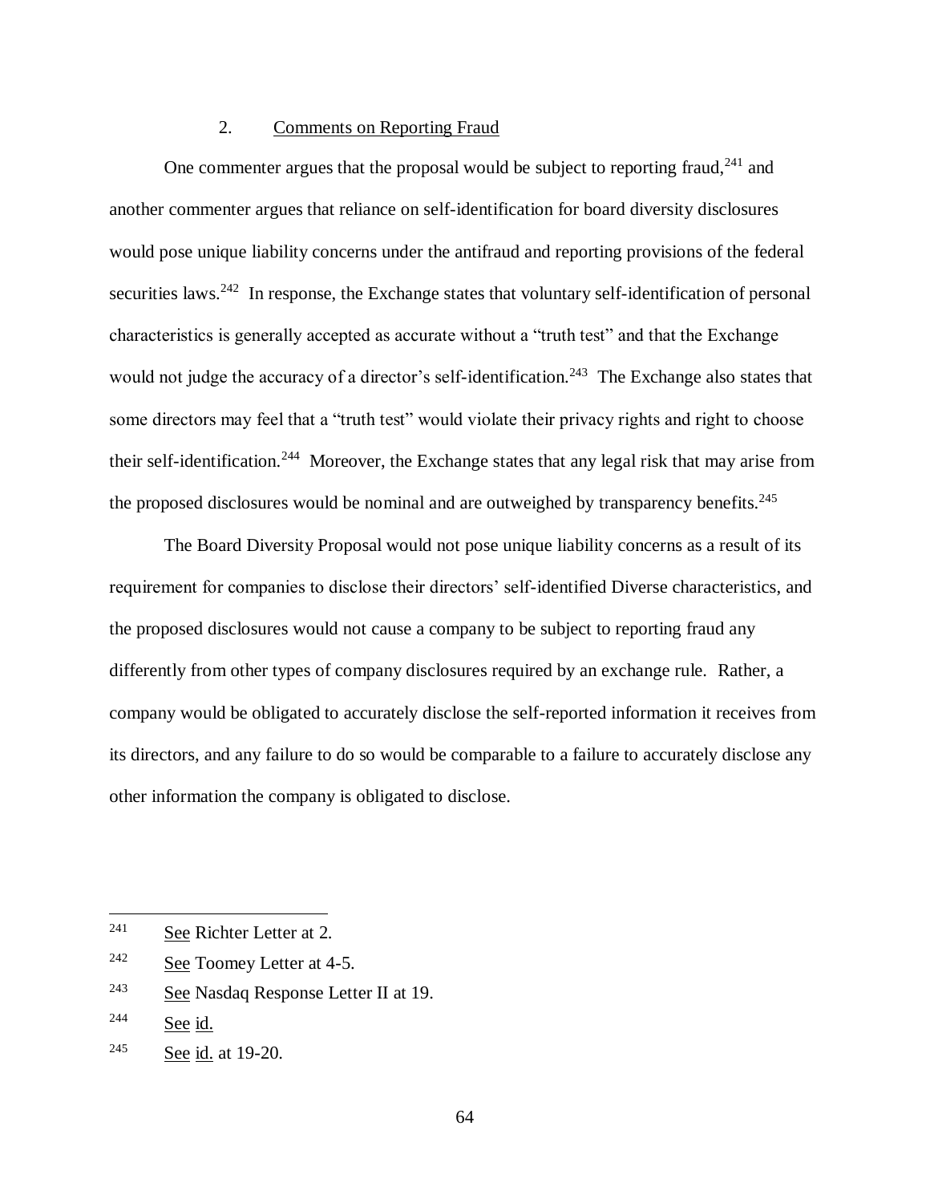### 2. Comments on Reporting Fraud

One commenter argues that the proposal would be subject to reporting fraud,[241] and another commenter argues that reliance on self-identification for board diversity disclosures would pose unique liability concerns under the antifraud and reporting provisions of the federal securities laws.[242] In response, the Exchange states that voluntary self-identification of personal characteristics is generally accepted as accurate without a "truth test" and that the Exchange would not judge the accuracy of a director's self-identification.[243] The Exchange also states that some directors may feel that a "truth test" would violate their privacy rights and right to choose their self-identification.[244] Moreover, the Exchange states that any legal risk that may arise from the proposed disclosures would be nominal and are outweighed by transparency benefits.[245]

The Board Diversity Proposal would not pose unique liability concerns as a result of its requirement for companies to disclose their directors' self-identified Diverse characteristics, and the proposed disclosures would not cause a company to be subject to reporting fraud any differently from other types of company disclosures required by an exchange rule. Rather, a company would be obligated to accurately disclose the self-reported information it receives from its directors, and any failure to do so would be comparable to a failure to accurately disclose any other information the company is obligated to disclose.

---

[241] See Richter Letter at 2.

[242] See Toomey Letter at 4-5.

[243] See Nasdaq Response Letter II at 19.

[244] See id.

[245] See id. at 19-20.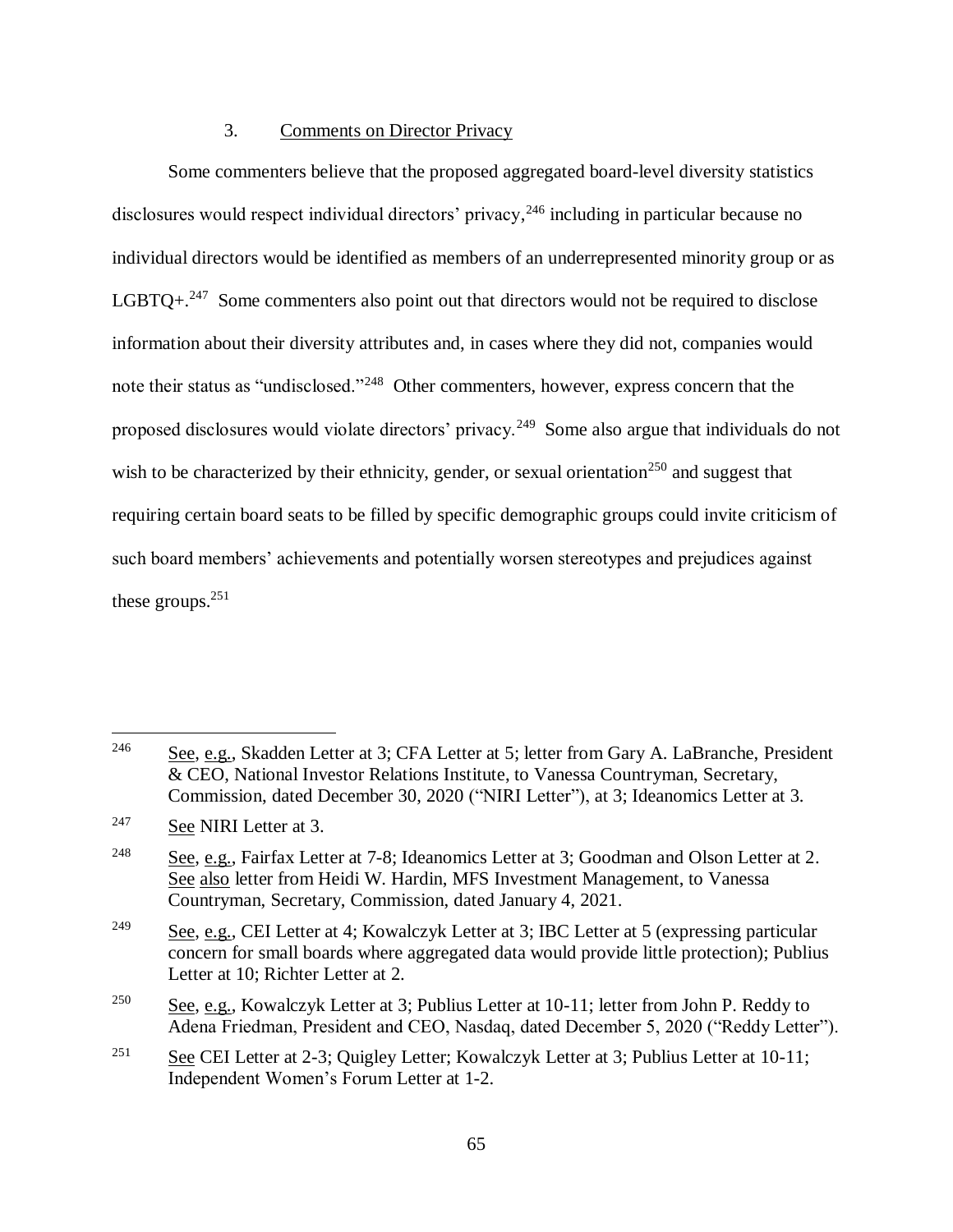### 3. Comments on Director Privacy

Some commenters believe that the proposed aggregated board-level diversity statistics disclosures would respect individual directors' privacy,[246] including in particular because no individual directors would be identified as members of an underrepresented minority group or as LGBTQ+.[247] Some commenters also point out that directors would not be required to disclose information about their diversity attributes and, in cases where they did not, companies would note their status as "undisclosed."[248] Other commenters, however, express concern that the proposed disclosures would violate directors' privacy.[249] Some also argue that individuals do not wish to be characterized by their ethnicity, gender, or sexual orientation[250] and suggest that requiring certain board seats to be filled by specific demographic groups could invite criticism of such board members' achievements and potentially worsen stereotypes and prejudices against these groups.[251]

---

[246] See, e.g., Skadden Letter at 3; CFA Letter at 5; letter from Gary A. LaBranche, President & CEO, National Investor Relations Institute, to Vanessa Countryman, Secretary, Commission, dated December 30, 2020 ("NIRI Letter"), at 3; Ideanomics Letter at 3.

[247] See NIRI Letter at 3.

[248] See, e.g., Fairfax Letter at 7-8; Ideanomics Letter at 3; Goodman and Olson Letter at 2. See also letter from Heidi W. Hardin, MFS Investment Management, to Vanessa Countryman, Secretary, Commission, dated January 4, 2021.

[249] See, e.g., CEI Letter at 4; Kowalczyk Letter at 3; IBC Letter at 5 (expressing particular concern for small boards where aggregated data would provide little protection); Publius Letter at 10; Richter Letter at 2.

[250] See, e.g., Kowalczyk Letter at 3; Publius Letter at 10-11; letter from John P. Reddy to Adena Friedman, President and CEO, Nasdaq, dated December 5, 2020 ("Reddy Letter").

[251] See CEI Letter at 2-3; Quigley Letter; Kowalczyk Letter at 3; Publius Letter at 10-11; Independent Women's Forum Letter at 1-2.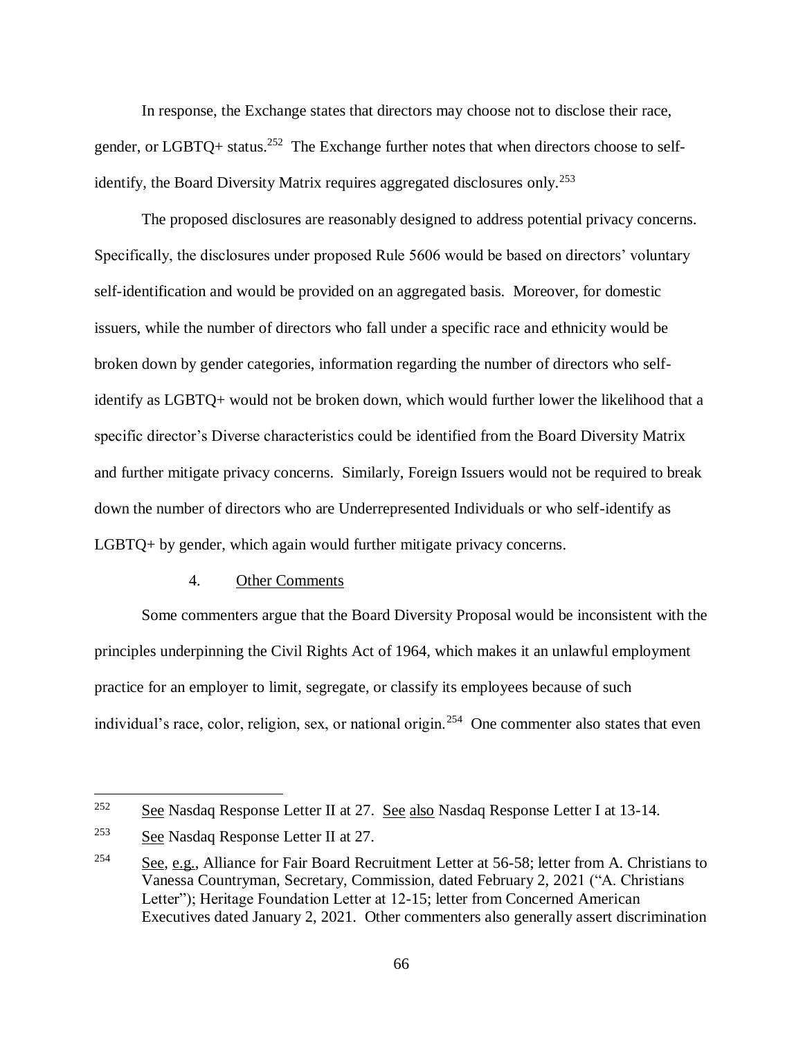In response, the Exchange states that directors may choose not to disclose their race, gender, or LGBTQ+ status.[252] The Exchange further notes that when directors choose to self-identify, the Board Diversity Matrix requires aggregated disclosures only.[253]

The proposed disclosures are reasonably designed to address potential privacy concerns. Specifically, the disclosures under proposed Rule 5606 would be based on directors' voluntary self-identification and would be provided on an aggregated basis. Moreover, for domestic issuers, while the number of directors who fall under a specific race and ethnicity would be broken down by gender categories, information regarding the number of directors who self-identify as LGBTQ+ would not be broken down, which would further lower the likelihood that a specific director's Diverse characteristics could be identified from the Board Diversity Matrix and further mitigate privacy concerns. Similarly, Foreign Issuers would not be required to break down the number of directors who are Underrepresented Individuals or who self-identify as LGBTQ+ by gender, which again would further mitigate privacy concerns.

### 4. Other Comments

Some commenters argue that the Board Diversity Proposal would be inconsistent with the principles underpinning the Civil Rights Act of 1964, which makes it an unlawful employment practice for an employer to limit, segregate, or classify its employees because of such individual's race, color, religion, sex, or national origin.[254] One commenter also states that even

---

[252] See Nasdaq Response Letter II at 27. See also Nasdaq Response Letter I at 13-14.

[253] See Nasdaq Response Letter II at 27.

[254] See, e.g., Alliance for Fair Board Recruitment Letter at 56-58; letter from A. Christians to Vanessa Countryman, Secretary, Commission, dated February 2, 2021 ("A. Christians Letter"); Heritage Foundation Letter at 12-15; letter from Concerned American Executives dated January 2, 2021. Other commenters also generally assert discrimination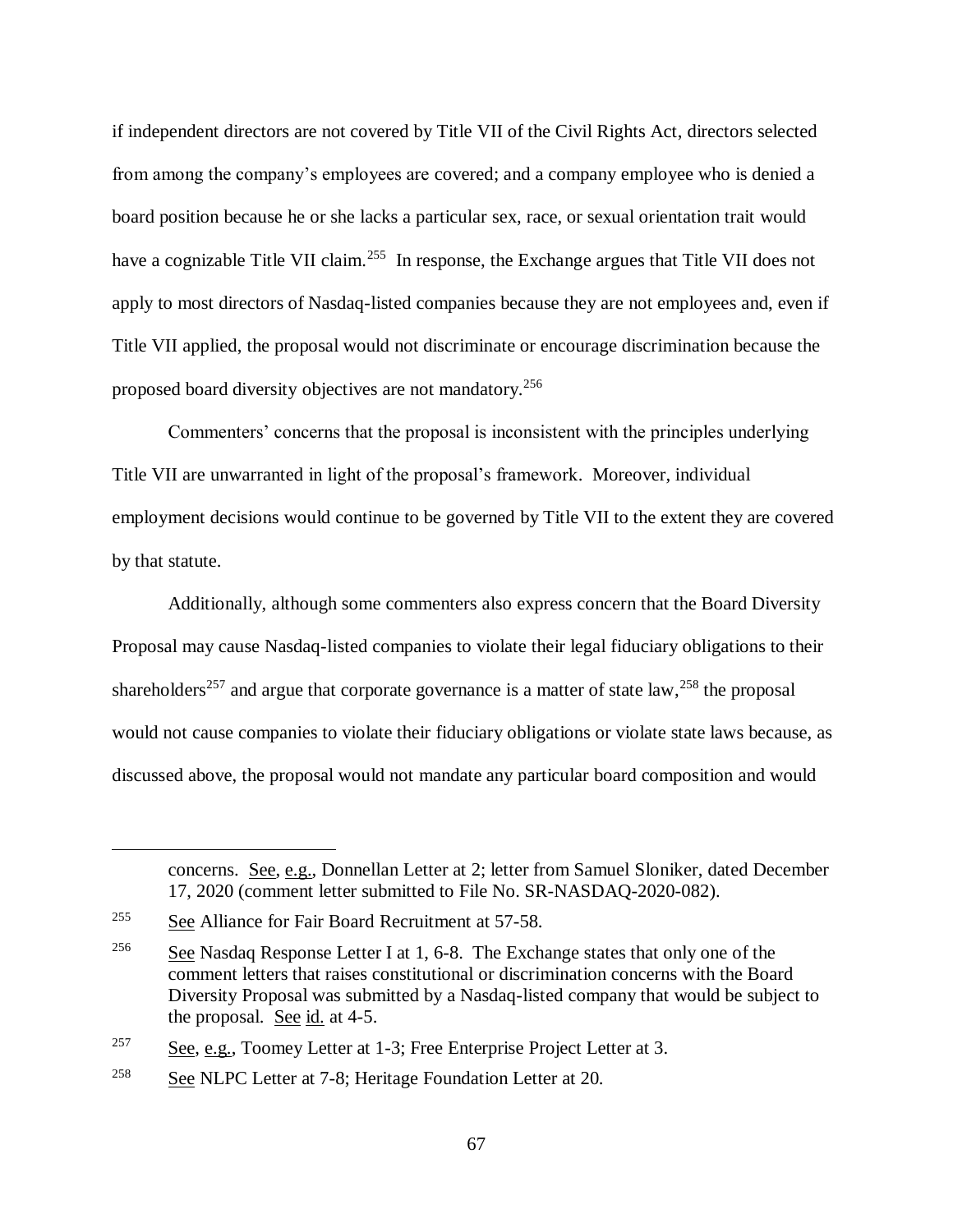if independent directors are not covered by Title VII of the Civil Rights Act, directors selected from among the company's employees are covered; and a company employee who is denied a board position because he or she lacks a particular sex, race, or sexual orientation trait would have a cognizable Title VII claim.[255] In response, the Exchange argues that Title VII does not apply to most directors of Nasdaq-listed companies because they are not employees and, even if Title VII applied, the proposal would not discriminate or encourage discrimination because the proposed board diversity objectives are not mandatory.[256]

Commenters' concerns that the proposal is inconsistent with the principles underlying Title VII are unwarranted in light of the proposal's framework. Moreover, individual employment decisions would continue to be governed by Title VII to the extent they are covered by that statute.

Additionally, although some commenters also express concern that the Board Diversity Proposal may cause Nasdaq-listed companies to violate their legal fiduciary obligations to their shareholders[257] and argue that corporate governance is a matter of state law,[258] the proposal would not cause companies to violate their fiduciary obligations or violate state laws because, as discussed above, the proposal would not mandate any particular board composition and would

---

concerns. See, e.g., Donnellan Letter at 2; letter from Samuel Sloniker, dated December 17, 2020 (comment letter submitted to File No. SR-NASDAQ-2020-082).

[255] See Alliance for Fair Board Recruitment at 57-58.

[256] See Nasdaq Response Letter I at 1, 6-8. The Exchange states that only one of the comment letters that raises constitutional or discrimination concerns with the Board Diversity Proposal was submitted by a Nasdaq-listed company that would be subject to the proposal. See id. at 4-5.

[257] See, e.g., Toomey Letter at 1-3; Free Enterprise Project Letter at 3.

[258] See NLPC Letter at 7-8; Heritage Foundation Letter at 20.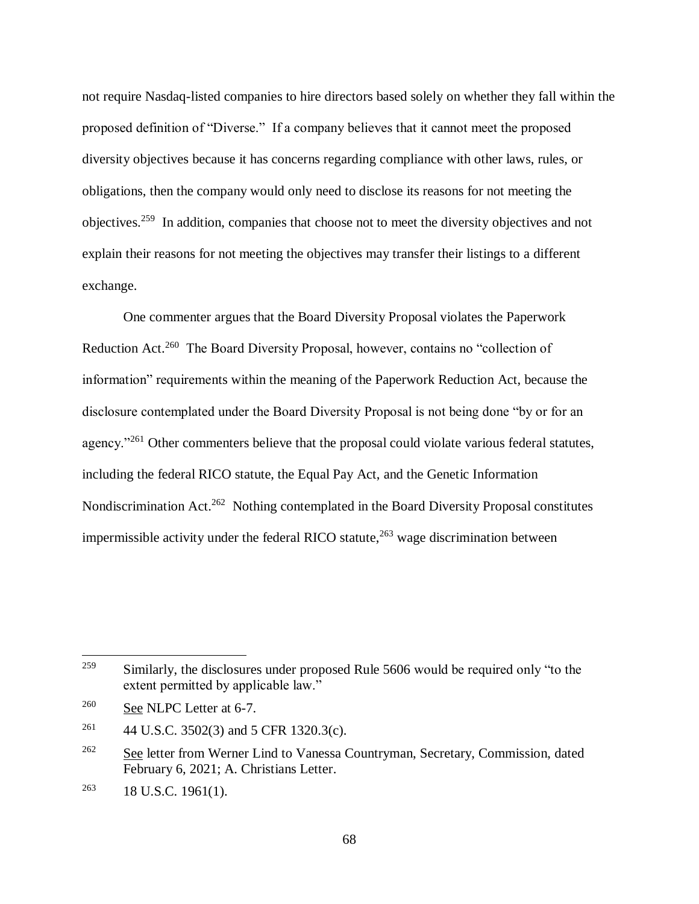not require Nasdaq-listed companies to hire directors based solely on whether they fall within the proposed definition of "Diverse." If a company believes that it cannot meet the proposed diversity objectives because it has concerns regarding compliance with other laws, rules, or obligations, then the company would only need to disclose its reasons for not meeting the objectives.[259] In addition, companies that choose not to meet the diversity objectives and not explain their reasons for not meeting the objectives may transfer their listings to a different exchange.

One commenter argues that the Board Diversity Proposal violates the Paperwork Reduction Act.[260] The Board Diversity Proposal, however, contains no "collection of information" requirements within the meaning of the Paperwork Reduction Act, because the disclosure contemplated under the Board Diversity Proposal is not being done "by or for an agency."[261] Other commenters believe that the proposal could violate various federal statutes, including the federal RICO statute, the Equal Pay Act, and the Genetic Information Nondiscrimination Act.[262] Nothing contemplated in the Board Diversity Proposal constitutes impermissible activity under the federal RICO statute,[263] wage discrimination between

---

[259] Similarly, the disclosures under proposed Rule 5606 would be required only "to the extent permitted by applicable law."

[260] See NLPC Letter at 6-7.

[261] 44 U.S.C. 3502(3) and 5 CFR 1320.3(c).

[262] See letter from Werner Lind to Vanessa Countryman, Secretary, Commission, dated February 6, 2021; A. Christians Letter.

[263] 18 U.S.C. 1961(1).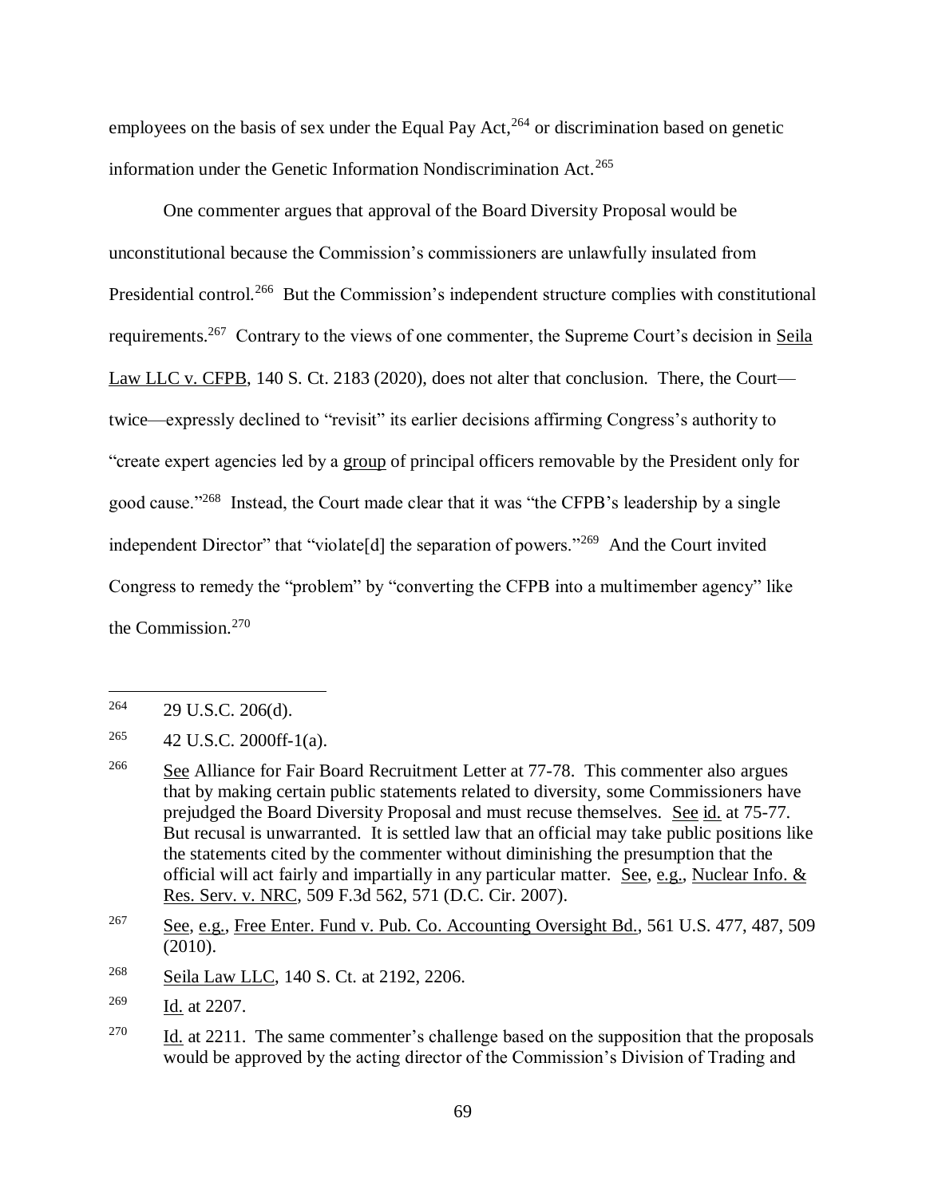employees on the basis of sex under the Equal Pay Act,[264] or discrimination based on genetic information under the Genetic Information Nondiscrimination Act.[265]

One commenter argues that approval of the Board Diversity Proposal would be unconstitutional because the Commission's commissioners are unlawfully insulated from Presidential control.[266] But the Commission's independent structure complies with constitutional requirements.[267] Contrary to the views of one commenter, the Supreme Court's decision in Seila Law LLC v. CFPB, 140 S. Ct. 2183 (2020), does not alter that conclusion. There, the Court—twice—expressly declined to "revisit" its earlier decisions affirming Congress's authority to "create expert agencies led by a group of principal officers removable by the President only for good cause."[268] Instead, the Court made clear that it was "the CFPB's leadership by a single independent Director" that "violate[d] the separation of powers."[269] And the Court invited Congress to remedy the "problem" by "converting the CFPB into a multimember agency" like the Commission.[270]

---

[264] 29 U.S.C. 206(d).

[265] 42 U.S.C. 2000ff-1(a).

[266] See Alliance for Fair Board Recruitment Letter at 77-78. This commenter also argues that by making certain public statements related to diversity, some Commissioners have prejudged the Board Diversity Proposal and must recuse themselves. See id. at 75-77. But recusal is unwarranted. It is settled law that an official may take public positions like the statements cited by the commenter without diminishing the presumption that the official will act fairly and impartially in any particular matter. See, e.g., Nuclear Info. & Res. Serv. v. NRC, 509 F.3d 562, 571 (D.C. Cir. 2007).

[267] See, e.g., Free Enter. Fund v. Pub. Co. Accounting Oversight Bd., 561 U.S. 477, 487, 509 (2010).

[268] Seila Law LLC, 140 S. Ct. at 2192, 2206.

[269] Id. at 2207.

[270] Id. at 2211. The same commenter's challenge based on the supposition that the proposals would be approved by the acting director of the Commission's Division of Trading and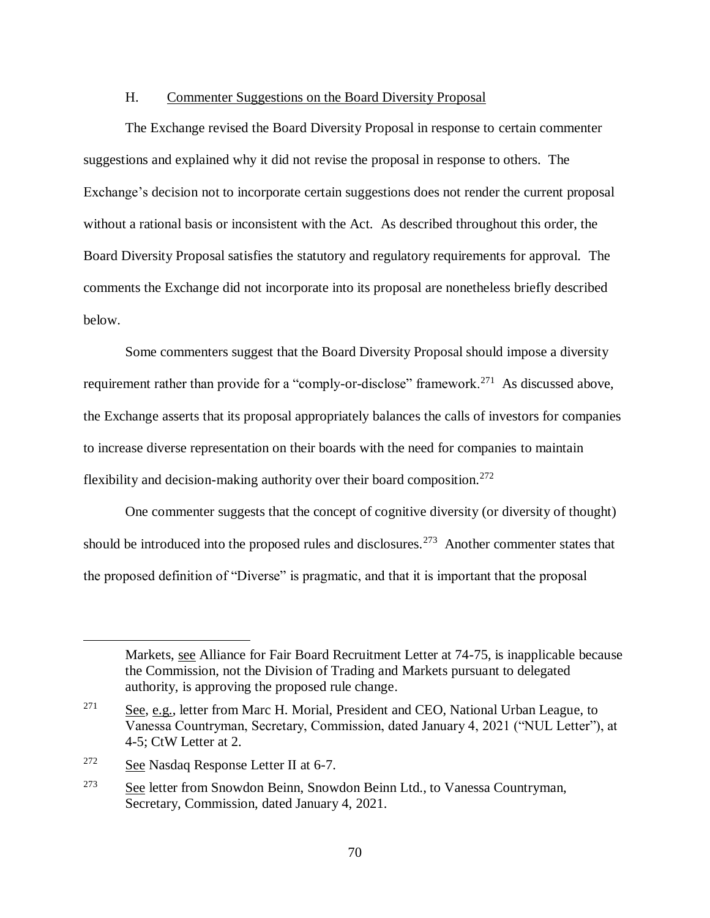### H. Commenter Suggestions on the Board Diversity Proposal

The Exchange revised the Board Diversity Proposal in response to certain commenter suggestions and explained why it did not revise the proposal in response to others. The Exchange's decision not to incorporate certain suggestions does not render the current proposal without a rational basis or inconsistent with the Act. As described throughout this order, the Board Diversity Proposal satisfies the statutory and regulatory requirements for approval. The comments the Exchange did not incorporate into its proposal are nonetheless briefly described below.

Some commenters suggest that the Board Diversity Proposal should impose a diversity requirement rather than provide for a "comply-or-disclose" framework.[271] As discussed above, the Exchange asserts that its proposal appropriately balances the calls of investors for companies to increase diverse representation on their boards with the need for companies to maintain flexibility and decision-making authority over their board composition.[272]

One commenter suggests that the concept of cognitive diversity (or diversity of thought) should be introduced into the proposed rules and disclosures.[273] Another commenter states that the proposed definition of "Diverse" is pragmatic, and that it is important that the proposal

---

Markets, see Alliance for Fair Board Recruitment Letter at 74-75, is inapplicable because the Commission, not the Division of Trading and Markets pursuant to delegated authority, is approving the proposed rule change.

[271] See, e.g., letter from Marc H. Morial, President and CEO, National Urban League, to Vanessa Countryman, Secretary, Commission, dated January 4, 2021 ("NUL Letter"), at 4-5; CtW Letter at 2.

[272] See Nasdaq Response Letter II at 6-7.

[273] See letter from Snowdon Beinn, Snowdon Beinn Ltd., to Vanessa Countryman, Secretary, Commission, dated January 4, 2021.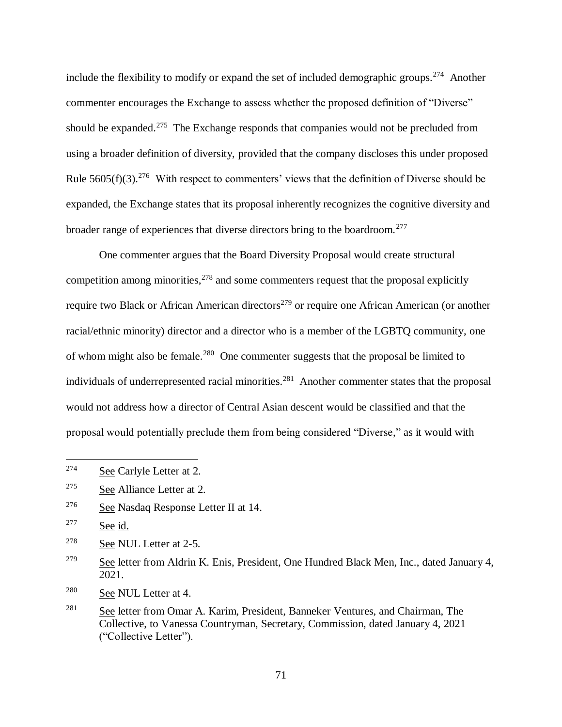include the flexibility to modify or expand the set of included demographic groups.[274] Another commenter encourages the Exchange to assess whether the proposed definition of "Diverse" should be expanded.[275] The Exchange responds that companies would not be precluded from using a broader definition of diversity, provided that the company discloses this under proposed Rule 5605(f)(3).[276] With respect to commenters' views that the definition of Diverse should be expanded, the Exchange states that its proposal inherently recognizes the cognitive diversity and broader range of experiences that diverse directors bring to the boardroom.[277]

One commenter argues that the Board Diversity Proposal would create structural competition among minorities,[278] and some commenters request that the proposal explicitly require two Black or African American directors[279] or require one African American (or another racial/ethnic minority) director and a director who is a member of the LGBTQ community, one of whom might also be female.[280] One commenter suggests that the proposal be limited to individuals of underrepresented racial minorities.[281] Another commenter states that the proposal would not address how a director of Central Asian descent would be classified and that the proposal would potentially preclude them from being considered "Diverse," as it would with

---

[274] See Carlyle Letter at 2.

[275] See Alliance Letter at 2.

[276] See Nasdaq Response Letter II at 14.

[277] See id.

[278] See NUL Letter at 2-5.

[279] See letter from Aldrin K. Enis, President, One Hundred Black Men, Inc., dated January 4, 2021.

[280] See NUL Letter at 4.

[281] See letter from Omar A. Karim, President, Banneker Ventures, and Chairman, The Collective, to Vanessa Countryman, Secretary, Commission, dated January 4, 2021 ("Collective Letter").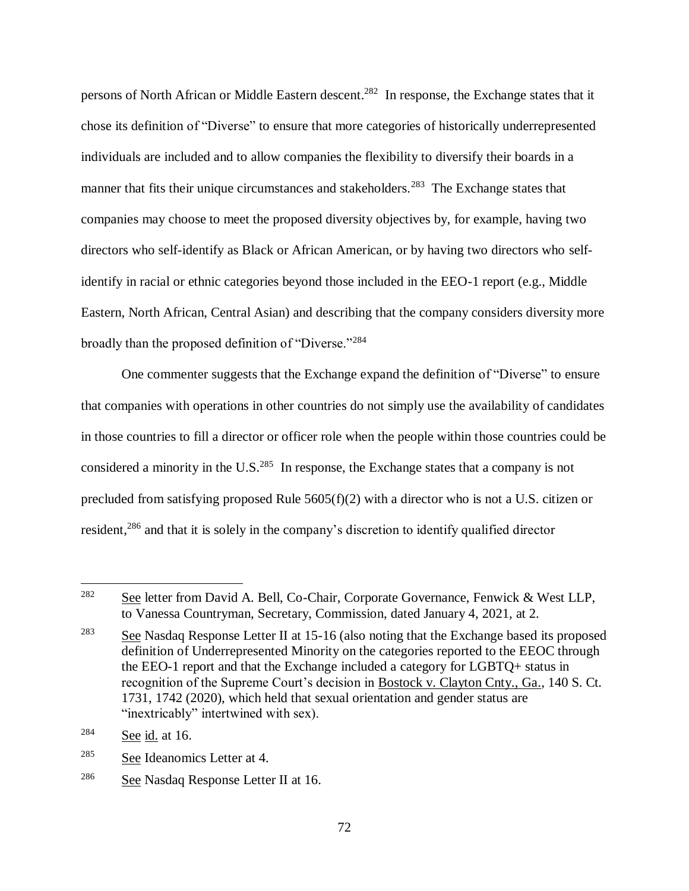persons of North African or Middle Eastern descent.[282] In response, the Exchange states that it chose its definition of "Diverse" to ensure that more categories of historically underrepresented individuals are included and to allow companies the flexibility to diversify their boards in a manner that fits their unique circumstances and stakeholders.[283] The Exchange states that companies may choose to meet the proposed diversity objectives by, for example, having two directors who self-identify as Black or African American, or by having two directors who self-identify in racial or ethnic categories beyond those included in the EEO-1 report (e.g., Middle Eastern, North African, Central Asian) and describing that the company considers diversity more broadly than the proposed definition of "Diverse."[284]

One commenter suggests that the Exchange expand the definition of "Diverse" to ensure that companies with operations in other countries do not simply use the availability of candidates in those countries to fill a director or officer role when the people within those countries could be considered a minority in the U.S.[285] In response, the Exchange states that a company is not precluded from satisfying proposed Rule 5605(f)(2) with a director who is not a U.S. citizen or resident,[286] and that it is solely in the company's discretion to identify qualified director

---

[282] See letter from David A. Bell, Co-Chair, Corporate Governance, Fenwick & West LLP, to Vanessa Countryman, Secretary, Commission, dated January 4, 2021, at 2.

[283] See Nasdaq Response Letter II at 15-16 (also noting that the Exchange based its proposed definition of Underrepresented Minority on the categories reported to the EEOC through the EEO-1 report and that the Exchange included a category for LGBTQ+ status in recognition of the Supreme Court's decision in Bostock v. Clayton Cnty., Ga., 140 S. Ct. 1731, 1742 (2020), which held that sexual orientation and gender status are "inextricably" intertwined with sex).

[284] See id. at 16.

[285] See Ideanomics Letter at 4.

[286] See Nasdaq Response Letter II at 16.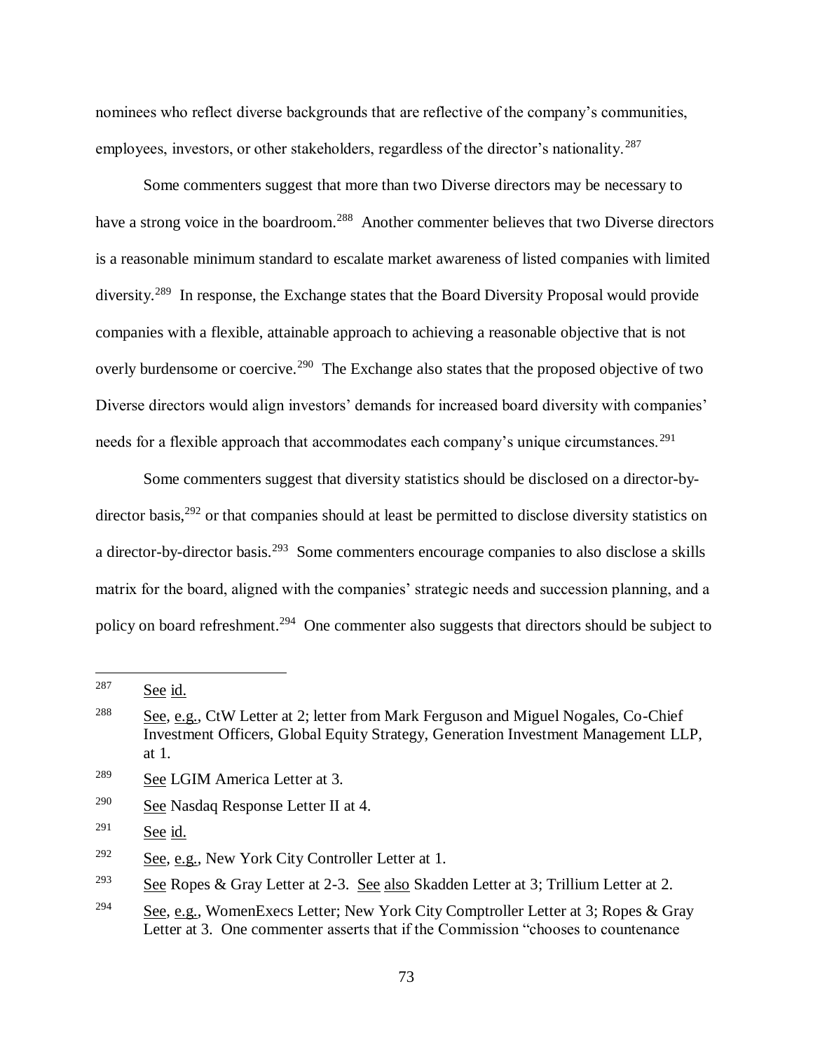nominees who reflect diverse backgrounds that are reflective of the company's communities, employees, investors, or other stakeholders, regardless of the director's nationality.[287]

Some commenters suggest that more than two Diverse directors may be necessary to have a strong voice in the boardroom.[288] Another commenter believes that two Diverse directors is a reasonable minimum standard to escalate market awareness of listed companies with limited diversity.[289] In response, the Exchange states that the Board Diversity Proposal would provide companies with a flexible, attainable approach to achieving a reasonable objective that is not overly burdensome or coercive.[290] The Exchange also states that the proposed objective of two Diverse directors would align investors' demands for increased board diversity with companies' needs for a flexible approach that accommodates each company's unique circumstances.[291]

Some commenters suggest that diversity statistics should be disclosed on a director-by-director basis,[292] or that companies should at least be permitted to disclose diversity statistics on a director-by-director basis.[293] Some commenters encourage companies to also disclose a skills matrix for the board, aligned with the companies' strategic needs and succession planning, and a policy on board refreshment.[294] One commenter also suggests that directors should be subject to

---

[287] See id.

[288] See, e.g., CtW Letter at 2; letter from Mark Ferguson and Miguel Nogales, Co-Chief Investment Officers, Global Equity Strategy, Generation Investment Management LLP, at 1.

[289] See LGIM America Letter at 3.

[290] See Nasdaq Response Letter II at 4.

[291] See id.

[292] See, e.g., New York City Controller Letter at 1.

[293] See Ropes & Gray Letter at 2-3. See also Skadden Letter at 3; Trillium Letter at 2.

[294] See, e.g., WomenExecs Letter; New York City Comptroller Letter at 3; Ropes & Gray Letter at 3. One commenter asserts that if the Commission "chooses to countenance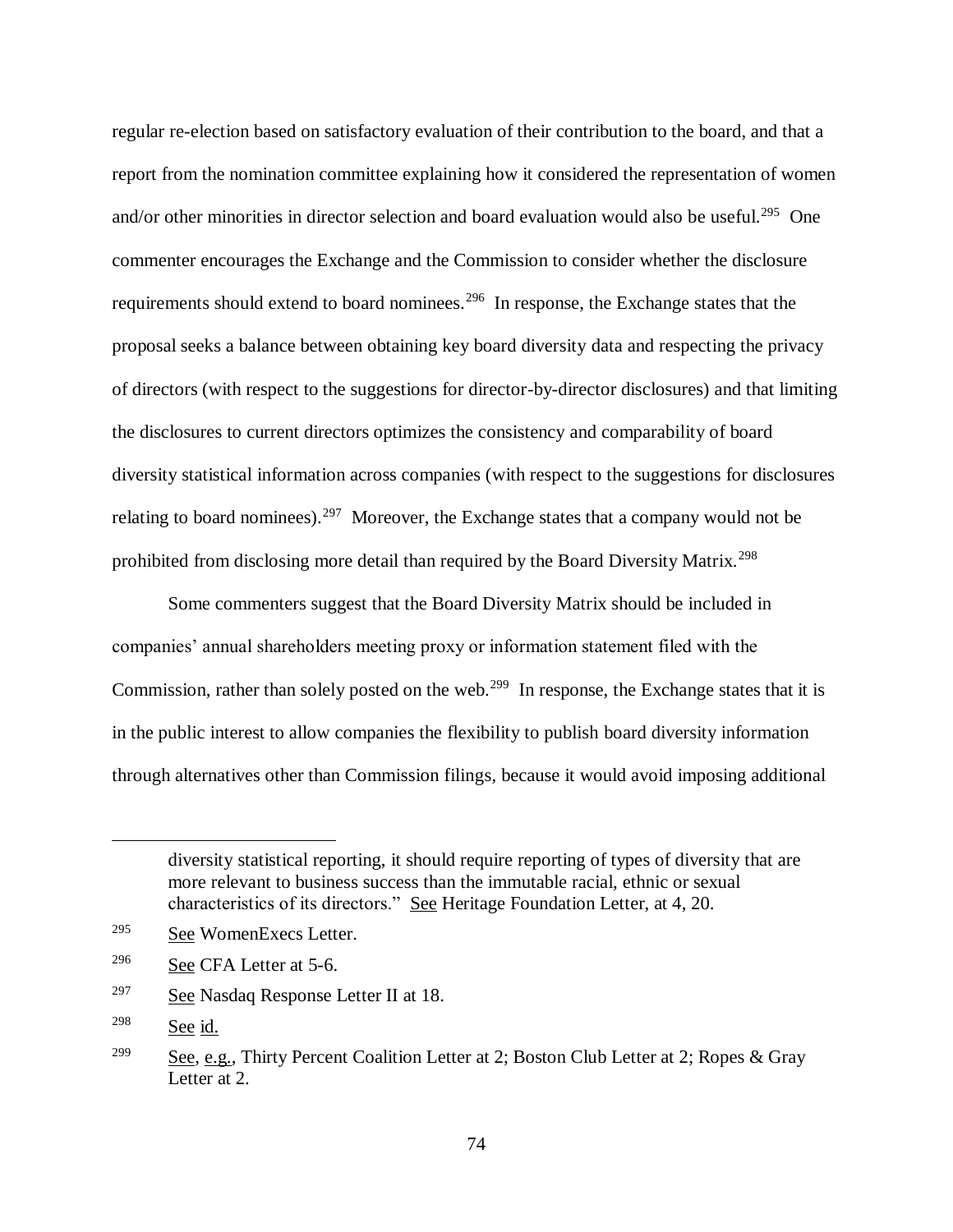regular re-election based on satisfactory evaluation of their contribution to the board, and that a report from the nomination committee explaining how it considered the representation of women and/or other minorities in director selection and board evaluation would also be useful.[295] One commenter encourages the Exchange and the Commission to consider whether the disclosure requirements should extend to board nominees.[296] In response, the Exchange states that the proposal seeks a balance between obtaining key board diversity data and respecting the privacy of directors (with respect to the suggestions for director-by-director disclosures) and that limiting the disclosures to current directors optimizes the consistency and comparability of board diversity statistical information across companies (with respect to the suggestions for disclosures relating to board nominees).[297] Moreover, the Exchange states that a company would not be prohibited from disclosing more detail than required by the Board Diversity Matrix.[298]

Some commenters suggest that the Board Diversity Matrix should be included in companies' annual shareholders meeting proxy or information statement filed with the Commission, rather than solely posted on the web.[299] In response, the Exchange states that it is in the public interest to allow companies the flexibility to publish board diversity information through alternatives other than Commission filings, because it would avoid imposing additional

---

diversity statistical reporting, it should require reporting of types of diversity that are more relevant to business success than the immutable racial, ethnic or sexual characteristics of its directors." See Heritage Foundation Letter, at 4, 20.

[295] See WomenExecs Letter.

[296] See CFA Letter at 5-6.

[297] See Nasdaq Response Letter II at 18.

[298] See id.

[299] See, e.g., Thirty Percent Coalition Letter at 2; Boston Club Letter at 2; Ropes & Gray Letter at 2.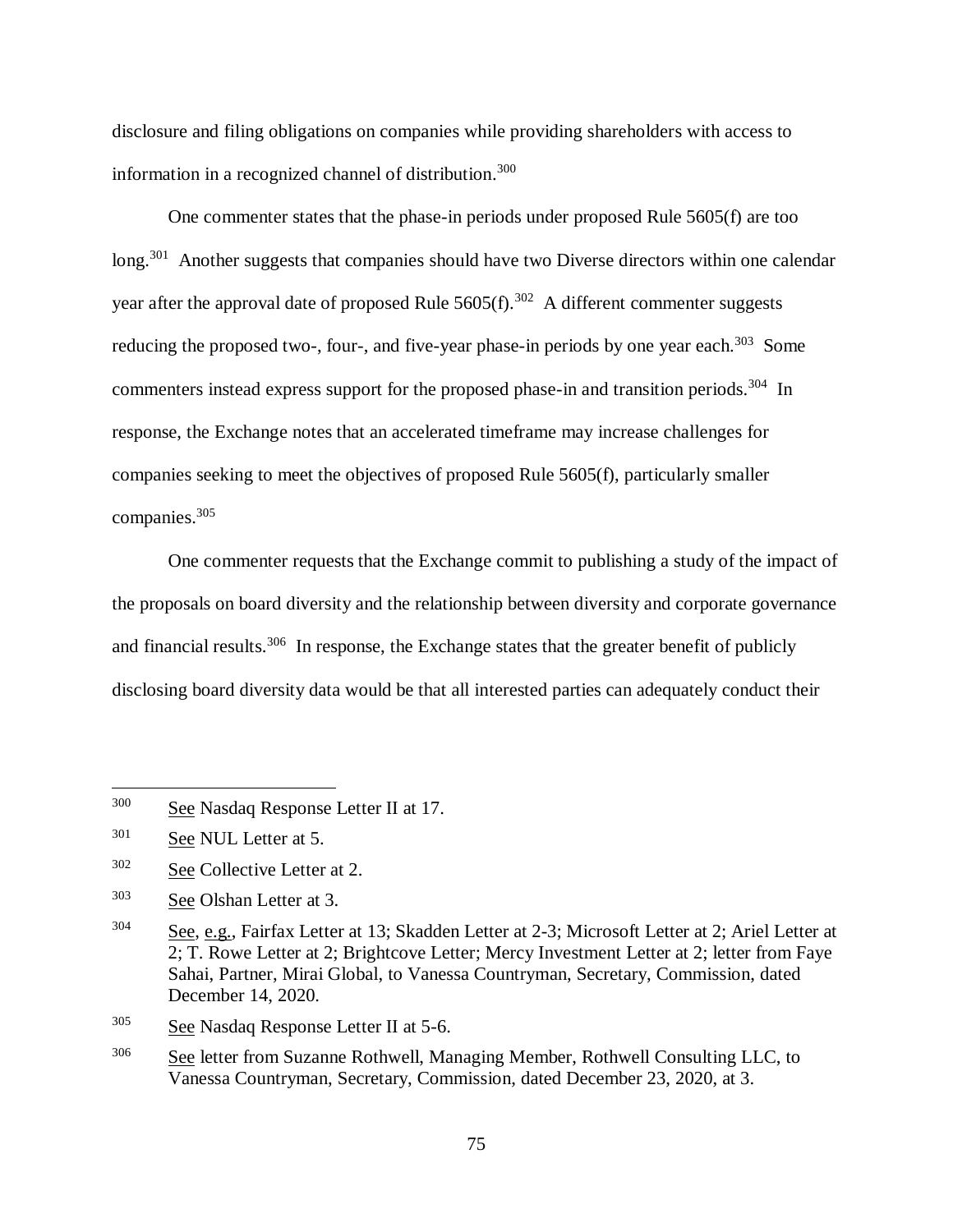disclosure and filing obligations on companies while providing shareholders with access to information in a recognized channel of distribution.[300]

One commenter states that the phase-in periods under proposed Rule 5605(f) are too long.[301] Another suggests that companies should have two Diverse directors within one calendar year after the approval date of proposed Rule 5605(f).[302] A different commenter suggests reducing the proposed two-, four-, and five-year phase-in periods by one year each.[303] Some commenters instead express support for the proposed phase-in and transition periods.[304] In response, the Exchange notes that an accelerated timeframe may increase challenges for companies seeking to meet the objectives of proposed Rule 5605(f), particularly smaller companies.[305]

One commenter requests that the Exchange commit to publishing a study of the impact of the proposals on board diversity and the relationship between diversity and corporate governance and financial results.[306] In response, the Exchange states that the greater benefit of publicly disclosing board diversity data would be that all interested parties can adequately conduct their

---

[300] See Nasdaq Response Letter II at 17.

[301] See NUL Letter at 5.

[302] See Collective Letter at 2.

[303] See Olshan Letter at 3.

[304] See, e.g., Fairfax Letter at 13; Skadden Letter at 2-3; Microsoft Letter at 2; Ariel Letter at 2; T. Rowe Letter at 2; Brightcove Letter; Mercy Investment Letter at 2; letter from Faye Sahai, Partner, Mirai Global, to Vanessa Countryman, Secretary, Commission, dated December 14, 2020.

[305] See Nasdaq Response Letter II at 5-6.

[306] See letter from Suzanne Rothwell, Managing Member, Rothwell Consulting LLC, to Vanessa Countryman, Secretary, Commission, dated December 23, 2020, at 3.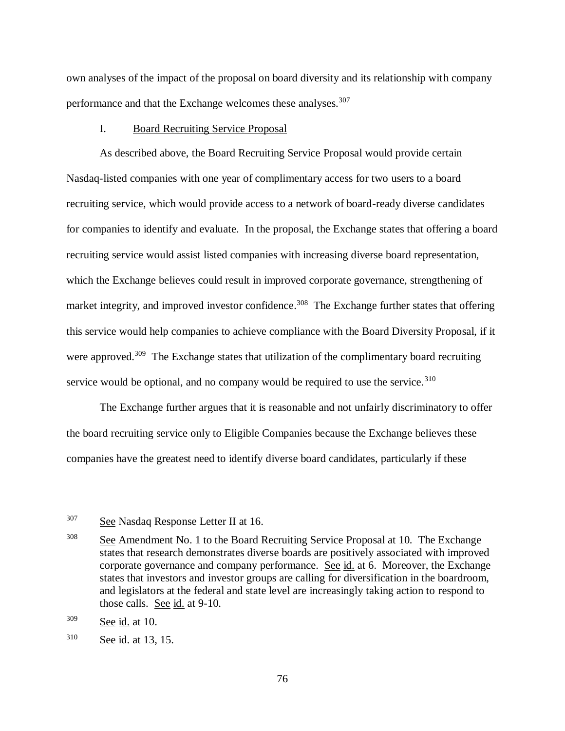own analyses of the impact of the proposal on board diversity and its relationship with company performance and that the Exchange welcomes these analyses.[307]

### I. Board Recruiting Service Proposal

As described above, the Board Recruiting Service Proposal would provide certain Nasdaq-listed companies with one year of complimentary access for two users to a board recruiting service, which would provide access to a network of board-ready diverse candidates for companies to identify and evaluate. In the proposal, the Exchange states that offering a board recruiting service would assist listed companies with increasing diverse board representation, which the Exchange believes could result in improved corporate governance, strengthening of market integrity, and improved investor confidence.[308] The Exchange further states that offering this service would help companies to achieve compliance with the Board Diversity Proposal, if it were approved.[309] The Exchange states that utilization of the complimentary board recruiting service would be optional, and no company would be required to use the service.[310]

The Exchange further argues that it is reasonable and not unfairly discriminatory to offer the board recruiting service only to Eligible Companies because the Exchange believes these companies have the greatest need to identify diverse board candidates, particularly if these

---

[307] See Nasdaq Response Letter II at 16.

[308] See Amendment No. 1 to the Board Recruiting Service Proposal at 10. The Exchange states that research demonstrates diverse boards are positively associated with improved corporate governance and company performance. See id. at 6. Moreover, the Exchange states that investors and investor groups are calling for diversification in the boardroom, and legislators at the federal and state level are increasingly taking action to respond to those calls. See id. at 9-10.

[309] See id. at 10.

[310] See id. at 13, 15.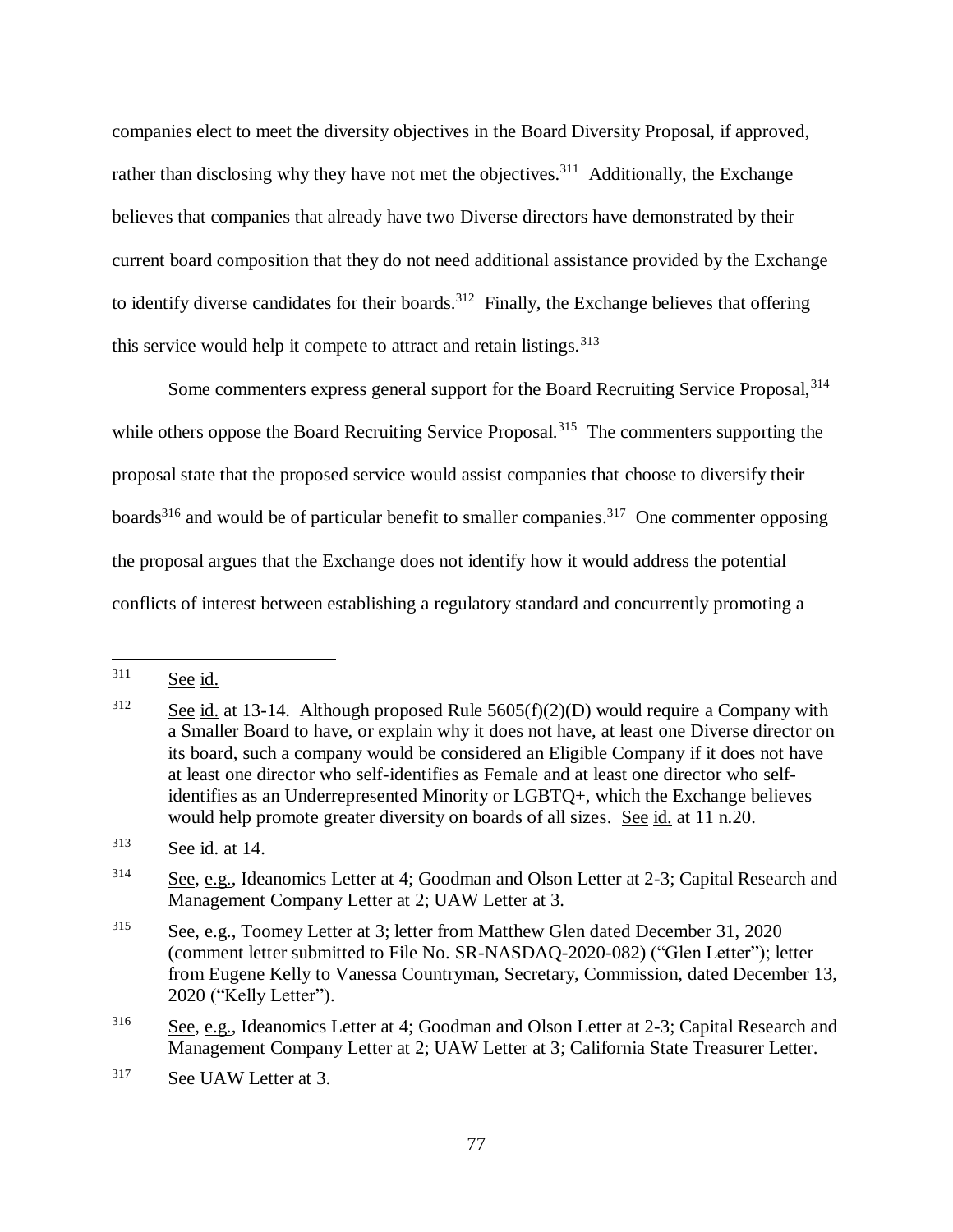companies elect to meet the diversity objectives in the Board Diversity Proposal, if approved, rather than disclosing why they have not met the objectives.[311] Additionally, the Exchange believes that companies that already have two Diverse directors have demonstrated by their current board composition that they do not need additional assistance provided by the Exchange to identify diverse candidates for their boards.[312] Finally, the Exchange believes that offering this service would help it compete to attract and retain listings.[313]

Some commenters express general support for the Board Recruiting Service Proposal,[314] while others oppose the Board Recruiting Service Proposal.[315] The commenters supporting the proposal state that the proposed service would assist companies that choose to diversify their boards[316] and would be of particular benefit to smaller companies.[317] One commenter opposing the proposal argues that the Exchange does not identify how it would address the potential conflicts of interest between establishing a regulatory standard and concurrently promoting a

---

[311] See id.

[312] See id. at 13-14. Although proposed Rule 5605(f)(2)(D) would require a Company with a Smaller Board to have, or explain why it does not have, at least one Diverse director on its board, such a company would be considered an Eligible Company if it does not have at least one director who self-identifies as Female and at least one director who self-identifies as an Underrepresented Minority or LGBTQ+, which the Exchange believes would help promote greater diversity on boards of all sizes. See id. at 11 n.20.

[313] See id. at 14.

[314] See, e.g., Ideanomics Letter at 4; Goodman and Olson Letter at 2-3; Capital Research and Management Company Letter at 2; UAW Letter at 3.

[315] See, e.g., Toomey Letter at 3; letter from Matthew Glen dated December 31, 2020 (comment letter submitted to File No. SR-NASDAQ-2020-082) ("Glen Letter"); letter from Eugene Kelly to Vanessa Countryman, Secretary, Commission, dated December 13, 2020 ("Kelly Letter").

[316] See, e.g., Ideanomics Letter at 4; Goodman and Olson Letter at 2-3; Capital Research and Management Company Letter at 2; UAW Letter at 3; California State Treasurer Letter.

[317] See UAW Letter at 3.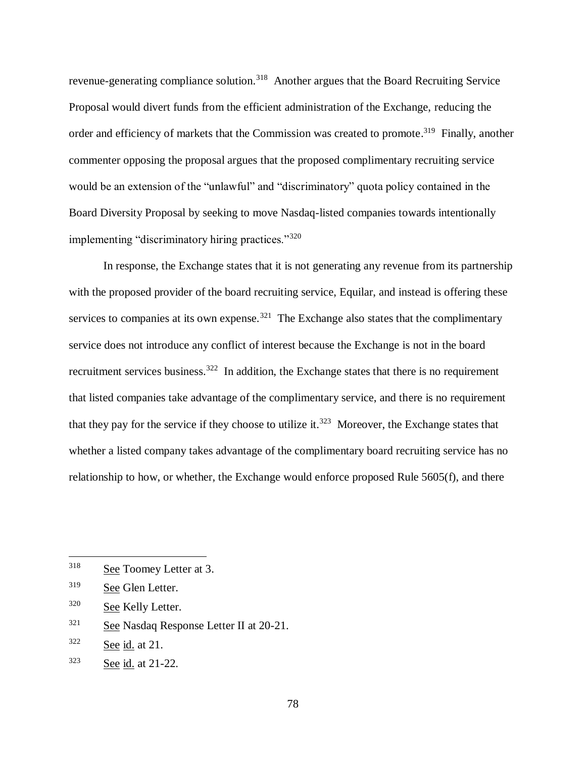revenue-generating compliance solution.[318] Another argues that the Board Recruiting Service Proposal would divert funds from the efficient administration of the Exchange, reducing the order and efficiency of markets that the Commission was created to promote.[319] Finally, another commenter opposing the proposal argues that the proposed complimentary recruiting service would be an extension of the "unlawful" and "discriminatory" quota policy contained in the Board Diversity Proposal by seeking to move Nasdaq-listed companies towards intentionally implementing "discriminatory hiring practices."[320]

In response, the Exchange states that it is not generating any revenue from its partnership with the proposed provider of the board recruiting service, Equilar, and instead is offering these services to companies at its own expense.[321] The Exchange also states that the complimentary service does not introduce any conflict of interest because the Exchange is not in the board recruitment services business.[322] In addition, the Exchange states that there is no requirement that listed companies take advantage of the complimentary service, and there is no requirement that they pay for the service if they choose to utilize it.[323] Moreover, the Exchange states that whether a listed company takes advantage of the complimentary board recruiting service has no relationship to how, or whether, the Exchange would enforce proposed Rule 5605(f), and there

---

[318] See Toomey Letter at 3.

[319] See Glen Letter.

[320] See Kelly Letter.

[321] See Nasdaq Response Letter II at 20-21.

[322] See id. at 21.

[323] See id. at 21-22.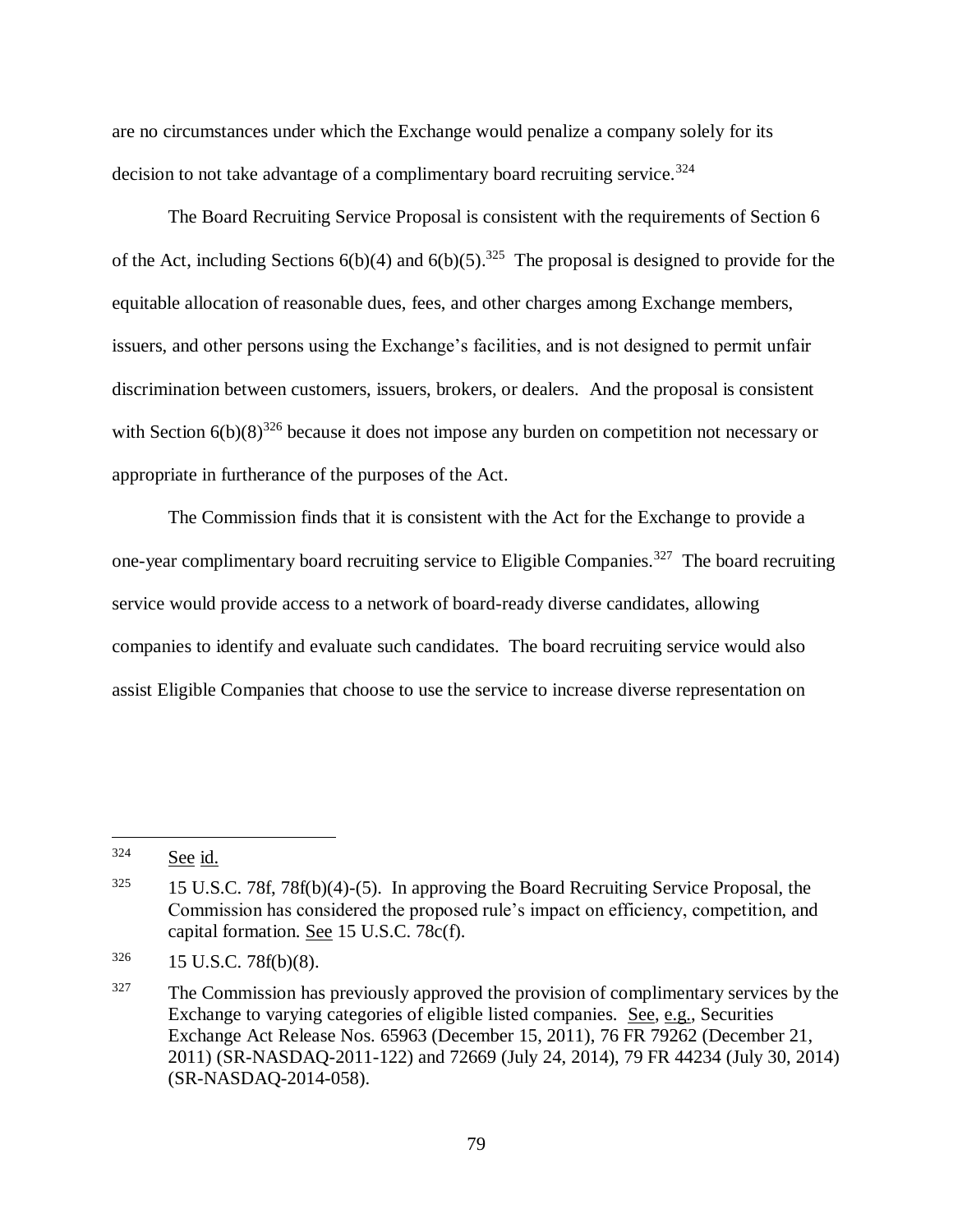are no circumstances under which the Exchange would penalize a company solely for its decision to not take advantage of a complimentary board recruiting service.[324]

The Board Recruiting Service Proposal is consistent with the requirements of Section 6 of the Act, including Sections 6(b)(4) and 6(b)(5).[325] The proposal is designed to provide for the equitable allocation of reasonable dues, fees, and other charges among Exchange members, issuers, and other persons using the Exchange's facilities, and is not designed to permit unfair discrimination between customers, issuers, brokers, or dealers. And the proposal is consistent with Section 6(b)(8)[326] because it does not impose any burden on competition not necessary or appropriate in furtherance of the purposes of the Act.

The Commission finds that it is consistent with the Act for the Exchange to provide a one-year complimentary board recruiting service to Eligible Companies.[327] The board recruiting service would provide access to a network of board-ready diverse candidates, allowing companies to identify and evaluate such candidates. The board recruiting service would also assist Eligible Companies that choose to use the service to increase diverse representation on

---

[324] See id.

[325] 15 U.S.C. 78f, 78f(b)(4)-(5). In approving the Board Recruiting Service Proposal, the Commission has considered the proposed rule's impact on efficiency, competition, and capital formation. See 15 U.S.C. 78c(f).

[326] 15 U.S.C. 78f(b)(8).

[327] The Commission has previously approved the provision of complimentary services by the Exchange to varying categories of eligible listed companies. See, e.g., Securities Exchange Act Release Nos. 65963 (December 15, 2011), 76 FR 79262 (December 21, 2011) (SR-NASDAQ-2011-122) and 72669 (July 24, 2014), 79 FR 44234 (July 30, 2014) (SR-NASDAQ-2014-058).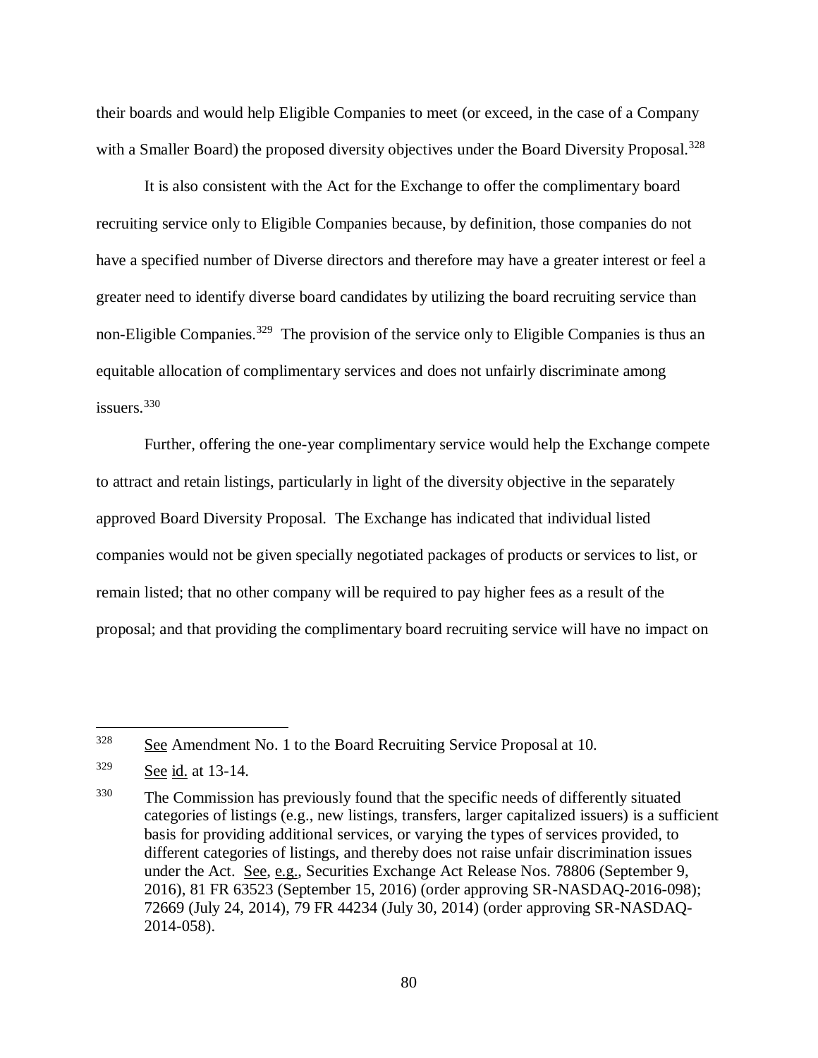their boards and would help Eligible Companies to meet (or exceed, in the case of a Company with a Smaller Board) the proposed diversity objectives under the Board Diversity Proposal.[328]

It is also consistent with the Act for the Exchange to offer the complimentary board recruiting service only to Eligible Companies because, by definition, those companies do not have a specified number of Diverse directors and therefore may have a greater interest or feel a greater need to identify diverse board candidates by utilizing the board recruiting service than non-Eligible Companies.[329] The provision of the service only to Eligible Companies is thus an equitable allocation of complimentary services and does not unfairly discriminate among issuers.[330]

Further, offering the one-year complimentary service would help the Exchange compete to attract and retain listings, particularly in light of the diversity objective in the separately approved Board Diversity Proposal. The Exchange has indicated that individual listed companies would not be given specially negotiated packages of products or services to list, or remain listed; that no other company will be required to pay higher fees as a result of the proposal; and that providing the complimentary board recruiting service will have no impact on

---

[328] See Amendment No. 1 to the Board Recruiting Service Proposal at 10.

[329] See id. at 13-14.

[330] The Commission has previously found that the specific needs of differently situated categories of listings (e.g., new listings, transfers, larger capitalized issuers) is a sufficient basis for providing additional services, or varying the types of services provided, to different categories of listings, and thereby does not raise unfair discrimination issues under the Act. See, e.g., Securities Exchange Act Release Nos. 78806 (September 9, 2016), 81 FR 63523 (September 15, 2016) (order approving SR-NASDAQ-2016-098); 72669 (July 24, 2014), 79 FR 44234 (July 30, 2014) (order approving SR-NASDAQ-2014-058).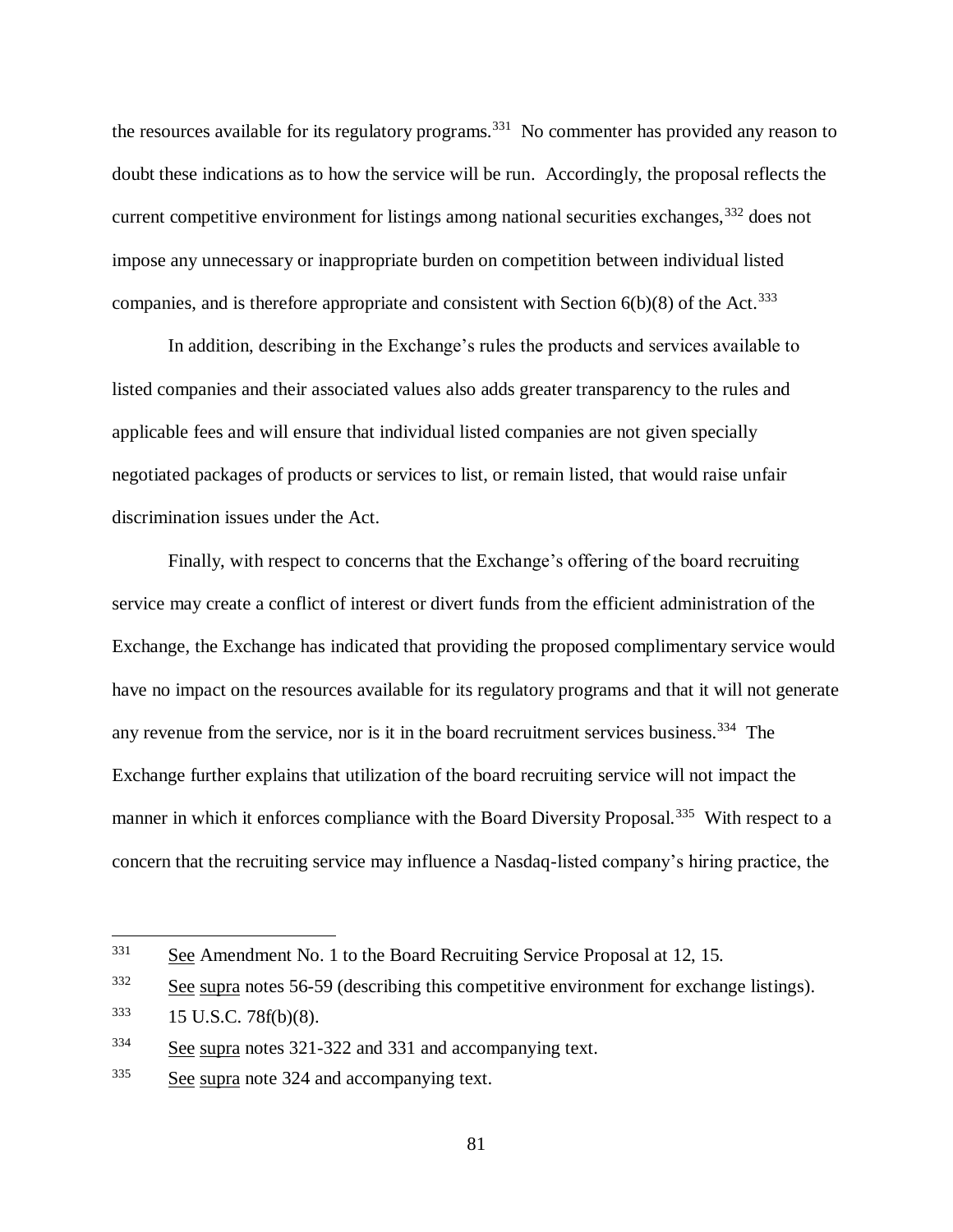the resources available for its regulatory programs.[331] No commenter has provided any reason to doubt these indications as to how the service will be run. Accordingly, the proposal reflects the current competitive environment for listings among national securities exchanges,[332] does not impose any unnecessary or inappropriate burden on competition between individual listed companies, and is therefore appropriate and consistent with Section 6(b)(8) of the Act.[333]

In addition, describing in the Exchange's rules the products and services available to listed companies and their associated values also adds greater transparency to the rules and applicable fees and will ensure that individual listed companies are not given specially negotiated packages of products or services to list, or remain listed, that would raise unfair discrimination issues under the Act.

Finally, with respect to concerns that the Exchange's offering of the board recruiting service may create a conflict of interest or divert funds from the efficient administration of the Exchange, the Exchange has indicated that providing the proposed complimentary service would have no impact on the resources available for its regulatory programs and that it will not generate any revenue from the service, nor is it in the board recruitment services business.[334] The Exchange further explains that utilization of the board recruiting service will not impact the manner in which it enforces compliance with the Board Diversity Proposal.[335] With respect to a concern that the recruiting service may influence a Nasdaq-listed company's hiring practice, the

---

[331] See Amendment No. 1 to the Board Recruiting Service Proposal at 12, 15.

[332] See supra notes 56-59 (describing this competitive environment for exchange listings).

[333] 15 U.S.C. 78f(b)(8).

[334] See supra notes 321-322 and 331 and accompanying text.

[335] See supra note 324 and accompanying text.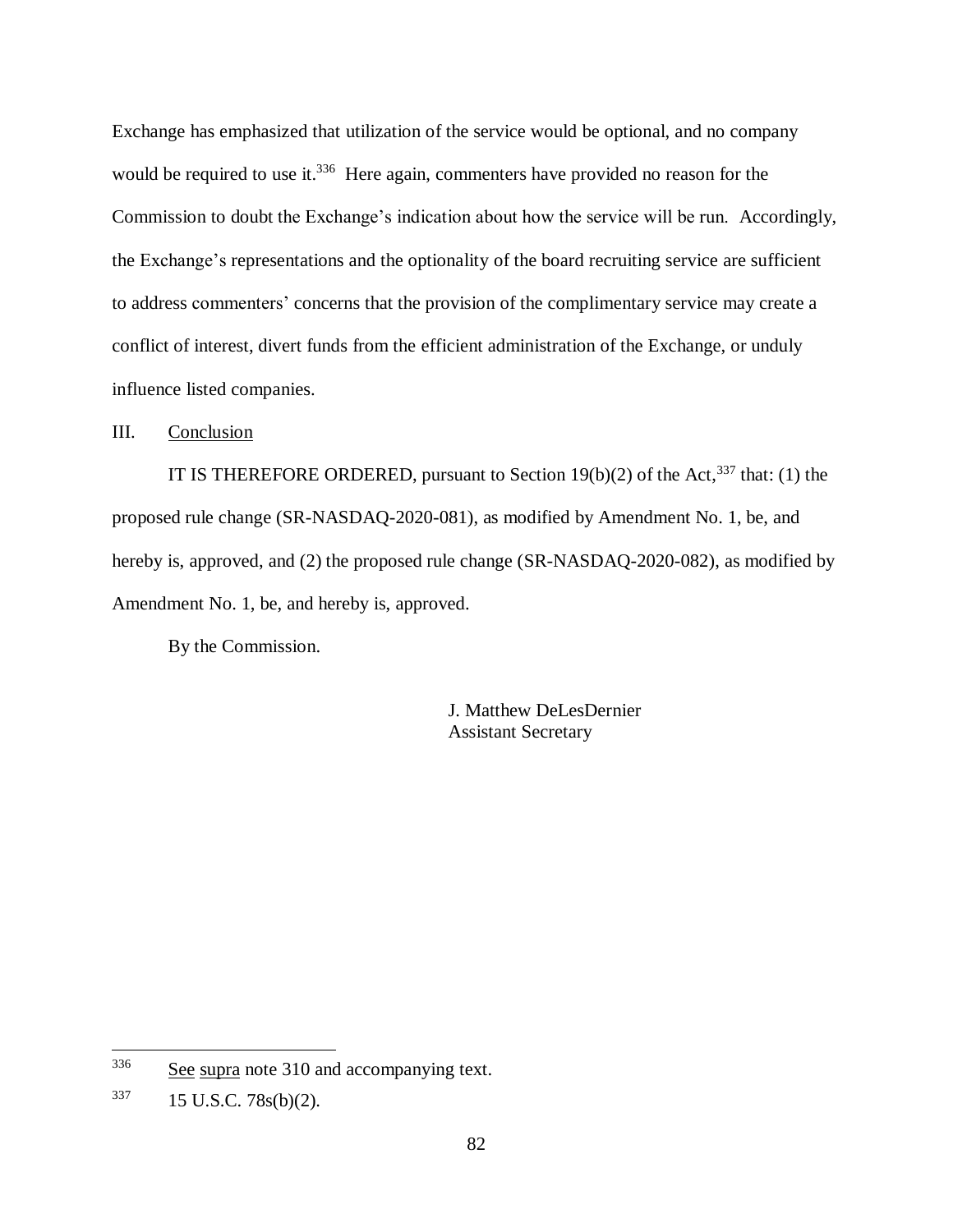Exchange has emphasized that utilization of the service would be optional, and no company would be required to use it.[336] Here again, commenters have provided no reason for the Commission to doubt the Exchange's indication about how the service will be run. Accordingly, the Exchange's representations and the optionality of the board recruiting service are sufficient to address commenters' concerns that the provision of the complimentary service may create a conflict of interest, divert funds from the efficient administration of the Exchange, or unduly influence listed companies.

## III. Conclusion

IT IS THEREFORE ORDERED, pursuant to Section 19(b)(2) of the Act,[337] that: (1) the proposed rule change (SR-NASDAQ-2020-081), as modified by Amendment No. 1, be, and hereby is, approved, and (2) the proposed rule change (SR-NASDAQ-2020-082), as modified by Amendment No. 1, be, and hereby is, approved.

By the Commission.

J. Matthew DeLesDernier
Assistant Secretary

---

[336] See supra note 310 and accompanying text.

[337] 15 U.S.C. 78s(b)(2).